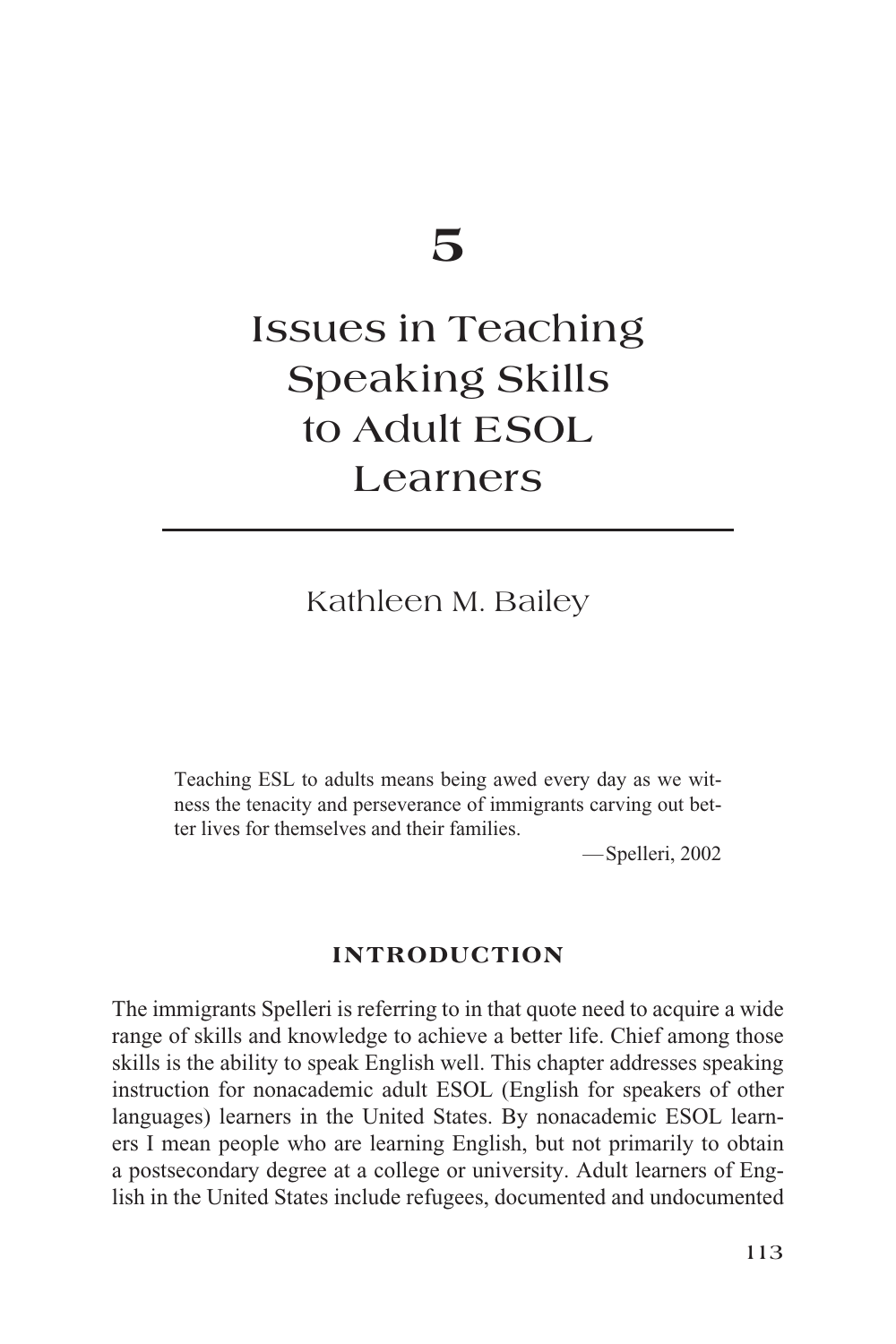# 5

# Issues in Teaching Speaking Skills to Adult ESOL Learners

Kathleen M. Bailey

> Teaching ESL to adults means being awed every day as we witness the tenacity and perseverance of immigrants carving out better lives for themselves and their families.
>
> —Spelleri, 2002

## INTRODUCTION

The immigrants Spelleri is referring to in that quote need to acquire a wide range of skills and knowledge to achieve a better life. Chief among those skills is the ability to speak English well. This chapter addresses speaking instruction for nonacademic adult ESOL (English for speakers of other languages) learners in the United States. By nonacademic ESOL learners I mean people who are learning English, but not primarily to obtain a postsecondary degree at a college or university. Adult learners of English in the United States include refugees, documented and undocumented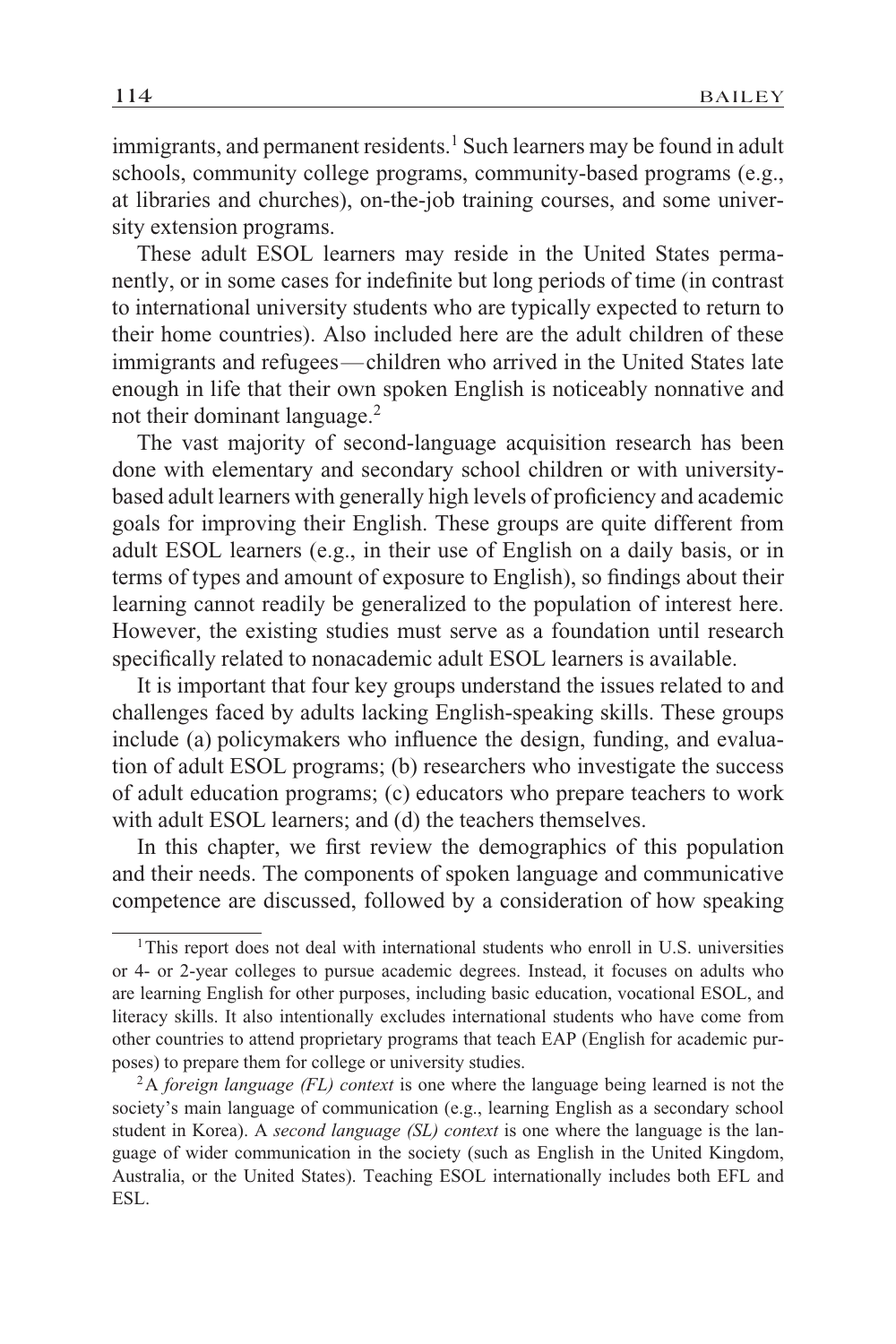immigrants, and permanent residents.[1] Such learners may be found in adult schools, community college programs, community-based programs (e.g., at libraries and churches), on-the-job training courses, and some university extension programs.

These adult ESOL learners may reside in the United States permanently, or in some cases for indefinite but long periods of time (in contrast to international university students who are typically expected to return to their home countries). Also included here are the adult children of these immigrants and refugees—children who arrived in the United States late enough in life that their own spoken English is noticeably nonnative and not their dominant language.[2]

The vast majority of second-language acquisition research has been done with elementary and secondary school children or with university-based adult learners with generally high levels of proficiency and academic goals for improving their English. These groups are quite different from adult ESOL learners (e.g., in their use of English on a daily basis, or in terms of types and amount of exposure to English), so findings about their learning cannot readily be generalized to the population of interest here. However, the existing studies must serve as a foundation until research specifically related to nonacademic adult ESOL learners is available.

It is important that four key groups understand the issues related to and challenges faced by adults lacking English-speaking skills. These groups include (a) policymakers who influence the design, funding, and evaluation of adult ESOL programs; (b) researchers who investigate the success of adult education programs; (c) educators who prepare teachers to work with adult ESOL learners; and (d) the teachers themselves.

In this chapter, we first review the demographics of this population and their needs. The components of spoken language and communicative competence are discussed, followed by a consideration of how speaking

---

[1] This report does not deal with international students who enroll in U.S. universities or 4- or 2-year colleges to pursue academic degrees. Instead, it focuses on adults who are learning English for other purposes, including basic education, vocational ESOL, and literacy skills. It also intentionally excludes international students who have come from other countries to attend proprietary programs that teach EAP (English for academic purposes) to prepare them for college or university studies.

[2] A *foreign language (FL) context* is one where the language being learned is not the society's main language of communication (e.g., learning English as a secondary school student in Korea). A *second language (SL) context* is one where the language is the language of wider communication in the society (such as English in the United Kingdom, Australia, or the United States). Teaching ESOL internationally includes both EFL and ESL.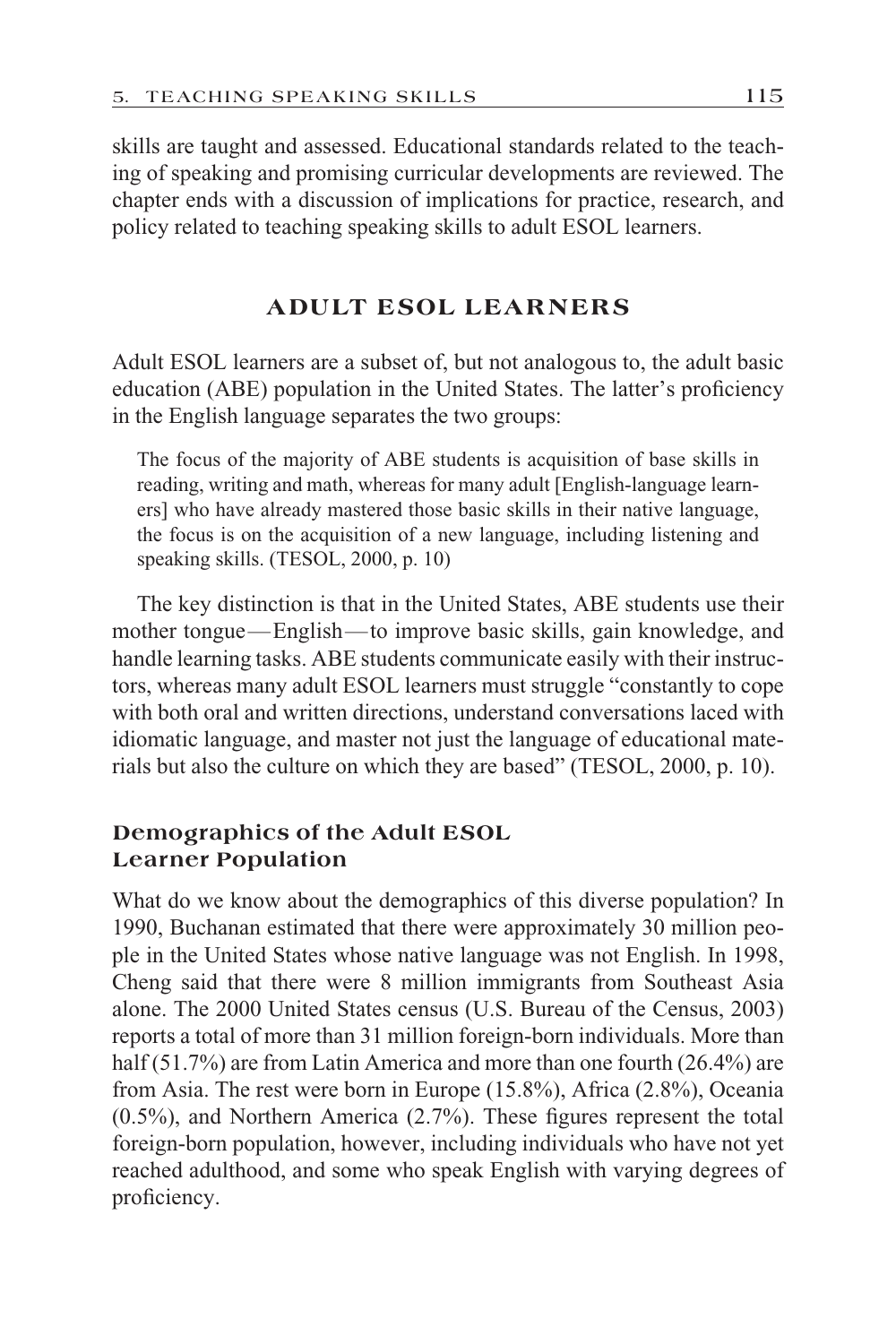skills are taught and assessed. Educational standards related to the teaching of speaking and promising curricular developments are reviewed. The chapter ends with a discussion of implications for practice, research, and policy related to teaching speaking skills to adult ESOL learners.

## ADULT ESOL LEARNERS

Adult ESOL learners are a subset of, but not analogous to, the adult basic education (ABE) population in the United States. The latter's proficiency in the English language separates the two groups:

> The focus of the majority of ABE students is acquisition of base skills in reading, writing and math, whereas for many adult [English-language learners] who have already mastered those basic skills in their native language, the focus is on the acquisition of a new language, including listening and speaking skills. (TESOL, 2000, p. 10)

The key distinction is that in the United States, ABE students use their mother tongue—English—to improve basic skills, gain knowledge, and handle learning tasks. ABE students communicate easily with their instructors, whereas many adult ESOL learners must struggle "constantly to cope with both oral and written directions, understand conversations laced with idiomatic language, and master not just the language of educational materials but also the culture on which they are based" (TESOL, 2000, p. 10).

### Demographics of the Adult ESOL Learner Population

What do we know about the demographics of this diverse population? In 1990, Buchanan estimated that there were approximately 30 million people in the United States whose native language was not English. In 1998, Cheng said that there were 8 million immigrants from Southeast Asia alone. The 2000 United States census (U.S. Bureau of the Census, 2003) reports a total of more than 31 million foreign-born individuals. More than half (51.7%) are from Latin America and more than one fourth (26.4%) are from Asia. The rest were born in Europe (15.8%), Africa (2.8%), Oceania (0.5%), and Northern America (2.7%). These figures represent the total foreign-born population, however, including individuals who have not yet reached adulthood, and some who speak English with varying degrees of proficiency.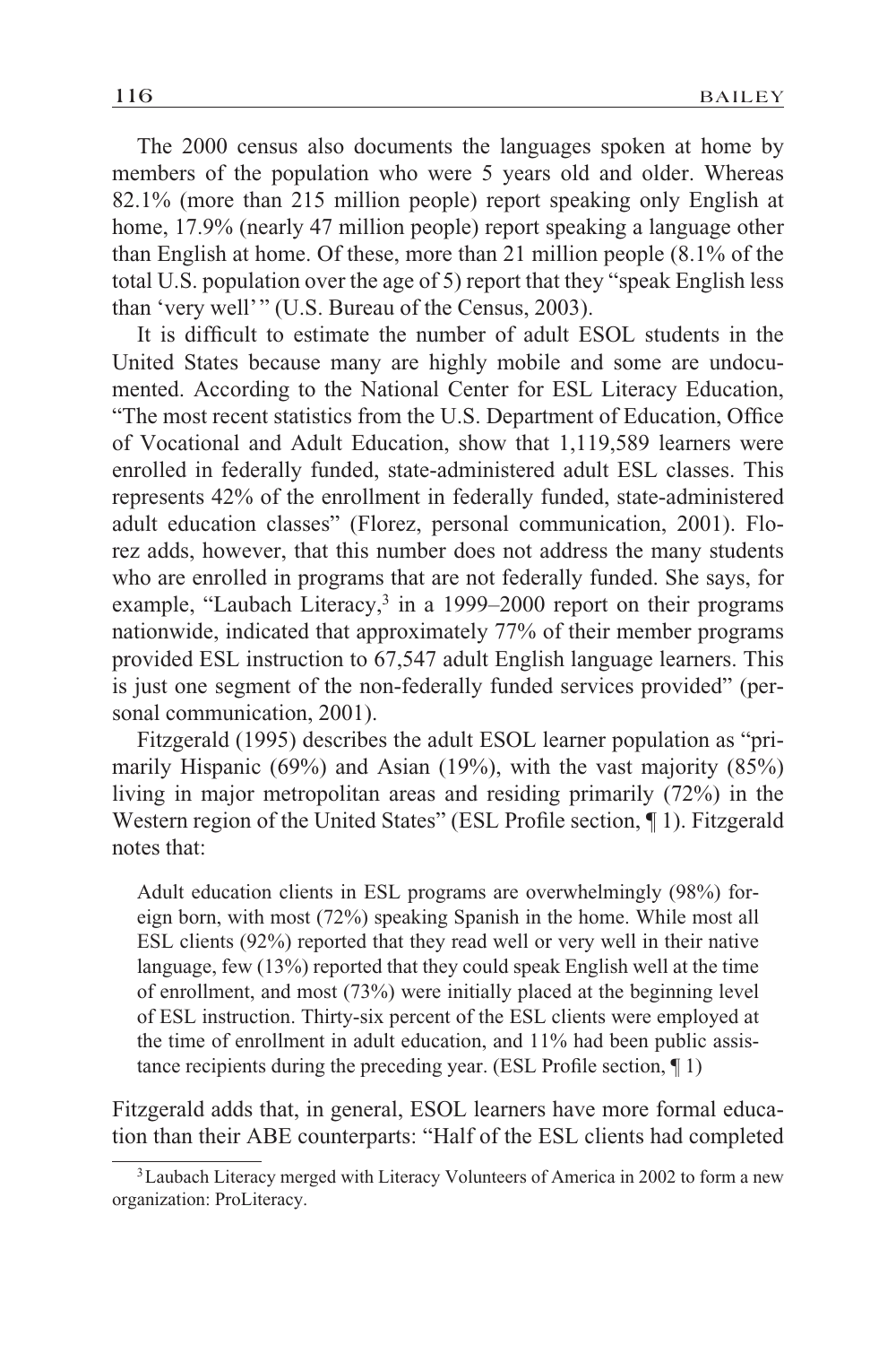The 2000 census also documents the languages spoken at home by members of the population who were 5 years old and older. Whereas 82.1% (more than 215 million people) report speaking only English at home, 17.9% (nearly 47 million people) report speaking a language other than English at home. Of these, more than 21 million people (8.1% of the total U.S. population over the age of 5) report that they "speak English less than 'very well'" (U.S. Bureau of the Census, 2003).

It is difficult to estimate the number of adult ESOL students in the United States because many are highly mobile and some are undocumented. According to the National Center for ESL Literacy Education, "The most recent statistics from the U.S. Department of Education, Office of Vocational and Adult Education, show that 1,119,589 learners were enrolled in federally funded, state-administered adult ESL classes. This represents 42% of the enrollment in federally funded, state-administered adult education classes" (Florez, personal communication, 2001). Florez adds, however, that this number does not address the many students who are enrolled in programs that are not federally funded. She says, for example, "Laubach Literacy,[3] in a 1999–2000 report on their programs nationwide, indicated that approximately 77% of their member programs provided ESL instruction to 67,547 adult English language learners. This is just one segment of the non-federally funded services provided" (personal communication, 2001).

Fitzgerald (1995) describes the adult ESOL learner population as "primarily Hispanic (69%) and Asian (19%), with the vast majority (85%) living in major metropolitan areas and residing primarily (72%) in the Western region of the United States" (ESL Profile section, ¶ 1). Fitzgerald notes that:

> Adult education clients in ESL programs are overwhelmingly (98%) foreign born, with most (72%) speaking Spanish in the home. While most all ESL clients (92%) reported that they read well or very well in their native language, few (13%) reported that they could speak English well at the time of enrollment, and most (73%) were initially placed at the beginning level of ESL instruction. Thirty-six percent of the ESL clients were employed at the time of enrollment in adult education, and 11% had been public assistance recipients during the preceding year. (ESL Profile section, ¶ 1)

Fitzgerald adds that, in general, ESOL learners have more formal education than their ABE counterparts: "Half of the ESL clients had completed

[3] Laubach Literacy merged with Literacy Volunteers of America in 2002 to form a new organization: ProLiteracy.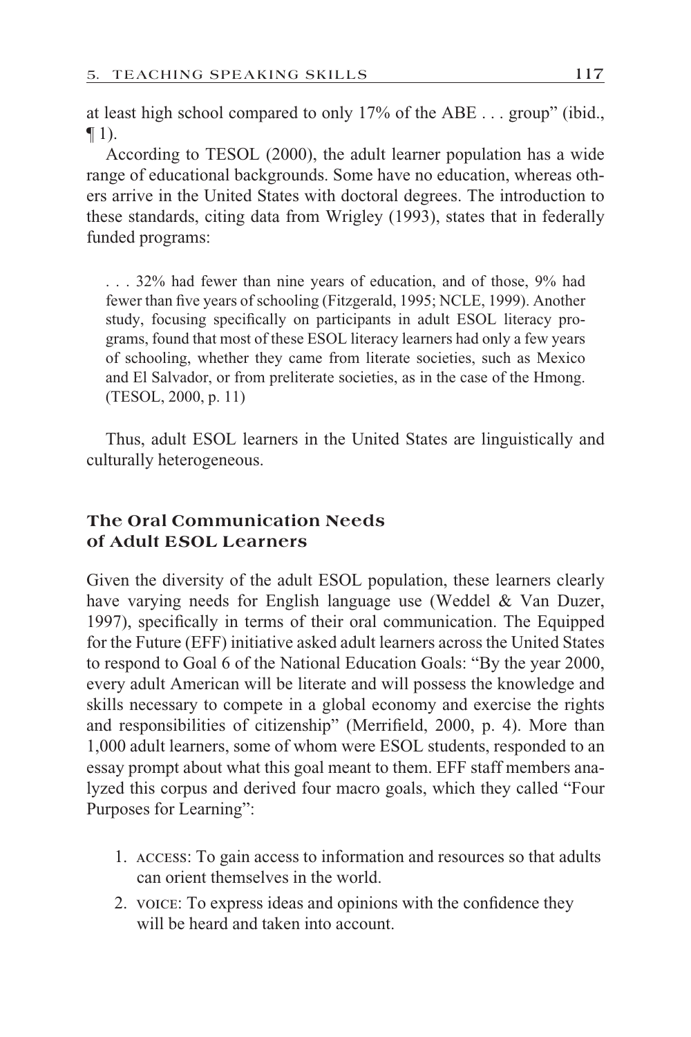at least high school compared to only 17% of the ABE . . . group" (ibid., ¶ 1).

According to TESOL (2000), the adult learner population has a wide range of educational backgrounds. Some have no education, whereas others arrive in the United States with doctoral degrees. The introduction to these standards, citing data from Wrigley (1993), states that in federally funded programs:

> . . . 32% had fewer than nine years of education, and of those, 9% had fewer than five years of schooling (Fitzgerald, 1995; NCLE, 1999). Another study, focusing specifically on participants in adult ESOL literacy programs, found that most of these ESOL literacy learners had only a few years of schooling, whether they came from literate societies, such as Mexico and El Salvador, or from preliterate societies, as in the case of the Hmong. (TESOL, 2000, p. 11)

Thus, adult ESOL learners in the United States are linguistically and culturally heterogeneous.

### The Oral Communication Needs of Adult ESOL Learners

Given the diversity of the adult ESOL population, these learners clearly have varying needs for English language use (Weddel & Van Duzer, 1997), specifically in terms of their oral communication. The Equipped for the Future (EFF) initiative asked adult learners across the United States to respond to Goal 6 of the National Education Goals: "By the year 2000, every adult American will be literate and will possess the knowledge and skills necessary to compete in a global economy and exercise the rights and responsibilities of citizenship" (Merrifield, 2000, p. 4). More than 1,000 adult learners, some of whom were ESOL students, responded to an essay prompt about what this goal meant to them. EFF staff members analyzed this corpus and derived four macro goals, which they called "Four Purposes for Learning":

1. ACCESS: To gain access to information and resources so that adults can orient themselves in the world.
2. VOICE: To express ideas and opinions with the confidence they will be heard and taken into account.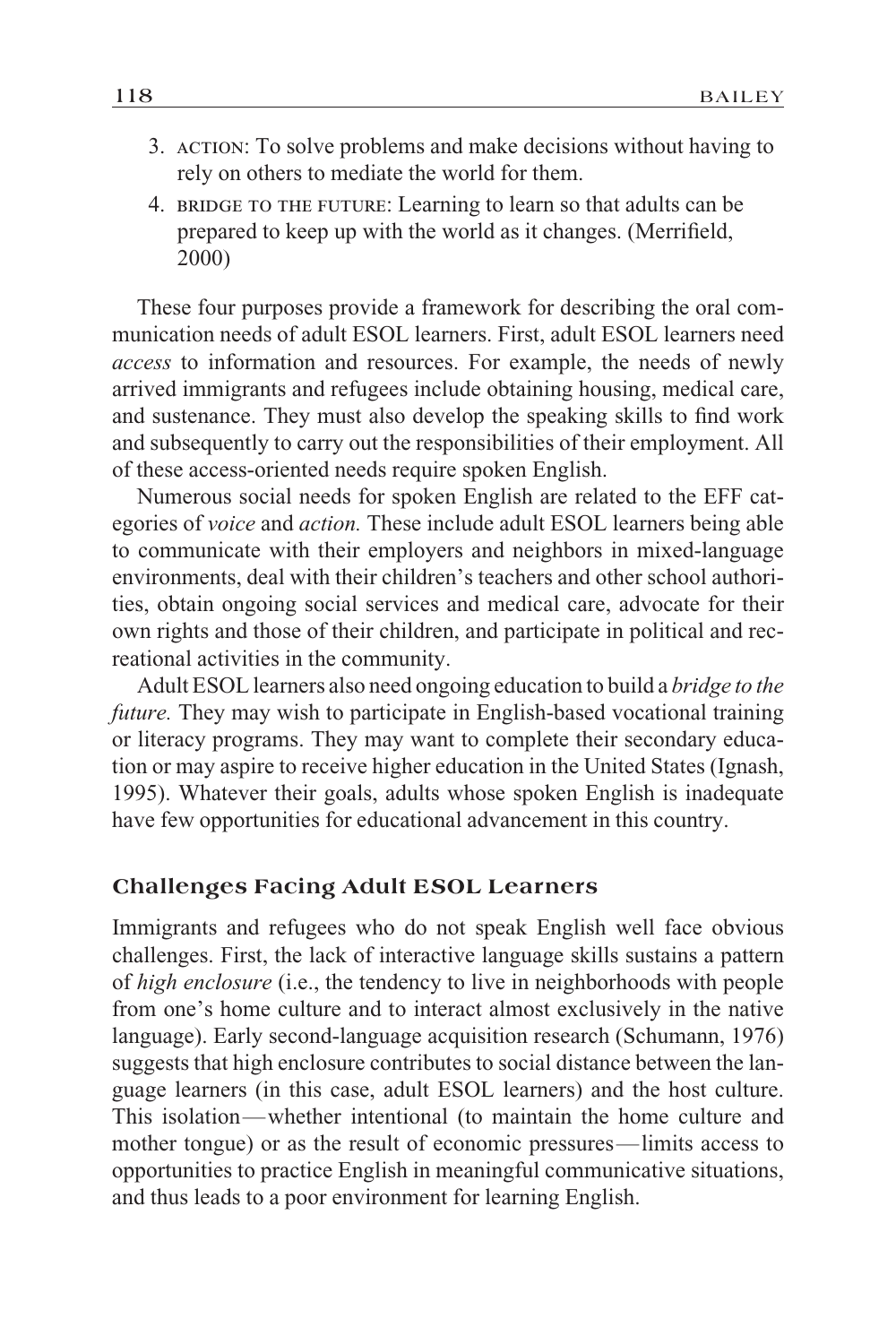3. ACTION: To solve problems and make decisions without having to rely on others to mediate the world for them.
4. BRIDGE TO THE FUTURE: Learning to learn so that adults can be prepared to keep up with the world as it changes. (Merrifield, 2000)

These four purposes provide a framework for describing the oral communication needs of adult ESOL learners. First, adult ESOL learners need *access* to information and resources. For example, the needs of newly arrived immigrants and refugees include obtaining housing, medical care, and sustenance. They must also develop the speaking skills to find work and subsequently to carry out the responsibilities of their employment. All of these access-oriented needs require spoken English.

Numerous social needs for spoken English are related to the EFF categories of *voice* and *action.* These include adult ESOL learners being able to communicate with their employers and neighbors in mixed-language environments, deal with their children's teachers and other school authorities, obtain ongoing social services and medical care, advocate for their own rights and those of their children, and participate in political and recreational activities in the community.

Adult ESOL learners also need ongoing education to build a *bridge to the future.* They may wish to participate in English-based vocational training or literacy programs. They may want to complete their secondary education or may aspire to receive higher education in the United States (Ignash, 1995). Whatever their goals, adults whose spoken English is inadequate have few opportunities for educational advancement in this country.

## Challenges Facing Adult ESOL Learners

Immigrants and refugees who do not speak English well face obvious challenges. First, the lack of interactive language skills sustains a pattern of *high enclosure* (i.e., the tendency to live in neighborhoods with people from one's home culture and to interact almost exclusively in the native language). Early second-language acquisition research (Schumann, 1976) suggests that high enclosure contributes to social distance between the language learners (in this case, adult ESOL learners) and the host culture. This isolation—whether intentional (to maintain the home culture and mother tongue) or as the result of economic pressures—limits access to opportunities to practice English in meaningful communicative situations, and thus leads to a poor environment for learning English.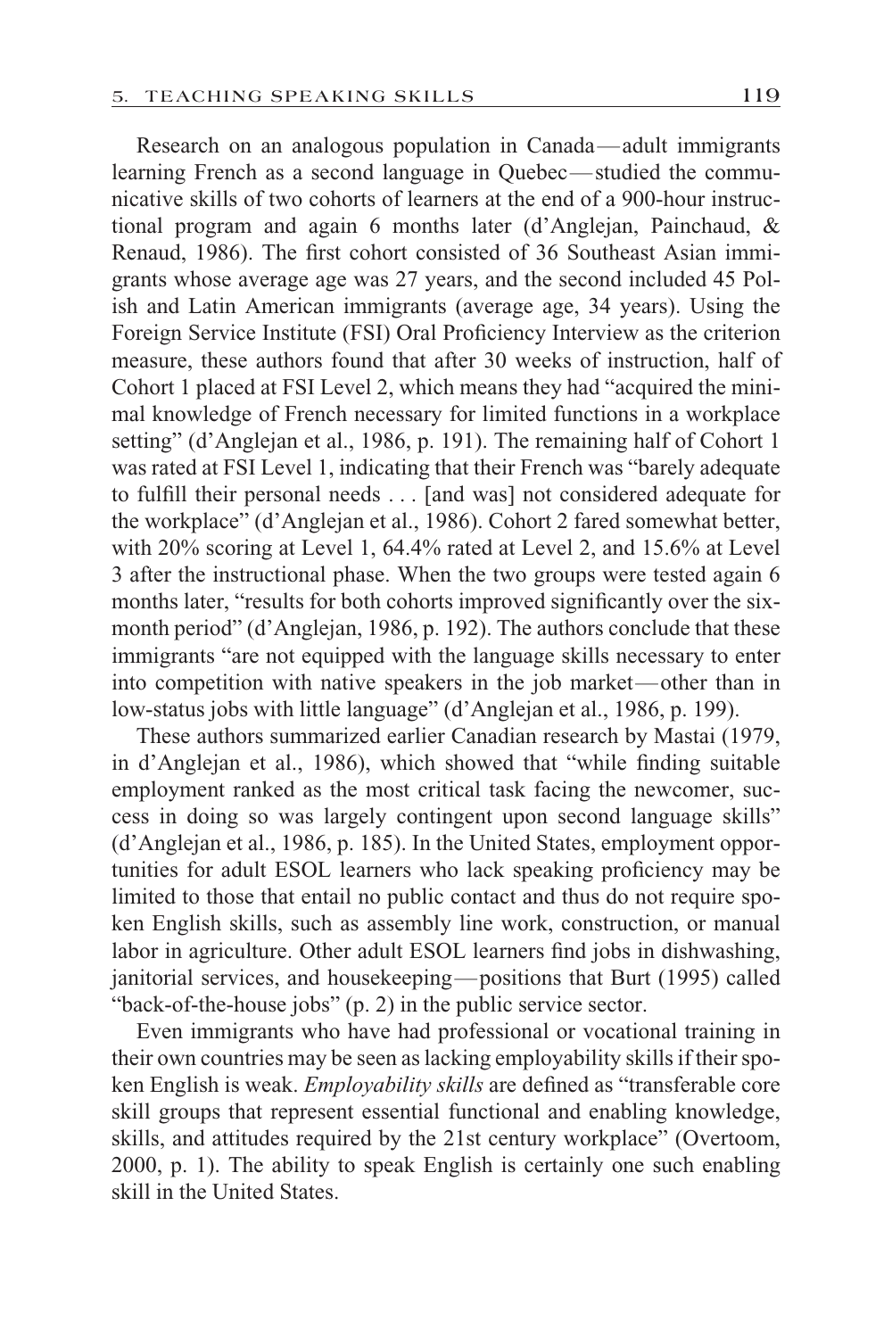Research on an analogous population in Canada—adult immigrants learning French as a second language in Quebec—studied the communicative skills of two cohorts of learners at the end of a 900-hour instructional program and again 6 months later (d'Anglejan, Painchaud, & Renaud, 1986). The first cohort consisted of 36 Southeast Asian immigrants whose average age was 27 years, and the second included 45 Polish and Latin American immigrants (average age, 34 years). Using the Foreign Service Institute (FSI) Oral Proficiency Interview as the criterion measure, these authors found that after 30 weeks of instruction, half of Cohort 1 placed at FSI Level 2, which means they had "acquired the minimal knowledge of French necessary for limited functions in a workplace setting" (d'Anglejan et al., 1986, p. 191). The remaining half of Cohort 1 was rated at FSI Level 1, indicating that their French was "barely adequate to fulfill their personal needs . . . [and was] not considered adequate for the workplace" (d'Anglejan et al., 1986). Cohort 2 fared somewhat better, with 20% scoring at Level 1, 64.4% rated at Level 2, and 15.6% at Level 3 after the instructional phase. When the two groups were tested again 6 months later, "results for both cohorts improved significantly over the six-month period" (d'Anglejan, 1986, p. 192). The authors conclude that these immigrants "are not equipped with the language skills necessary to enter into competition with native speakers in the job market—other than in low-status jobs with little language" (d'Anglejan et al., 1986, p. 199).

These authors summarized earlier Canadian research by Mastai (1979, in d'Anglejan et al., 1986), which showed that "while finding suitable employment ranked as the most critical task facing the newcomer, success in doing so was largely contingent upon second language skills" (d'Anglejan et al., 1986, p. 185). In the United States, employment opportunities for adult ESOL learners who lack speaking proficiency may be limited to those that entail no public contact and thus do not require spoken English skills, such as assembly line work, construction, or manual labor in agriculture. Other adult ESOL learners find jobs in dishwashing, janitorial services, and housekeeping—positions that Burt (1995) called "back-of-the-house jobs" (p. 2) in the public service sector.

Even immigrants who have had professional or vocational training in their own countries may be seen as lacking employability skills if their spoken English is weak. *Employability skills* are defined as "transferable core skill groups that represent essential functional and enabling knowledge, skills, and attitudes required by the 21st century workplace" (Overtoom, 2000, p. 1). The ability to speak English is certainly one such enabling skill in the United States.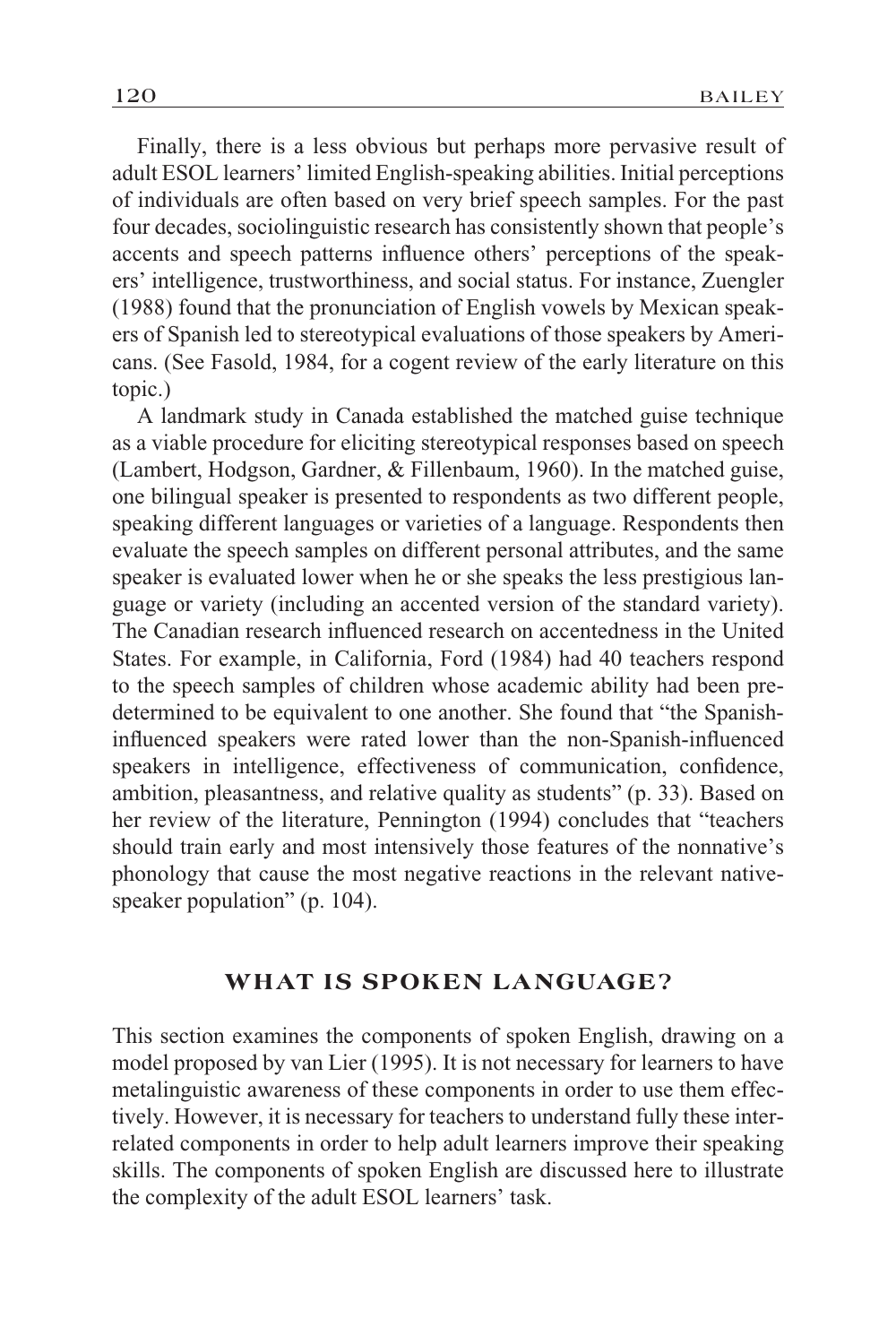Finally, there is a less obvious but perhaps more pervasive result of adult ESOL learners' limited English-speaking abilities. Initial perceptions of individuals are often based on very brief speech samples. For the past four decades, sociolinguistic research has consistently shown that people's accents and speech patterns influence others' perceptions of the speakers' intelligence, trustworthiness, and social status. For instance, Zuengler (1988) found that the pronunciation of English vowels by Mexican speakers of Spanish led to stereotypical evaluations of those speakers by Americans. (See Fasold, 1984, for a cogent review of the early literature on this topic.)

A landmark study in Canada established the matched guise technique as a viable procedure for eliciting stereotypical responses based on speech (Lambert, Hodgson, Gardner, & Fillenbaum, 1960). In the matched guise, one bilingual speaker is presented to respondents as two different people, speaking different languages or varieties of a language. Respondents then evaluate the speech samples on different personal attributes, and the same speaker is evaluated lower when he or she speaks the less prestigious language or variety (including an accented version of the standard variety). The Canadian research influenced research on accentedness in the United States. For example, in California, Ford (1984) had 40 teachers respond to the speech samples of children whose academic ability had been predetermined to be equivalent to one another. She found that "the Spanish-influenced speakers were rated lower than the non-Spanish-influenced speakers in intelligence, effectiveness of communication, confidence, ambition, pleasantness, and relative quality as students" (p. 33). Based on her review of the literature, Pennington (1994) concludes that "teachers should train early and most intensively those features of the nonnative's phonology that cause the most negative reactions in the relevant native-speaker population" (p. 104).

## WHAT IS SPOKEN LANGUAGE?

This section examines the components of spoken English, drawing on a model proposed by van Lier (1995). It is not necessary for learners to have metalinguistic awareness of these components in order to use them effectively. However, it is necessary for teachers to understand fully these interrelated components in order to help adult learners improve their speaking skills. The components of spoken English are discussed here to illustrate the complexity of the adult ESOL learners' task.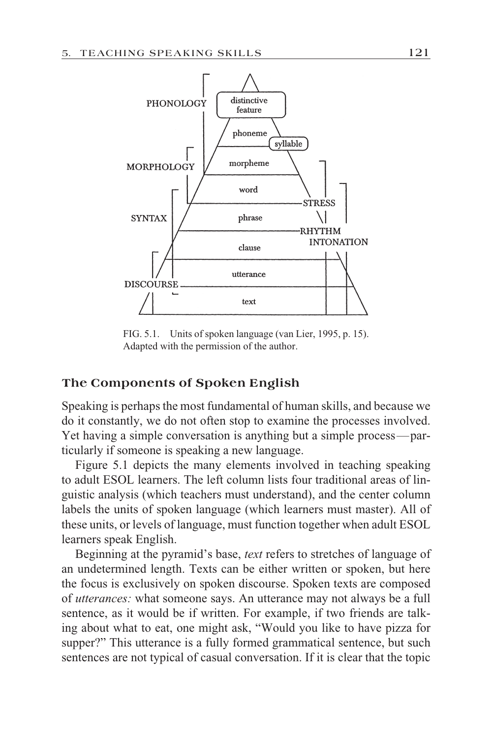FIG. 5.1. Units of spoken language (van Lier, 1995, p. 15). Adapted with the permission of the author.

## The Components of Spoken English

Speaking is perhaps the most fundamental of human skills, and because we do it constantly, we do not often stop to examine the processes involved. Yet having a simple conversation is anything but a simple process—particularly if someone is speaking a new language.

Figure 5.1 depicts the many elements involved in teaching speaking to adult ESOL learners. The left column lists four traditional areas of linguistic analysis (which teachers must understand), and the center column labels the units of spoken language (which learners must master). All of these units, or levels of language, must function together when adult ESOL learners speak English.

Beginning at the pyramid's base, *text* refers to stretches of language of an undetermined length. Texts can be either written or spoken, but here the focus is exclusively on spoken discourse. Spoken texts are composed of *utterances:* what someone says. An utterance may not always be a full sentence, as it would be if written. For example, if two friends are talking about what to eat, one might ask, "Would you like to have pizza for supper?" This utterance is a fully formed grammatical sentence, but such sentences are not typical of casual conversation. If it is clear that the topic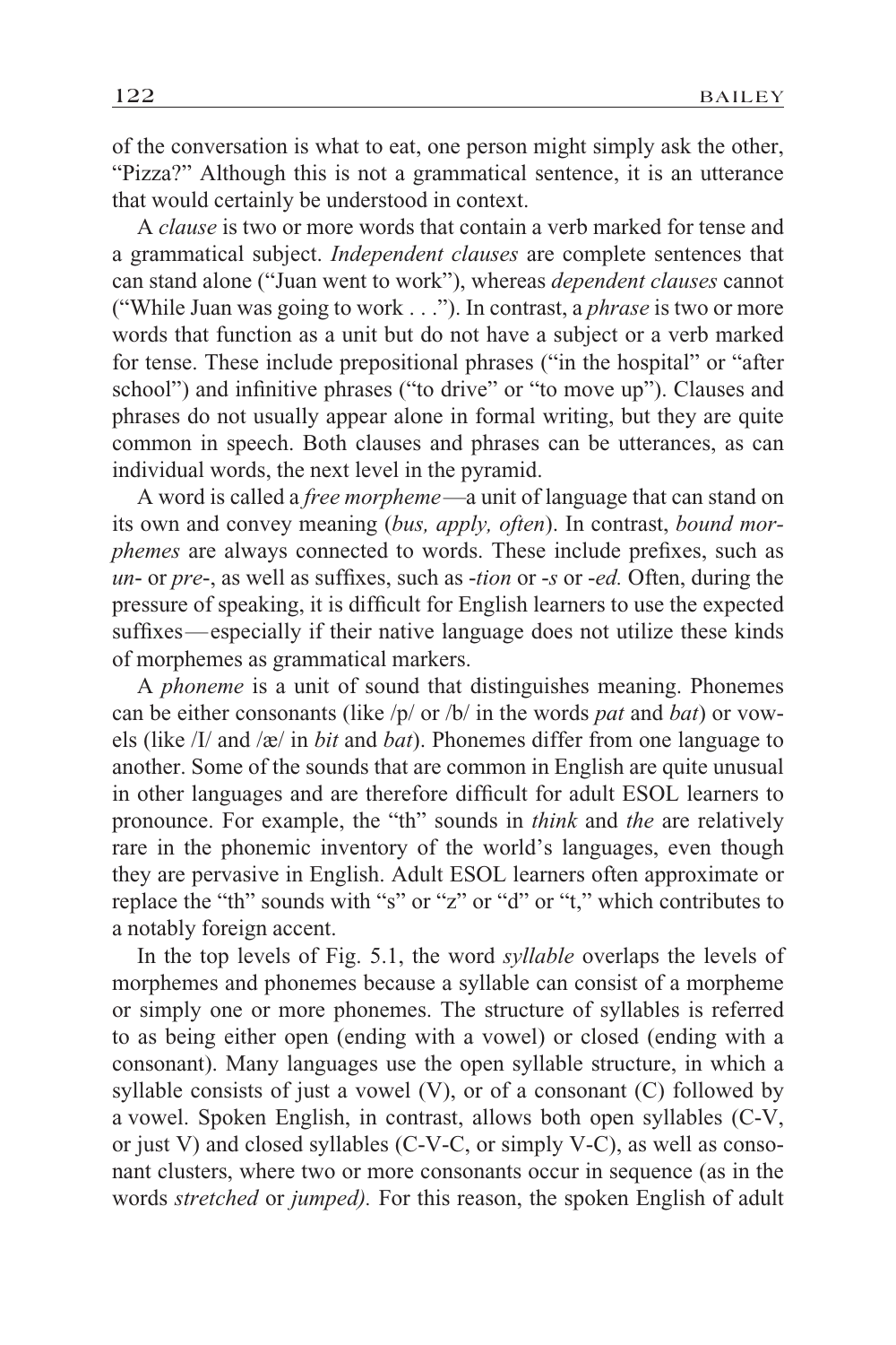of the conversation is what to eat, one person might simply ask the other, "Pizza?" Although this is not a grammatical sentence, it is an utterance that would certainly be understood in context.

A *clause* is two or more words that contain a verb marked for tense and a grammatical subject. *Independent clauses* are complete sentences that can stand alone ("Juan went to work"), whereas *dependent clauses* cannot ("While Juan was going to work . . ."). In contrast, a *phrase* is two or more words that function as a unit but do not have a subject or a verb marked for tense. These include prepositional phrases ("in the hospital" or "after school") and infinitive phrases ("to drive" or "to move up"). Clauses and phrases do not usually appear alone in formal writing, but they are quite common in speech. Both clauses and phrases can be utterances, as can individual words, the next level in the pyramid.

A word is called a *free morpheme*—a unit of language that can stand on its own and convey meaning (*bus, apply, often*). In contrast, *bound morphemes* are always connected to words. These include prefixes, such as *un-* or *pre-*, as well as suffixes, such as *-tion* or *-s* or *-ed.* Often, during the pressure of speaking, it is difficult for English learners to use the expected suffixes—especially if their native language does not utilize these kinds of morphemes as grammatical markers.

A *phoneme* is a unit of sound that distinguishes meaning. Phonemes can be either consonants (like /p/ or /b/ in the words *pat* and *bat*) or vowels (like /I/ and /æ/ in *bit* and *bat*). Phonemes differ from one language to another. Some of the sounds that are common in English are quite unusual in other languages and are therefore difficult for adult ESOL learners to pronounce. For example, the "th" sounds in *think* and *the* are relatively rare in the phonemic inventory of the world's languages, even though they are pervasive in English. Adult ESOL learners often approximate or replace the "th" sounds with "s" or "z" or "d" or "t," which contributes to a notably foreign accent.

In the top levels of Fig. 5.1, the word *syllable* overlaps the levels of morphemes and phonemes because a syllable can consist of a morpheme or simply one or more phonemes. The structure of syllables is referred to as being either open (ending with a vowel) or closed (ending with a consonant). Many languages use the open syllable structure, in which a syllable consists of just a vowel (V), or of a consonant (C) followed by a vowel. Spoken English, in contrast, allows both open syllables (C-V, or just V) and closed syllables (C-V-C, or simply V-C), as well as consonant clusters, where two or more consonants occur in sequence (as in the words *stretched* or *jumped).* For this reason, the spoken English of adult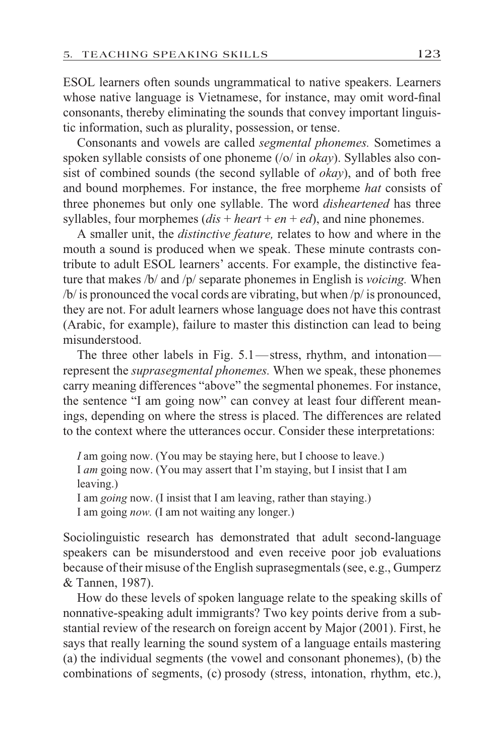ESOL learners often sounds ungrammatical to native speakers. Learners whose native language is Vietnamese, for instance, may omit word-final consonants, thereby eliminating the sounds that convey important linguistic information, such as plurality, possession, or tense.

Consonants and vowels are called *segmental phonemes.* Sometimes a spoken syllable consists of one phoneme (/o/ in *okay*). Syllables also consist of combined sounds (the second syllable of *okay*), and of both free and bound morphemes. For instance, the free morpheme *hat* consists of three phonemes but only one syllable. The word *disheartened* has three syllables, four morphemes (*dis* + *heart* + *en* + *ed*), and nine phonemes.

A smaller unit, the *distinctive feature,* relates to how and where in the mouth a sound is produced when we speak. These minute contrasts contribute to adult ESOL learners' accents. For example, the distinctive feature that makes /b/ and /p/ separate phonemes in English is *voicing.* When /b/ is pronounced the vocal cords are vibrating, but when /p/ is pronounced, they are not. For adult learners whose language does not have this contrast (Arabic, for example), failure to master this distinction can lead to being misunderstood.

The three other labels in Fig. 5.1—stress, rhythm, and intonation—represent the *suprasegmental phonemes.* When we speak, these phonemes carry meaning differences "above" the segmental phonemes. For instance, the sentence "I am going now" can convey at least four different meanings, depending on where the stress is placed. The differences are related to the context where the utterances occur. Consider these interpretations:

> *I* am going now. (You may be staying here, but I choose to leave.)
> I *am* going now. (You may assert that I'm staying, but I insist that I am leaving.)
> I am *going* now. (I insist that I am leaving, rather than staying.)
> I am going *now.* (I am not waiting any longer.)

Sociolinguistic research has demonstrated that adult second-language speakers can be misunderstood and even receive poor job evaluations because of their misuse of the English suprasegmentals (see, e.g., Gumperz & Tannen, 1987).

How do these levels of spoken language relate to the speaking skills of nonnative-speaking adult immigrants? Two key points derive from a substantial review of the research on foreign accent by Major (2001). First, he says that really learning the sound system of a language entails mastering (a) the individual segments (the vowel and consonant phonemes), (b) the combinations of segments, (c) prosody (stress, intonation, rhythm, etc.),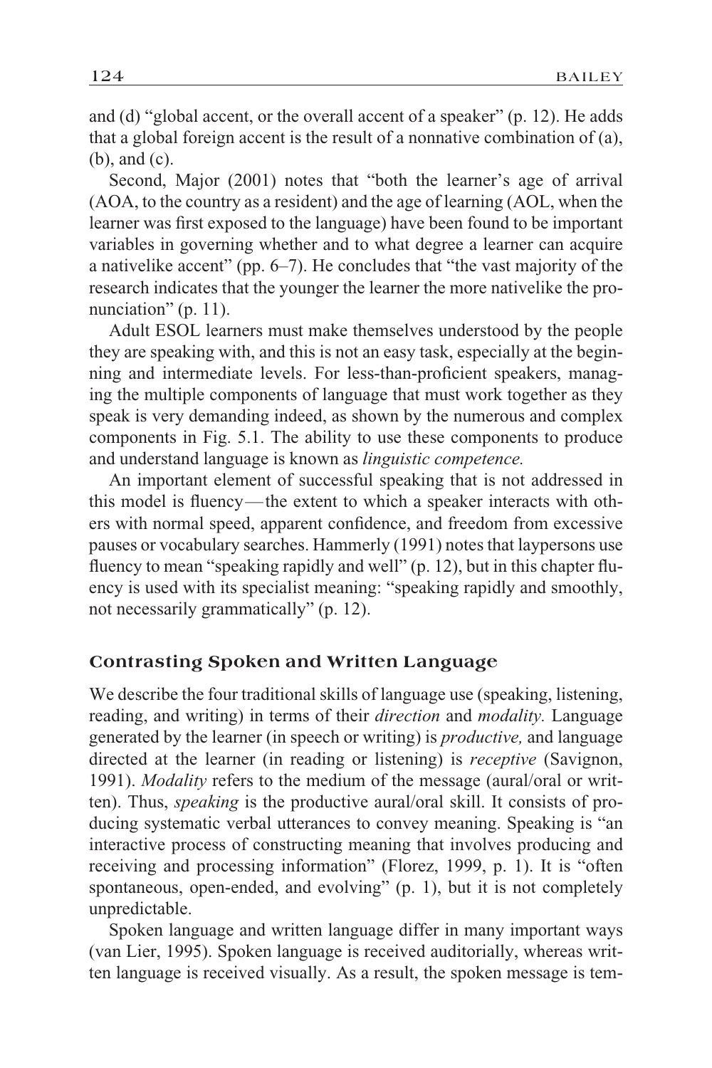and (d) "global accent, or the overall accent of a speaker" (p. 12). He adds that a global foreign accent is the result of a nonnative combination of (a), (b), and (c).

Second, Major (2001) notes that "both the learner's age of arrival (AOA, to the country as a resident) and the age of learning (AOL, when the learner was first exposed to the language) have been found to be important variables in governing whether and to what degree a learner can acquire a nativelike accent" (pp. 6–7). He concludes that "the vast majority of the research indicates that the younger the learner the more nativelike the pronunciation" (p. 11).

Adult ESOL learners must make themselves understood by the people they are speaking with, and this is not an easy task, especially at the beginning and intermediate levels. For less-than-proficient speakers, managing the multiple components of language that must work together as they speak is very demanding indeed, as shown by the numerous and complex components in Fig. 5.1. The ability to use these components to produce and understand language is known as *linguistic competence.*

An important element of successful speaking that is not addressed in this model is fluency—the extent to which a speaker interacts with others with normal speed, apparent confidence, and freedom from excessive pauses or vocabulary searches. Hammerly (1991) notes that laypersons use fluency to mean "speaking rapidly and well" (p. 12), but in this chapter fluency is used with its specialist meaning: "speaking rapidly and smoothly, not necessarily grammatically" (p. 12).

## Contrasting Spoken and Written Language

We describe the four traditional skills of language use (speaking, listening, reading, and writing) in terms of their *direction* and *modality.* Language generated by the learner (in speech or writing) is *productive,* and language directed at the learner (in reading or listening) is *receptive* (Savignon, 1991). *Modality* refers to the medium of the message (aural/oral or written). Thus, *speaking* is the productive aural/oral skill. It consists of producing systematic verbal utterances to convey meaning. Speaking is "an interactive process of constructing meaning that involves producing and receiving and processing information" (Florez, 1999, p. 1). It is "often spontaneous, open-ended, and evolving" (p. 1), but it is not completely unpredictable.

Spoken language and written language differ in many important ways (van Lier, 1995). Spoken language is received auditorially, whereas written language is received visually. As a result, the spoken message is tem-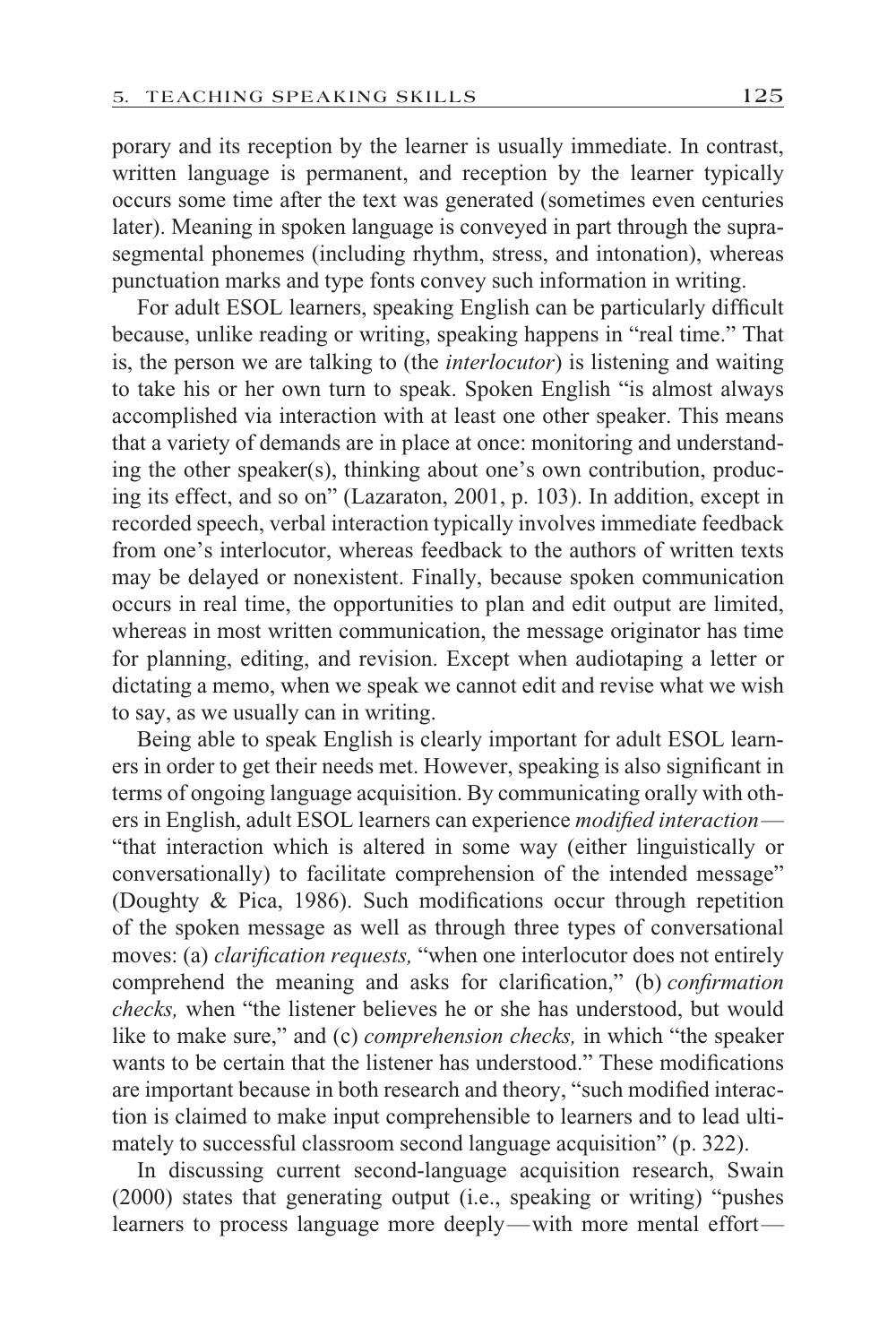porary and its reception by the learner is usually immediate. In contrast, written language is permanent, and reception by the learner typically occurs some time after the text was generated (sometimes even centuries later). Meaning in spoken language is conveyed in part through the suprasegmental phonemes (including rhythm, stress, and intonation), whereas punctuation marks and type fonts convey such information in writing.

For adult ESOL learners, speaking English can be particularly difficult because, unlike reading or writing, speaking happens in "real time." That is, the person we are talking to (the *interlocutor*) is listening and waiting to take his or her own turn to speak. Spoken English "is almost always accomplished via interaction with at least one other speaker. This means that a variety of demands are in place at once: monitoring and understanding the other speaker(s), thinking about one's own contribution, producing its effect, and so on" (Lazaraton, 2001, p. 103). In addition, except in recorded speech, verbal interaction typically involves immediate feedback from one's interlocutor, whereas feedback to the authors of written texts may be delayed or nonexistent. Finally, because spoken communication occurs in real time, the opportunities to plan and edit output are limited, whereas in most written communication, the message originator has time for planning, editing, and revision. Except when audiotaping a letter or dictating a memo, when we speak we cannot edit and revise what we wish to say, as we usually can in writing.

Being able to speak English is clearly important for adult ESOL learners in order to get their needs met. However, speaking is also significant in terms of ongoing language acquisition. By communicating orally with others in English, adult ESOL learners can experience *modified interaction*—"that interaction which is altered in some way (either linguistically or conversationally) to facilitate comprehension of the intended message" (Doughty & Pica, 1986). Such modifications occur through repetition of the spoken message as well as through three types of conversational moves: (a) *clarification requests,* "when one interlocutor does not entirely comprehend the meaning and asks for clarification," (b) *confirmation checks,* when "the listener believes he or she has understood, but would like to make sure," and (c) *comprehension checks,* in which "the speaker wants to be certain that the listener has understood." These modifications are important because in both research and theory, "such modified interaction is claimed to make input comprehensible to learners and to lead ultimately to successful classroom second language acquisition" (p. 322).

In discussing current second-language acquisition research, Swain (2000) states that generating output (i.e., speaking or writing) "pushes learners to process language more deeply—with more mental effort—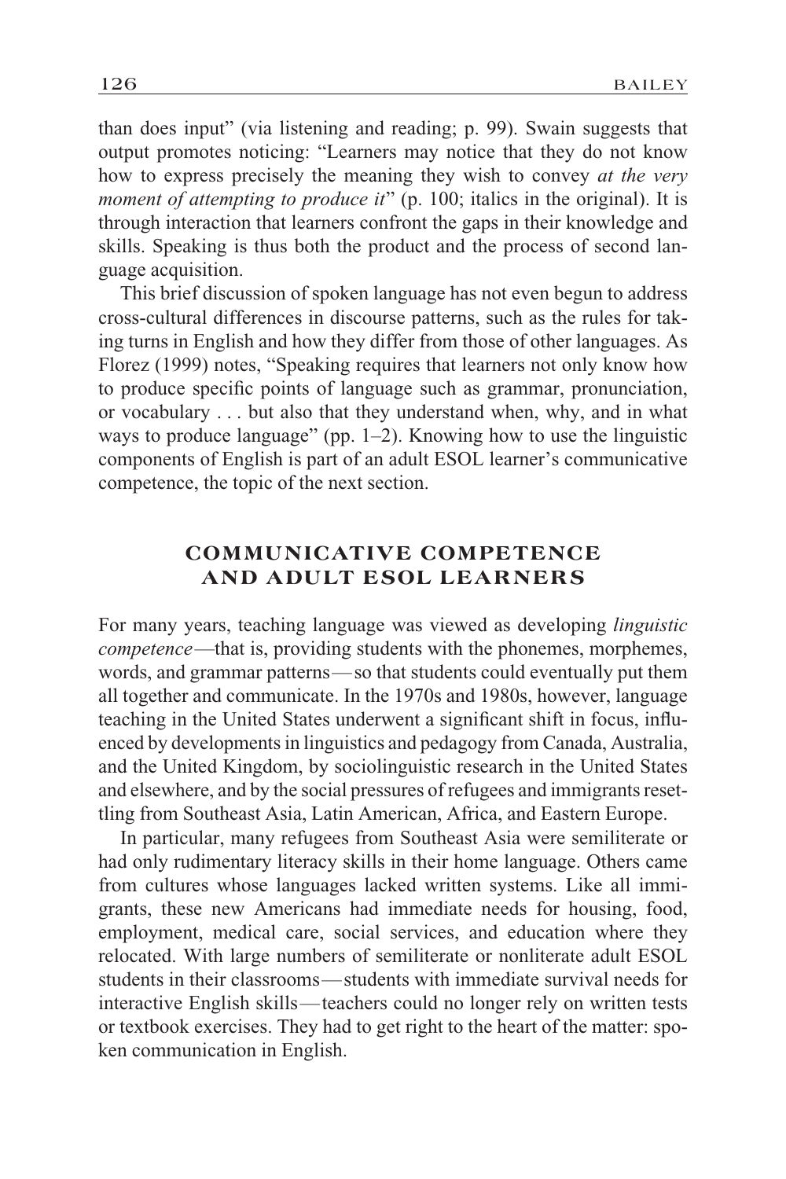than does input" (via listening and reading; p. 99). Swain suggests that output promotes noticing: "Learners may notice that they do not know how to express precisely the meaning they wish to convey *at the very moment of attempting to produce it*" (p. 100; italics in the original). It is through interaction that learners confront the gaps in their knowledge and skills. Speaking is thus both the product and the process of second language acquisition.

This brief discussion of spoken language has not even begun to address cross-cultural differences in discourse patterns, such as the rules for taking turns in English and how they differ from those of other languages. As Florez (1999) notes, "Speaking requires that learners not only know how to produce specific points of language such as grammar, pronunciation, or vocabulary . . . but also that they understand when, why, and in what ways to produce language" (pp. 1–2). Knowing how to use the linguistic components of English is part of an adult ESOL learner's communicative competence, the topic of the next section.

## COMMUNICATIVE COMPETENCE AND ADULT ESOL LEARNERS

For many years, teaching language was viewed as developing *linguistic competence*—that is, providing students with the phonemes, morphemes, words, and grammar patterns—so that students could eventually put them all together and communicate. In the 1970s and 1980s, however, language teaching in the United States underwent a significant shift in focus, influenced by developments in linguistics and pedagogy from Canada, Australia, and the United Kingdom, by sociolinguistic research in the United States and elsewhere, and by the social pressures of refugees and immigrants resettling from Southeast Asia, Latin American, Africa, and Eastern Europe.

In particular, many refugees from Southeast Asia were semiliterate or had only rudimentary literacy skills in their home language. Others came from cultures whose languages lacked written systems. Like all immigrants, these new Americans had immediate needs for housing, food, employment, medical care, social services, and education where they relocated. With large numbers of semiliterate or nonliterate adult ESOL students in their classrooms—students with immediate survival needs for interactive English skills—teachers could no longer rely on written tests or textbook exercises. They had to get right to the heart of the matter: spoken communication in English.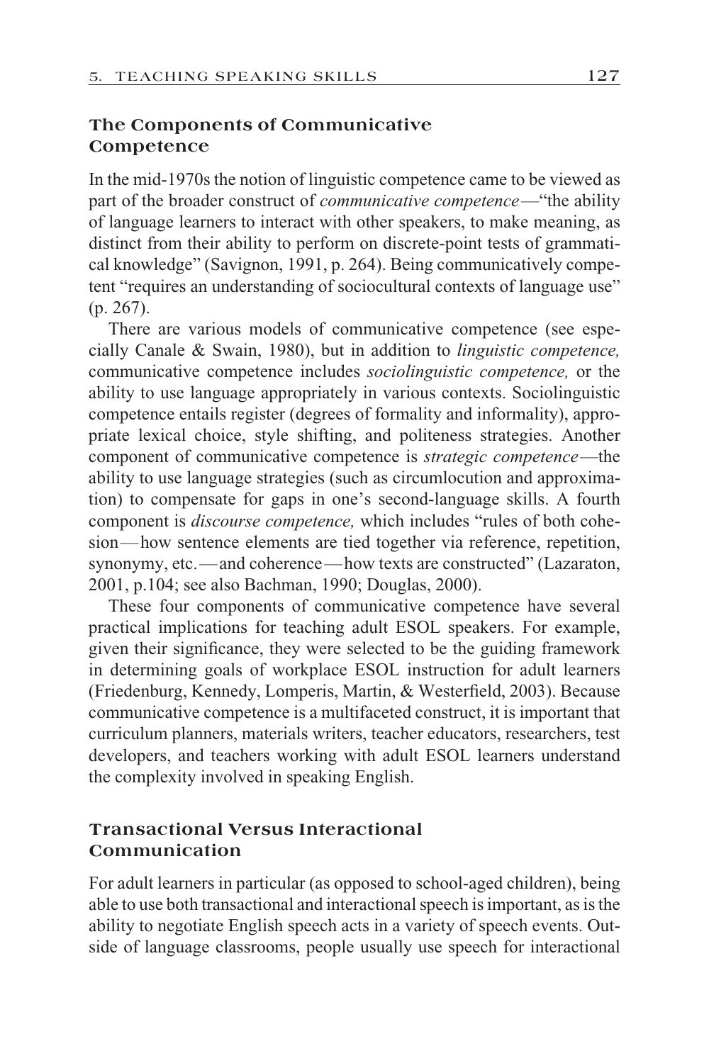## The Components of Communicative Competence

In the mid-1970s the notion of linguistic competence came to be viewed as part of the broader construct of *communicative competence*—"the ability of language learners to interact with other speakers, to make meaning, as distinct from their ability to perform on discrete-point tests of grammatical knowledge" (Savignon, 1991, p. 264). Being communicatively competent "requires an understanding of sociocultural contexts of language use" (p. 267).

There are various models of communicative competence (see especially Canale & Swain, 1980), but in addition to *linguistic competence,* communicative competence includes *sociolinguistic competence,* or the ability to use language appropriately in various contexts. Sociolinguistic competence entails register (degrees of formality and informality), appropriate lexical choice, style shifting, and politeness strategies. Another component of communicative competence is *strategic competence*—the ability to use language strategies (such as circumlocution and approximation) to compensate for gaps in one's second-language skills. A fourth component is *discourse competence,* which includes "rules of both cohesion—how sentence elements are tied together via reference, repetition, synonymy, etc.—and coherence—how texts are constructed" (Lazaraton, 2001, p.104; see also Bachman, 1990; Douglas, 2000).

These four components of communicative competence have several practical implications for teaching adult ESOL speakers. For example, given their significance, they were selected to be the guiding framework in determining goals of workplace ESOL instruction for adult learners (Friedenburg, Kennedy, Lomperis, Martin, & Westerfield, 2003). Because communicative competence is a multifaceted construct, it is important that curriculum planners, materials writers, teacher educators, researchers, test developers, and teachers working with adult ESOL learners understand the complexity involved in speaking English.

## Transactional Versus Interactional Communication

For adult learners in particular (as opposed to school-aged children), being able to use both transactional and interactional speech is important, as is the ability to negotiate English speech acts in a variety of speech events. Outside of language classrooms, people usually use speech for interactional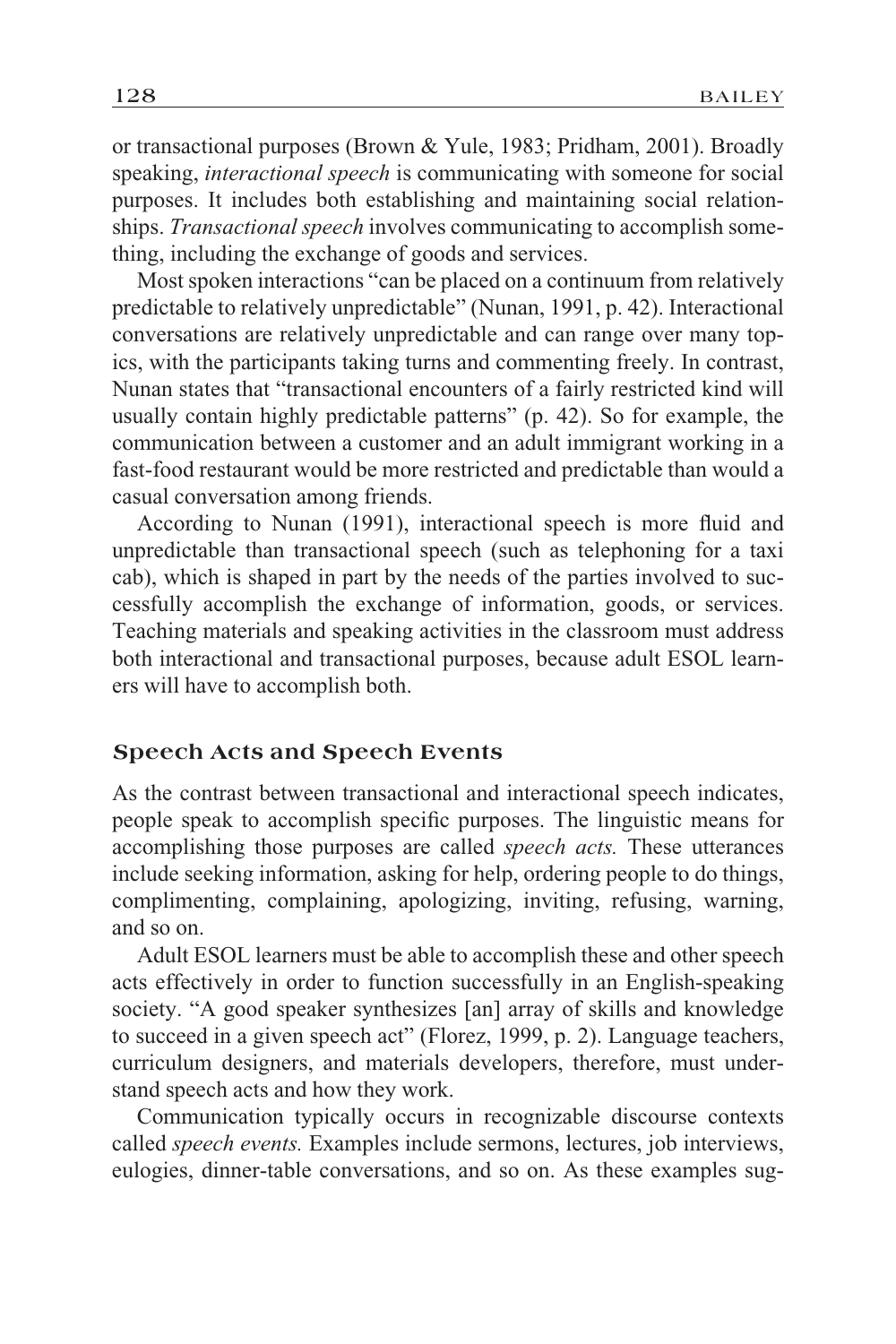or transactional purposes (Brown & Yule, 1983; Pridham, 2001). Broadly speaking, *interactional speech* is communicating with someone for social purposes. It includes both establishing and maintaining social relationships. *Transactional speech* involves communicating to accomplish something, including the exchange of goods and services.

Most spoken interactions "can be placed on a continuum from relatively predictable to relatively unpredictable" (Nunan, 1991, p. 42). Interactional conversations are relatively unpredictable and can range over many topics, with the participants taking turns and commenting freely. In contrast, Nunan states that "transactional encounters of a fairly restricted kind will usually contain highly predictable patterns" (p. 42). So for example, the communication between a customer and an adult immigrant working in a fast-food restaurant would be more restricted and predictable than would a casual conversation among friends.

According to Nunan (1991), interactional speech is more fluid and unpredictable than transactional speech (such as telephoning for a taxi cab), which is shaped in part by the needs of the parties involved to successfully accomplish the exchange of information, goods, or services. Teaching materials and speaking activities in the classroom must address both interactional and transactional purposes, because adult ESOL learners will have to accomplish both.

### Speech Acts and Speech Events

As the contrast between transactional and interactional speech indicates, people speak to accomplish specific purposes. The linguistic means for accomplishing those purposes are called *speech acts.* These utterances include seeking information, asking for help, ordering people to do things, complimenting, complaining, apologizing, inviting, refusing, warning, and so on.

Adult ESOL learners must be able to accomplish these and other speech acts effectively in order to function successfully in an English-speaking society. "A good speaker synthesizes [an] array of skills and knowledge to succeed in a given speech act" (Florez, 1999, p. 2). Language teachers, curriculum designers, and materials developers, therefore, must understand speech acts and how they work.

Communication typically occurs in recognizable discourse contexts called *speech events.* Examples include sermons, lectures, job interviews, eulogies, dinner-table conversations, and so on. As these examples sug-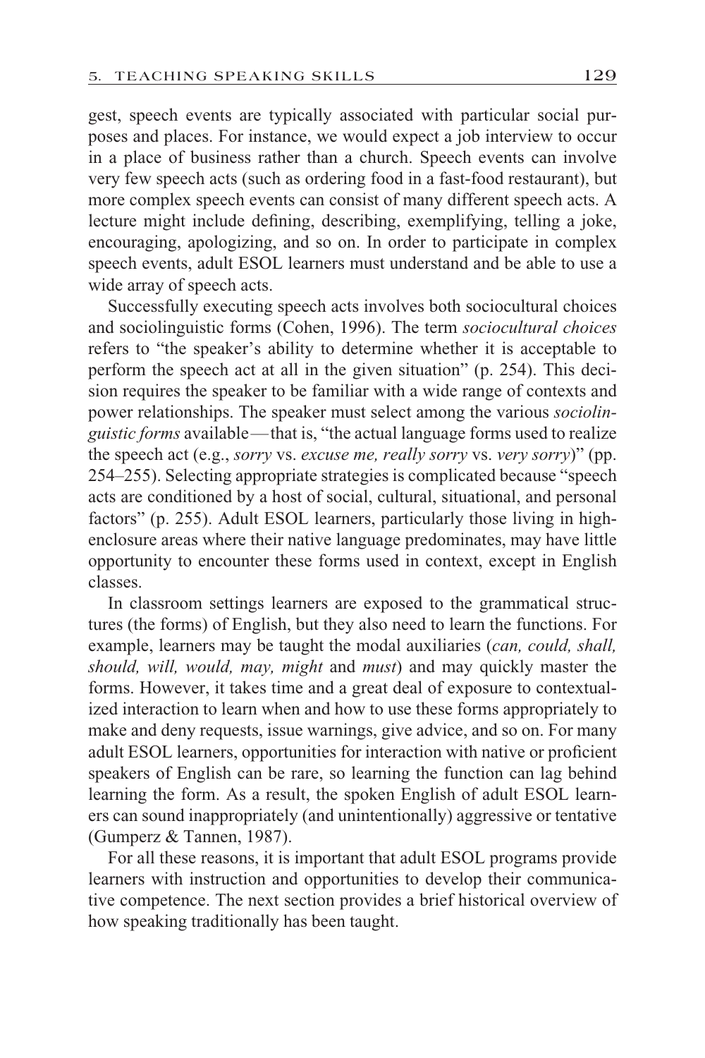gest, speech events are typically associated with particular social purposes and places. For instance, we would expect a job interview to occur in a place of business rather than a church. Speech events can involve very few speech acts (such as ordering food in a fast-food restaurant), but more complex speech events can consist of many different speech acts. A lecture might include defining, describing, exemplifying, telling a joke, encouraging, apologizing, and so on. In order to participate in complex speech events, adult ESOL learners must understand and be able to use a wide array of speech acts.

Successfully executing speech acts involves both sociocultural choices and sociolinguistic forms (Cohen, 1996). The term *sociocultural choices* refers to "the speaker's ability to determine whether it is acceptable to perform the speech act at all in the given situation" (p. 254). This decision requires the speaker to be familiar with a wide range of contexts and power relationships. The speaker must select among the various *sociolinguistic forms* available—that is, "the actual language forms used to realize the speech act (e.g., *sorry* vs. *excuse me, really sorry* vs. *very sorry*)" (pp. 254–255). Selecting appropriate strategies is complicated because "speech acts are conditioned by a host of social, cultural, situational, and personal factors" (p. 255). Adult ESOL learners, particularly those living in high-enclosure areas where their native language predominates, may have little opportunity to encounter these forms used in context, except in English classes.

In classroom settings learners are exposed to the grammatical structures (the forms) of English, but they also need to learn the functions. For example, learners may be taught the modal auxiliaries (*can, could, shall, should, will, would, may, might* and *must*) and may quickly master the forms. However, it takes time and a great deal of exposure to contextualized interaction to learn when and how to use these forms appropriately to make and deny requests, issue warnings, give advice, and so on. For many adult ESOL learners, opportunities for interaction with native or proficient speakers of English can be rare, so learning the function can lag behind learning the form. As a result, the spoken English of adult ESOL learners can sound inappropriately (and unintentionally) aggressive or tentative (Gumperz & Tannen, 1987).

For all these reasons, it is important that adult ESOL programs provide learners with instruction and opportunities to develop their communicative competence. The next section provides a brief historical overview of how speaking traditionally has been taught.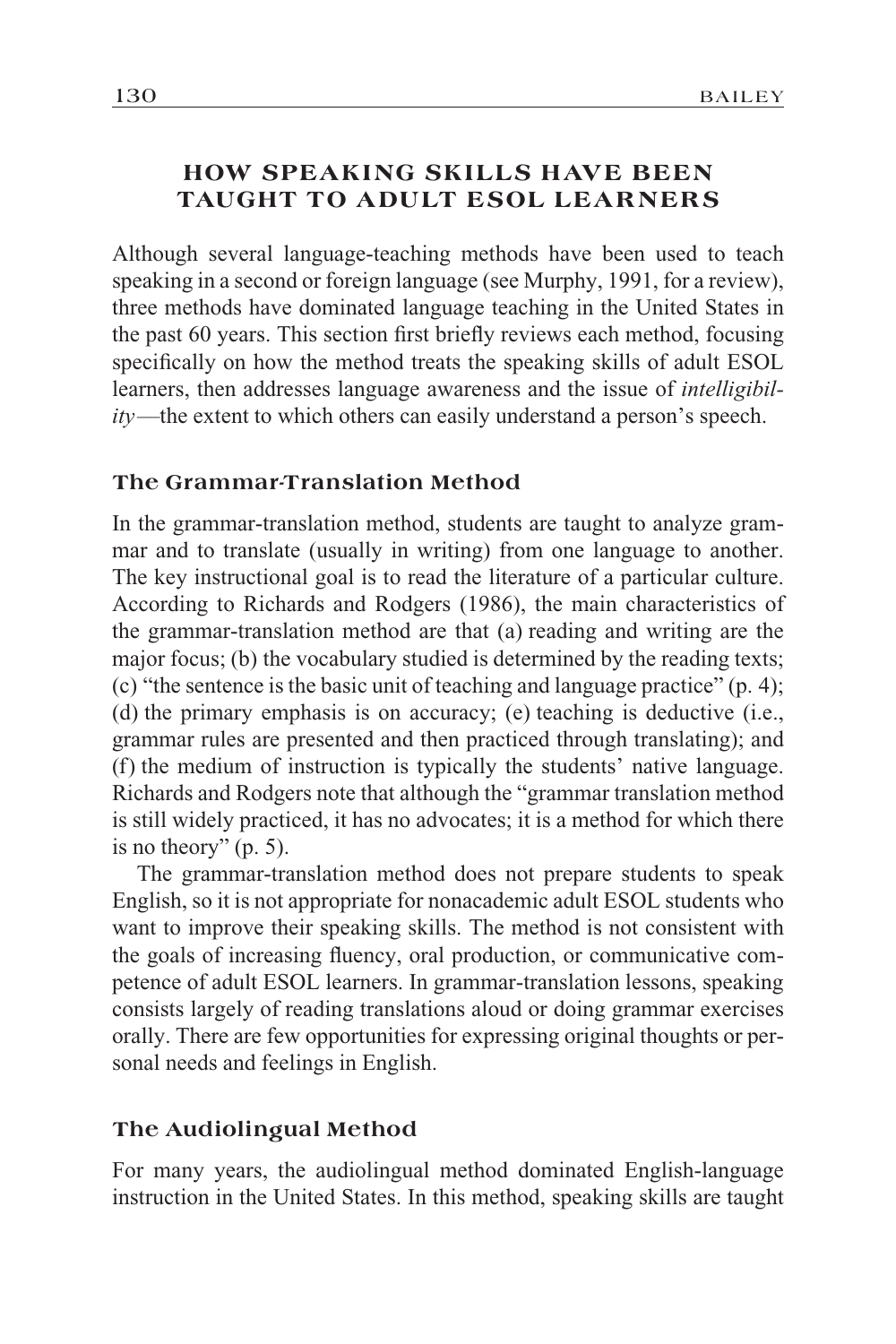## HOW SPEAKING SKILLS HAVE BEEN TAUGHT TO ADULT ESOL LEARNERS

Although several language-teaching methods have been used to teach speaking in a second or foreign language (see Murphy, 1991, for a review), three methods have dominated language teaching in the United States in the past 60 years. This section first briefly reviews each method, focusing specifically on how the method treats the speaking skills of adult ESOL learners, then addresses language awareness and the issue of *intelligibility*—the extent to which others can easily understand a person's speech.

### The Grammar-Translation Method

In the grammar-translation method, students are taught to analyze grammar and to translate (usually in writing) from one language to another. The key instructional goal is to read the literature of a particular culture. According to Richards and Rodgers (1986), the main characteristics of the grammar-translation method are that (a) reading and writing are the major focus; (b) the vocabulary studied is determined by the reading texts; (c) "the sentence is the basic unit of teaching and language practice" (p. 4); (d) the primary emphasis is on accuracy; (e) teaching is deductive (i.e., grammar rules are presented and then practiced through translating); and (f) the medium of instruction is typically the students' native language. Richards and Rodgers note that although the "grammar translation method is still widely practiced, it has no advocates; it is a method for which there is no theory" (p. 5).

The grammar-translation method does not prepare students to speak English, so it is not appropriate for nonacademic adult ESOL students who want to improve their speaking skills. The method is not consistent with the goals of increasing fluency, oral production, or communicative competence of adult ESOL learners. In grammar-translation lessons, speaking consists largely of reading translations aloud or doing grammar exercises orally. There are few opportunities for expressing original thoughts or personal needs and feelings in English.

### The Audiolingual Method

For many years, the audiolingual method dominated English-language instruction in the United States. In this method, speaking skills are taught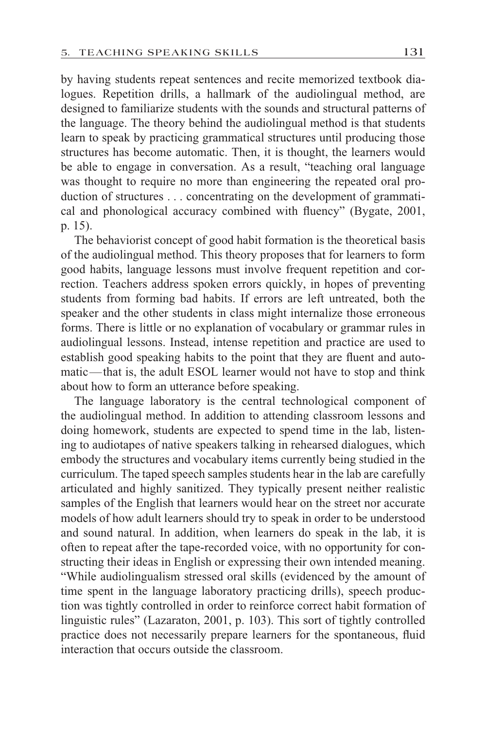by having students repeat sentences and recite memorized textbook dialogues. Repetition drills, a hallmark of the audiolingual method, are designed to familiarize students with the sounds and structural patterns of the language. The theory behind the audiolingual method is that students learn to speak by practicing grammatical structures until producing those structures has become automatic. Then, it is thought, the learners would be able to engage in conversation. As a result, "teaching oral language was thought to require no more than engineering the repeated oral production of structures . . . concentrating on the development of grammatical and phonological accuracy combined with fluency" (Bygate, 2001, p. 15).

The behaviorist concept of good habit formation is the theoretical basis of the audiolingual method. This theory proposes that for learners to form good habits, language lessons must involve frequent repetition and correction. Teachers address spoken errors quickly, in hopes of preventing students from forming bad habits. If errors are left untreated, both the speaker and the other students in class might internalize those erroneous forms. There is little or no explanation of vocabulary or grammar rules in audiolingual lessons. Instead, intense repetition and practice are used to establish good speaking habits to the point that they are fluent and automatic—that is, the adult ESOL learner would not have to stop and think about how to form an utterance before speaking.

The language laboratory is the central technological component of the audiolingual method. In addition to attending classroom lessons and doing homework, students are expected to spend time in the lab, listening to audiotapes of native speakers talking in rehearsed dialogues, which embody the structures and vocabulary items currently being studied in the curriculum. The taped speech samples students hear in the lab are carefully articulated and highly sanitized. They typically present neither realistic samples of the English that learners would hear on the street nor accurate models of how adult learners should try to speak in order to be understood and sound natural. In addition, when learners do speak in the lab, it is often to repeat after the tape-recorded voice, with no opportunity for constructing their ideas in English or expressing their own intended meaning. "While audiolingualism stressed oral skills (evidenced by the amount of time spent in the language laboratory practicing drills), speech production was tightly controlled in order to reinforce correct habit formation of linguistic rules" (Lazaraton, 2001, p. 103). This sort of tightly controlled practice does not necessarily prepare learners for the spontaneous, fluid interaction that occurs outside the classroom.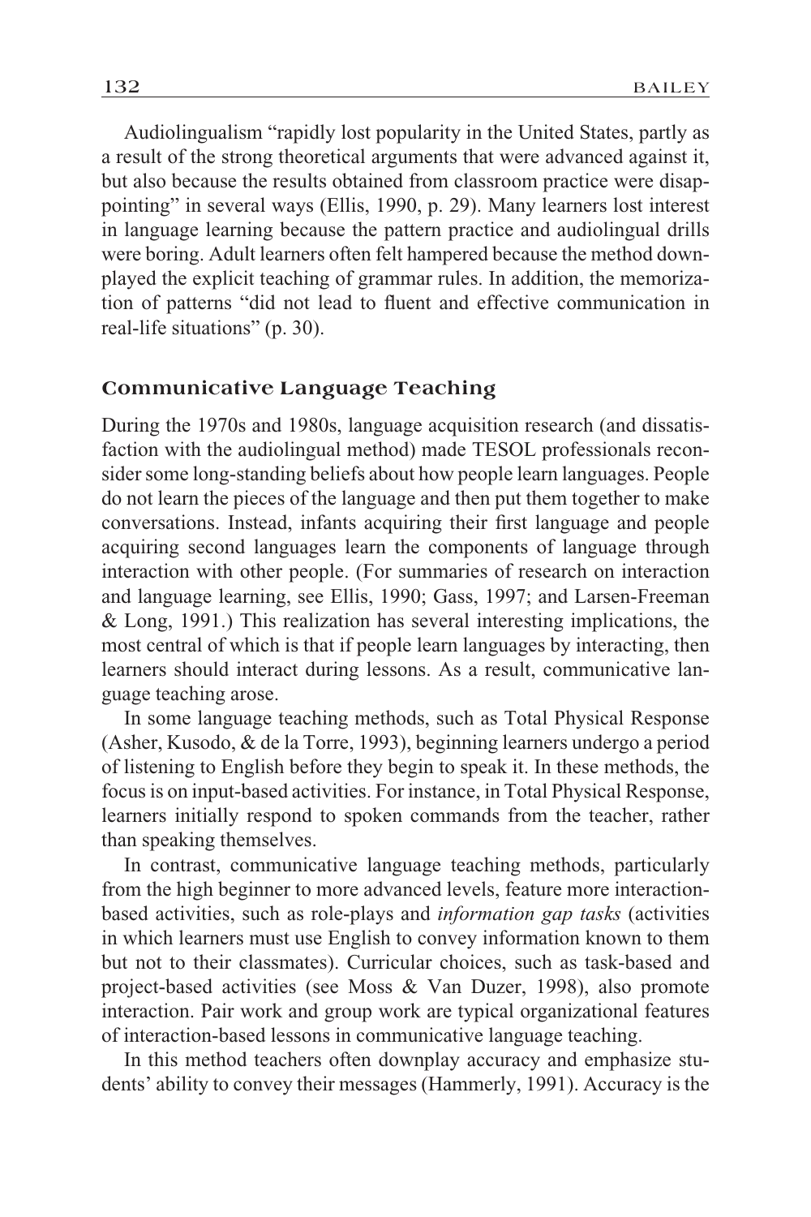Audiolingualism "rapidly lost popularity in the United States, partly as a result of the strong theoretical arguments that were advanced against it, but also because the results obtained from classroom practice were disappointing" in several ways (Ellis, 1990, p. 29). Many learners lost interest in language learning because the pattern practice and audiolingual drills were boring. Adult learners often felt hampered because the method downplayed the explicit teaching of grammar rules. In addition, the memorization of patterns "did not lead to fluent and effective communication in real-life situations" (p. 30).

### Communicative Language Teaching

During the 1970s and 1980s, language acquisition research (and dissatisfaction with the audiolingual method) made TESOL professionals reconsider some long-standing beliefs about how people learn languages. People do not learn the pieces of the language and then put them together to make conversations. Instead, infants acquiring their first language and people acquiring second languages learn the components of language through interaction with other people. (For summaries of research on interaction and language learning, see Ellis, 1990; Gass, 1997; and Larsen-Freeman & Long, 1991.) This realization has several interesting implications, the most central of which is that if people learn languages by interacting, then learners should interact during lessons. As a result, communicative language teaching arose.

In some language teaching methods, such as Total Physical Response (Asher, Kusodo, & de la Torre, 1993), beginning learners undergo a period of listening to English before they begin to speak it. In these methods, the focus is on input-based activities. For instance, in Total Physical Response, learners initially respond to spoken commands from the teacher, rather than speaking themselves.

In contrast, communicative language teaching methods, particularly from the high beginner to more advanced levels, feature more interaction-based activities, such as role-plays and *information gap tasks* (activities in which learners must use English to convey information known to them but not to their classmates). Curricular choices, such as task-based and project-based activities (see Moss & Van Duzer, 1998), also promote interaction. Pair work and group work are typical organizational features of interaction-based lessons in communicative language teaching.

In this method teachers often downplay accuracy and emphasize students' ability to convey their messages (Hammerly, 1991). Accuracy is the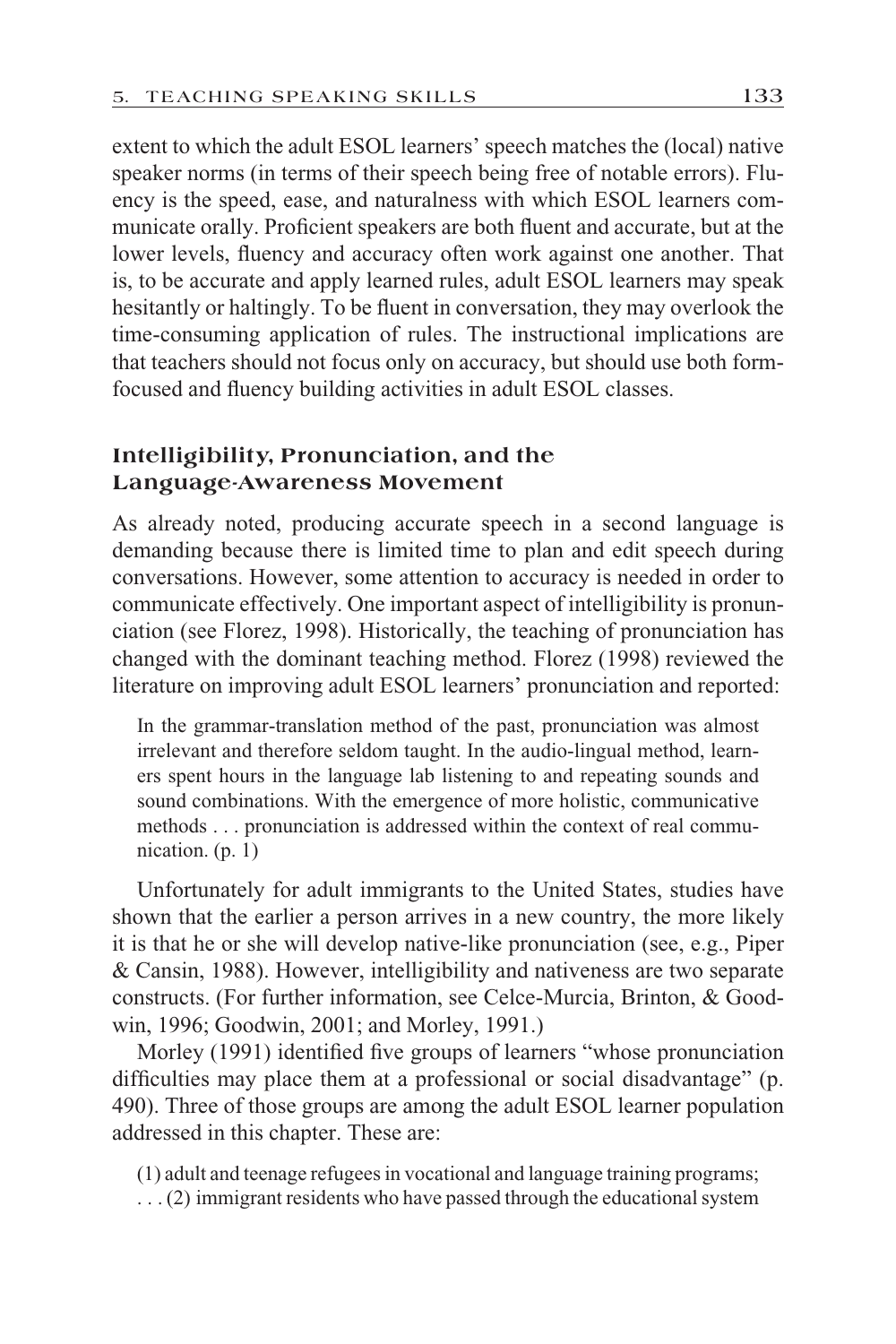extent to which the adult ESOL learners' speech matches the (local) native speaker norms (in terms of their speech being free of notable errors). Fluency is the speed, ease, and naturalness with which ESOL learners communicate orally. Proficient speakers are both fluent and accurate, but at the lower levels, fluency and accuracy often work against one another. That is, to be accurate and apply learned rules, adult ESOL learners may speak hesitantly or haltingly. To be fluent in conversation, they may overlook the time-consuming application of rules. The instructional implications are that teachers should not focus only on accuracy, but should use both form-focused and fluency building activities in adult ESOL classes.

### Intelligibility, Pronunciation, and the Language-Awareness Movement

As already noted, producing accurate speech in a second language is demanding because there is limited time to plan and edit speech during conversations. However, some attention to accuracy is needed in order to communicate effectively. One important aspect of intelligibility is pronunciation (see Florez, 1998). Historically, the teaching of pronunciation has changed with the dominant teaching method. Florez (1998) reviewed the literature on improving adult ESOL learners' pronunciation and reported:

> In the grammar-translation method of the past, pronunciation was almost irrelevant and therefore seldom taught. In the audio-lingual method, learners spent hours in the language lab listening to and repeating sounds and sound combinations. With the emergence of more holistic, communicative methods . . . pronunciation is addressed within the context of real communication. (p. 1)

Unfortunately for adult immigrants to the United States, studies have shown that the earlier a person arrives in a new country, the more likely it is that he or she will develop native-like pronunciation (see, e.g., Piper & Cansin, 1988). However, intelligibility and nativeness are two separate constructs. (For further information, see Celce-Murcia, Brinton, & Goodwin, 1996; Goodwin, 2001; and Morley, 1991.)

Morley (1991) identified five groups of learners "whose pronunciation difficulties may place them at a professional or social disadvantage" (p. 490). Three of those groups are among the adult ESOL learner population addressed in this chapter. These are:

> (1) adult and teenage refugees in vocational and language training programs; . . . (2) immigrant residents who have passed through the educational system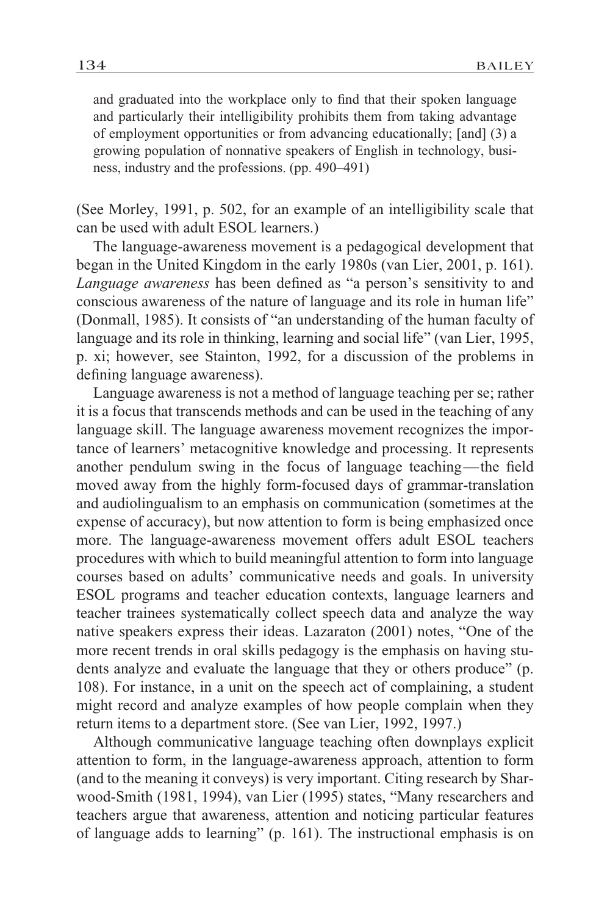> and graduated into the workplace only to find that their spoken language and particularly their intelligibility prohibits them from taking advantage of employment opportunities or from advancing educationally; [and] (3) a growing population of nonnative speakers of English in technology, business, industry and the professions. (pp. 490–491)

(See Morley, 1991, p. 502, for an example of an intelligibility scale that can be used with adult ESOL learners.)

The language-awareness movement is a pedagogical development that began in the United Kingdom in the early 1980s (van Lier, 2001, p. 161). *Language awareness* has been defined as "a person's sensitivity to and conscious awareness of the nature of language and its role in human life" (Donmall, 1985). It consists of "an understanding of the human faculty of language and its role in thinking, learning and social life" (van Lier, 1995, p. xi; however, see Stainton, 1992, for a discussion of the problems in defining language awareness).

Language awareness is not a method of language teaching per se; rather it is a focus that transcends methods and can be used in the teaching of any language skill. The language awareness movement recognizes the importance of learners' metacognitive knowledge and processing. It represents another pendulum swing in the focus of language teaching—the field moved away from the highly form-focused days of grammar-translation and audiolingualism to an emphasis on communication (sometimes at the expense of accuracy), but now attention to form is being emphasized once more. The language-awareness movement offers adult ESOL teachers procedures with which to build meaningful attention to form into language courses based on adults' communicative needs and goals. In university ESOL programs and teacher education contexts, language learners and teacher trainees systematically collect speech data and analyze the way native speakers express their ideas. Lazaraton (2001) notes, "One of the more recent trends in oral skills pedagogy is the emphasis on having students analyze and evaluate the language that they or others produce" (p. 108). For instance, in a unit on the speech act of complaining, a student might record and analyze examples of how people complain when they return items to a department store. (See van Lier, 1992, 1997.)

Although communicative language teaching often downplays explicit attention to form, in the language-awareness approach, attention to form (and to the meaning it conveys) is very important. Citing research by Sharwood-Smith (1981, 1994), van Lier (1995) states, "Many researchers and teachers argue that awareness, attention and noticing particular features of language adds to learning" (p. 161). The instructional emphasis is on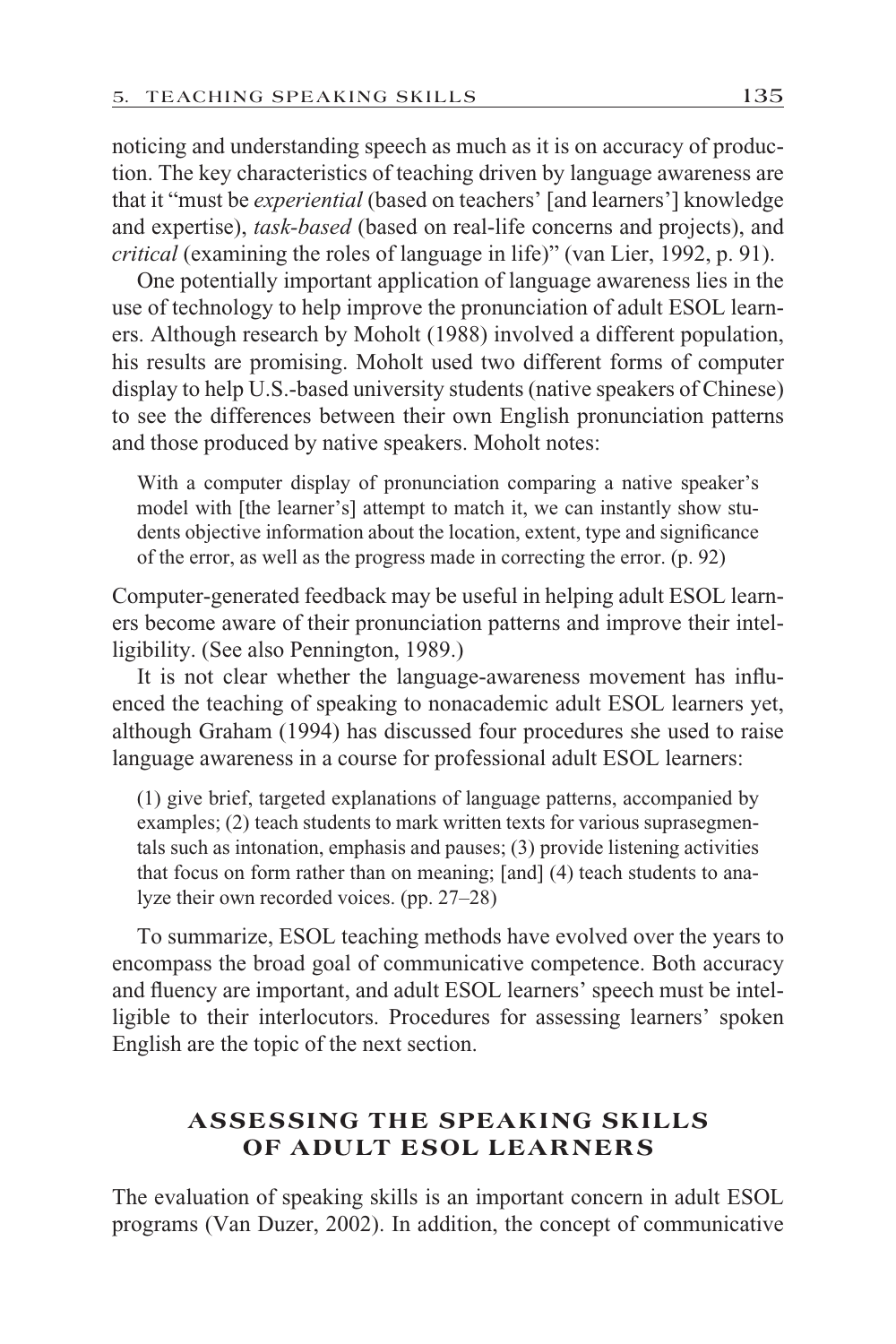noticing and understanding speech as much as it is on accuracy of production. The key characteristics of teaching driven by language awareness are that it "must be *experiential* (based on teachers' [and learners'] knowledge and expertise), *task-based* (based on real-life concerns and projects), and *critical* (examining the roles of language in life)" (van Lier, 1992, p. 91).

One potentially important application of language awareness lies in the use of technology to help improve the pronunciation of adult ESOL learners. Although research by Moholt (1988) involved a different population, his results are promising. Moholt used two different forms of computer display to help U.S.-based university students (native speakers of Chinese) to see the differences between their own English pronunciation patterns and those produced by native speakers. Moholt notes:

> With a computer display of pronunciation comparing a native speaker's model with [the learner's] attempt to match it, we can instantly show students objective information about the location, extent, type and significance of the error, as well as the progress made in correcting the error. (p. 92)

Computer-generated feedback may be useful in helping adult ESOL learners become aware of their pronunciation patterns and improve their intelligibility. (See also Pennington, 1989.)

It is not clear whether the language-awareness movement has influenced the teaching of speaking to nonacademic adult ESOL learners yet, although Graham (1994) has discussed four procedures she used to raise language awareness in a course for professional adult ESOL learners:

> (1) give brief, targeted explanations of language patterns, accompanied by examples; (2) teach students to mark written texts for various suprasegmentals such as intonation, emphasis and pauses; (3) provide listening activities that focus on form rather than on meaning; [and] (4) teach students to analyze their own recorded voices. (pp. 27–28)

To summarize, ESOL teaching methods have evolved over the years to encompass the broad goal of communicative competence. Both accuracy and fluency are important, and adult ESOL learners' speech must be intelligible to their interlocutors. Procedures for assessing learners' spoken English are the topic of the next section.

## ASSESSING THE SPEAKING SKILLS OF ADULT ESOL LEARNERS

The evaluation of speaking skills is an important concern in adult ESOL programs (Van Duzer, 2002). In addition, the concept of communicative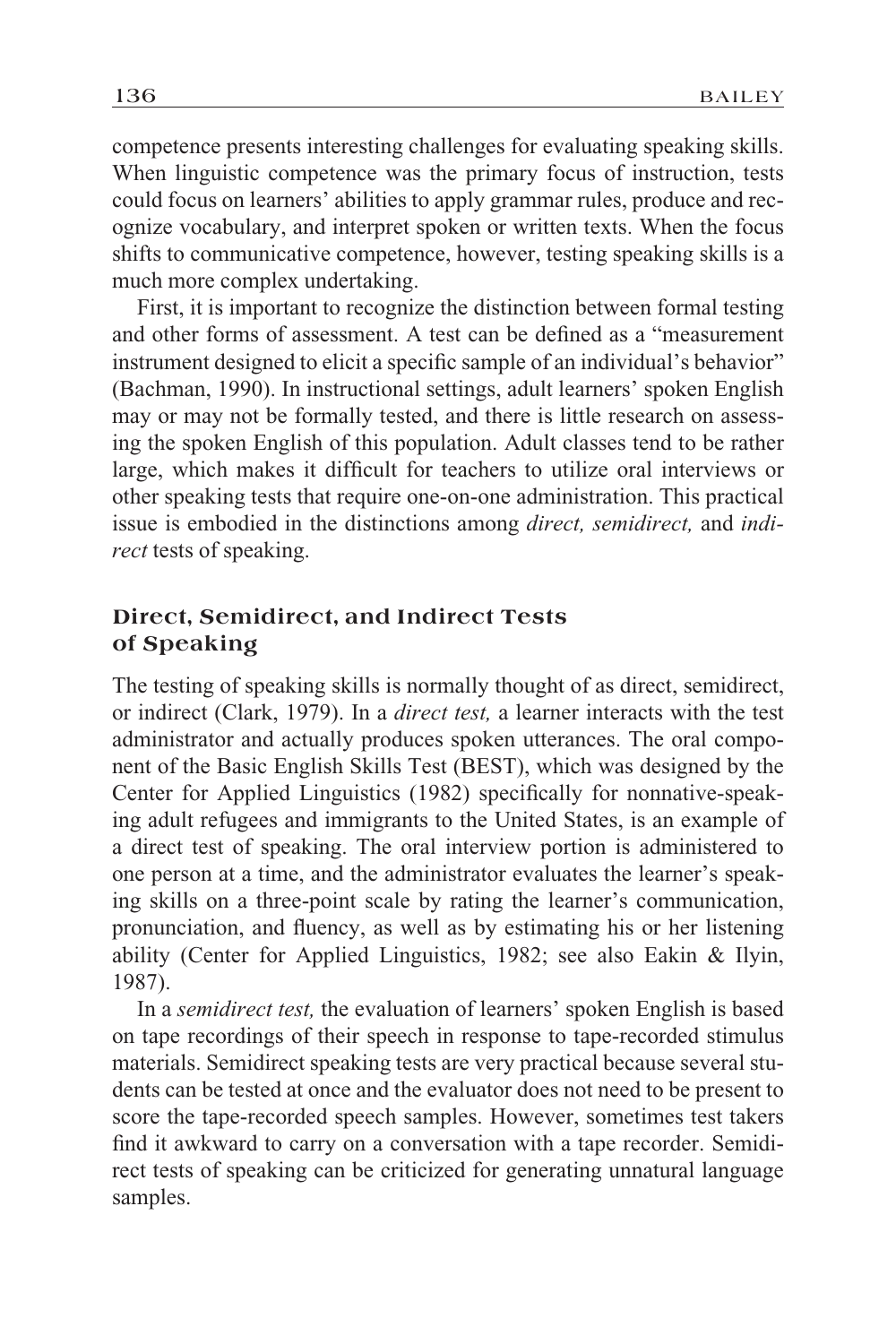competence presents interesting challenges for evaluating speaking skills. When linguistic competence was the primary focus of instruction, tests could focus on learners' abilities to apply grammar rules, produce and recognize vocabulary, and interpret spoken or written texts. When the focus shifts to communicative competence, however, testing speaking skills is a much more complex undertaking.

First, it is important to recognize the distinction between formal testing and other forms of assessment. A test can be defined as a "measurement instrument designed to elicit a specific sample of an individual's behavior" (Bachman, 1990). In instructional settings, adult learners' spoken English may or may not be formally tested, and there is little research on assessing the spoken English of this population. Adult classes tend to be rather large, which makes it difficult for teachers to utilize oral interviews or other speaking tests that require one-on-one administration. This practical issue is embodied in the distinctions among *direct, semidirect,* and *indirect* tests of speaking.

## Direct, Semidirect, and Indirect Tests of Speaking

The testing of speaking skills is normally thought of as direct, semidirect, or indirect (Clark, 1979). In a *direct test,* a learner interacts with the test administrator and actually produces spoken utterances. The oral component of the Basic English Skills Test (BEST), which was designed by the Center for Applied Linguistics (1982) specifically for nonnative-speaking adult refugees and immigrants to the United States, is an example of a direct test of speaking. The oral interview portion is administered to one person at a time, and the administrator evaluates the learner's speaking skills on a three-point scale by rating the learner's communication, pronunciation, and fluency, as well as by estimating his or her listening ability (Center for Applied Linguistics, 1982; see also Eakin & Ilyin, 1987).

In a *semidirect test,* the evaluation of learners' spoken English is based on tape recordings of their speech in response to tape-recorded stimulus materials. Semidirect speaking tests are very practical because several students can be tested at once and the evaluator does not need to be present to score the tape-recorded speech samples. However, sometimes test takers find it awkward to carry on a conversation with a tape recorder. Semidirect tests of speaking can be criticized for generating unnatural language samples.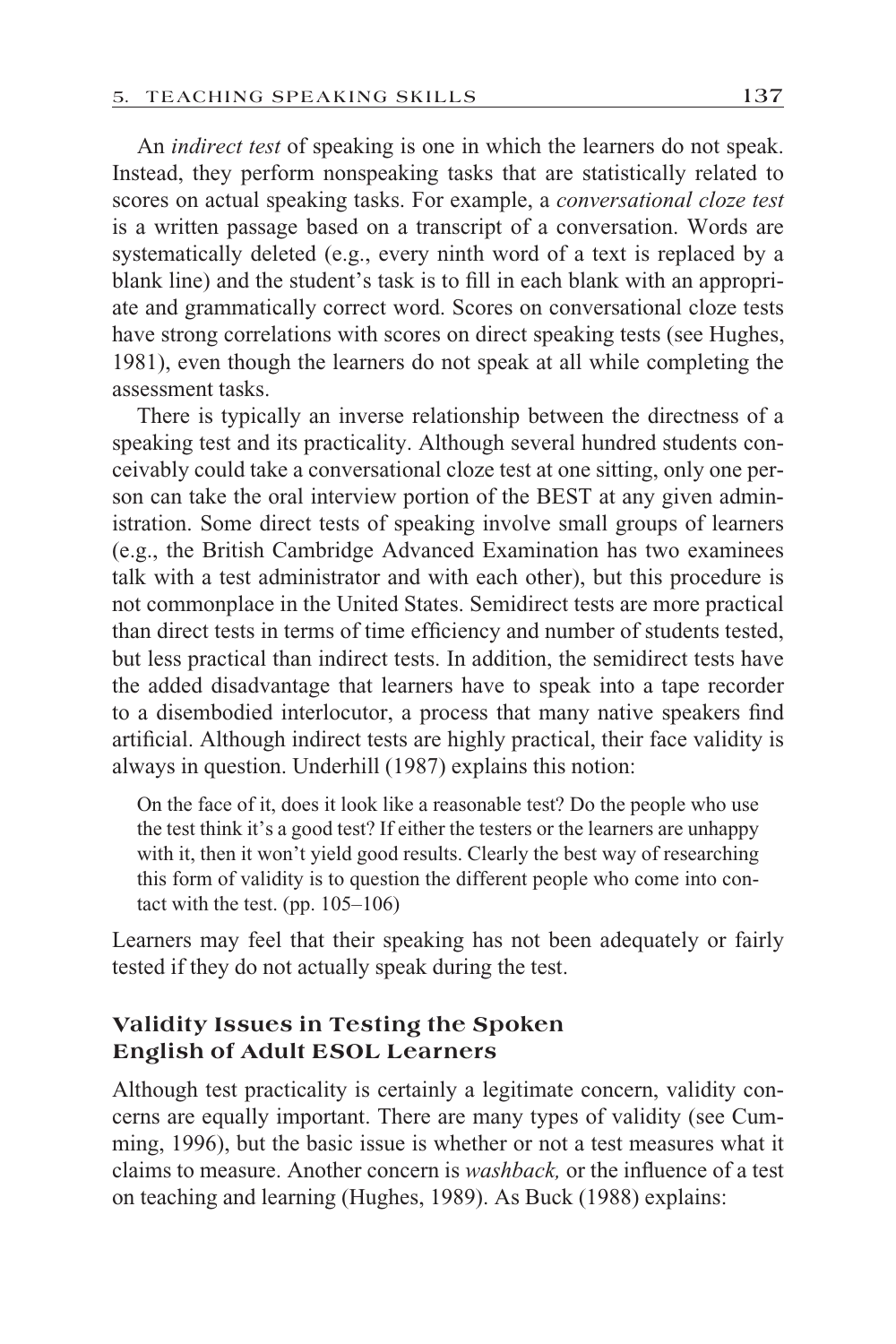An *indirect test* of speaking is one in which the learners do not speak. Instead, they perform nonspeaking tasks that are statistically related to scores on actual speaking tasks. For example, a *conversational cloze test* is a written passage based on a transcript of a conversation. Words are systematically deleted (e.g., every ninth word of a text is replaced by a blank line) and the student's task is to fill in each blank with an appropriate and grammatically correct word. Scores on conversational cloze tests have strong correlations with scores on direct speaking tests (see Hughes, 1981), even though the learners do not speak at all while completing the assessment tasks.

There is typically an inverse relationship between the directness of a speaking test and its practicality. Although several hundred students conceivably could take a conversational cloze test at one sitting, only one person can take the oral interview portion of the BEST at any given administration. Some direct tests of speaking involve small groups of learners (e.g., the British Cambridge Advanced Examination has two examinees talk with a test administrator and with each other), but this procedure is not commonplace in the United States. Semidirect tests are more practical than direct tests in terms of time efficiency and number of students tested, but less practical than indirect tests. In addition, the semidirect tests have the added disadvantage that learners have to speak into a tape recorder to a disembodied interlocutor, a process that many native speakers find artificial. Although indirect tests are highly practical, their face validity is always in question. Underhill (1987) explains this notion:

> On the face of it, does it look like a reasonable test? Do the people who use the test think it's a good test? If either the testers or the learners are unhappy with it, then it won't yield good results. Clearly the best way of researching this form of validity is to question the different people who come into contact with the test. (pp. 105–106)

Learners may feel that their speaking has not been adequately or fairly tested if they do not actually speak during the test.

### Validity Issues in Testing the Spoken English of Adult ESOL Learners

Although test practicality is certainly a legitimate concern, validity concerns are equally important. There are many types of validity (see Cumming, 1996), but the basic issue is whether or not a test measures what it claims to measure. Another concern is *washback,* or the influence of a test on teaching and learning (Hughes, 1989). As Buck (1988) explains: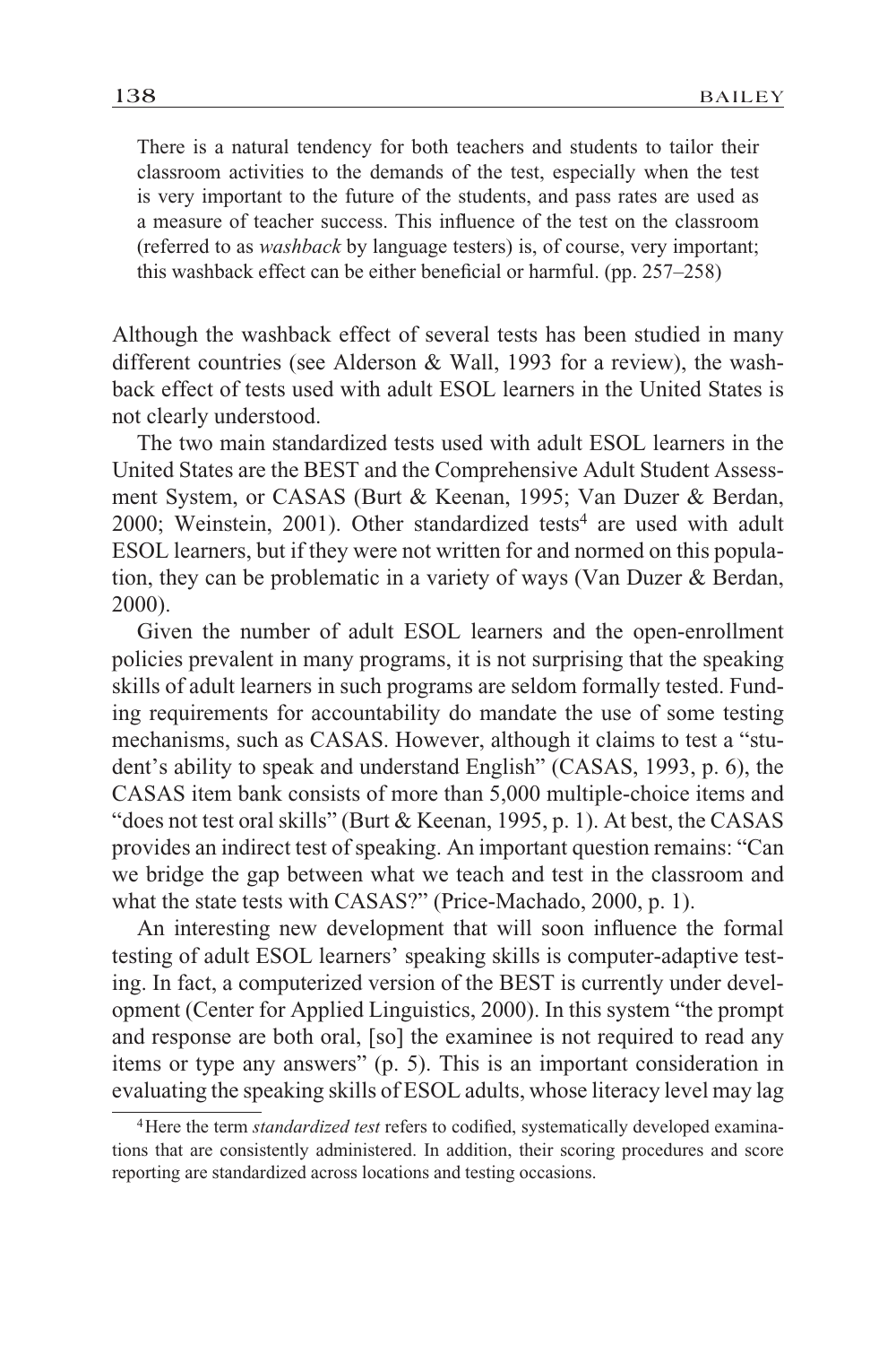> There is a natural tendency for both teachers and students to tailor their classroom activities to the demands of the test, especially when the test is very important to the future of the students, and pass rates are used as a measure of teacher success. This influence of the test on the classroom (referred to as *washback* by language testers) is, of course, very important; this washback effect can be either beneficial or harmful. (pp. 257–258)

Although the washback effect of several tests has been studied in many different countries (see Alderson & Wall, 1993 for a review), the washback effect of tests used with adult ESOL learners in the United States is not clearly understood.

The two main standardized tests used with adult ESOL learners in the United States are the BEST and the Comprehensive Adult Student Assessment System, or CASAS (Burt & Keenan, 1995; Van Duzer & Berdan, 2000; Weinstein, 2001). Other standardized tests[4] are used with adult ESOL learners, but if they were not written for and normed on this population, they can be problematic in a variety of ways (Van Duzer & Berdan, 2000).

Given the number of adult ESOL learners and the open-enrollment policies prevalent in many programs, it is not surprising that the speaking skills of adult learners in such programs are seldom formally tested. Funding requirements for accountability do mandate the use of some testing mechanisms, such as CASAS. However, although it claims to test a "student's ability to speak and understand English" (CASAS, 1993, p. 6), the CASAS item bank consists of more than 5,000 multiple-choice items and "does not test oral skills" (Burt & Keenan, 1995, p. 1). At best, the CASAS provides an indirect test of speaking. An important question remains: "Can we bridge the gap between what we teach and test in the classroom and what the state tests with CASAS?" (Price-Machado, 2000, p. 1).

An interesting new development that will soon influence the formal testing of adult ESOL learners' speaking skills is computer-adaptive testing. In fact, a computerized version of the BEST is currently under development (Center for Applied Linguistics, 2000). In this system "the prompt and response are both oral, [so] the examinee is not required to read any items or type any answers" (p. 5). This is an important consideration in evaluating the speaking skills of ESOL adults, whose literacy level may lag

[4] Here the term *standardized test* refers to codified, systematically developed examinations that are consistently administered. In addition, their scoring procedures and score reporting are standardized across locations and testing occasions.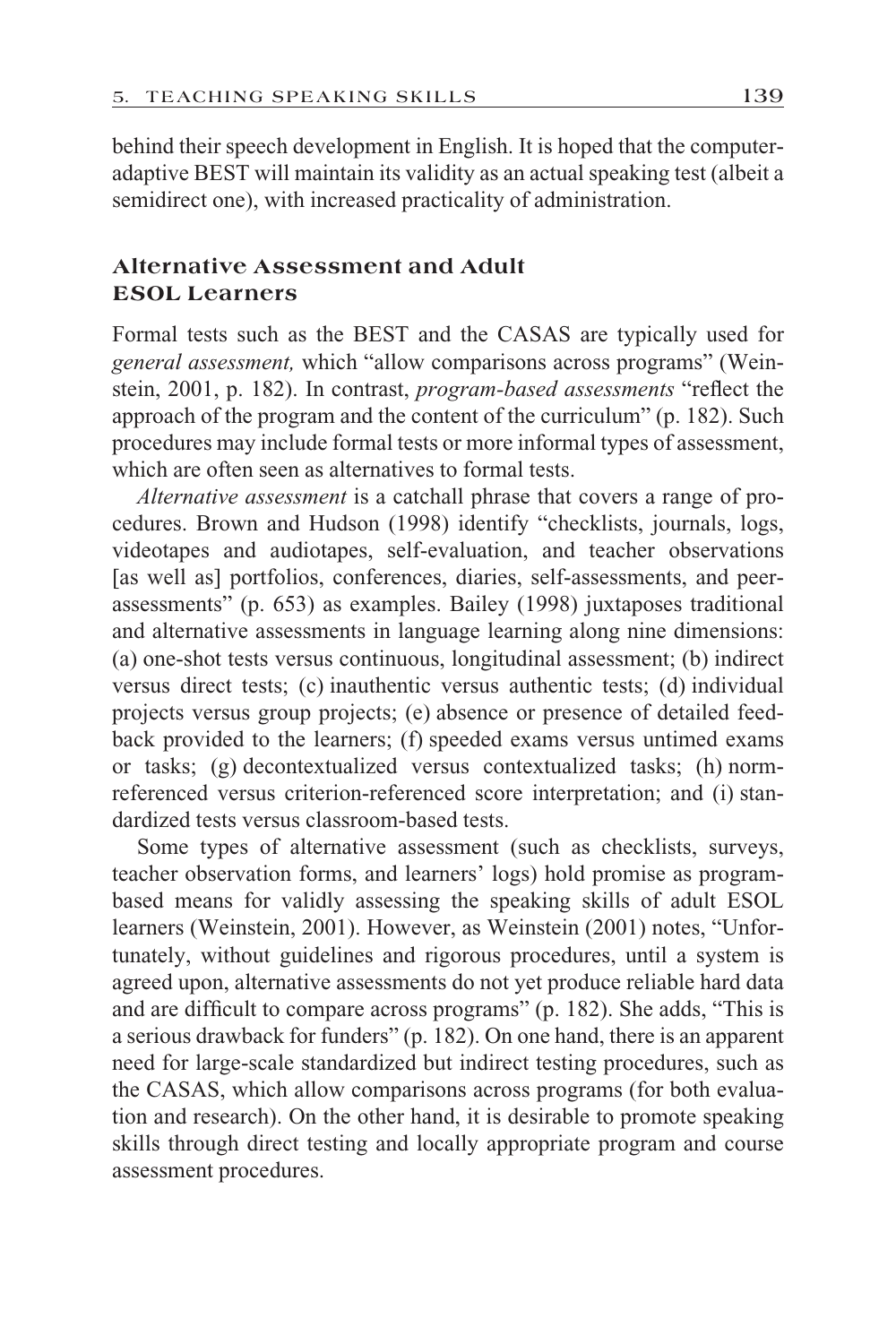behind their speech development in English. It is hoped that the computer-adaptive BEST will maintain its validity as an actual speaking test (albeit a semidirect one), with increased practicality of administration.

## Alternative Assessment and Adult ESOL Learners

Formal tests such as the BEST and the CASAS are typically used for *general assessment,* which "allow comparisons across programs" (Weinstein, 2001, p. 182). In contrast, *program-based assessments* "reflect the approach of the program and the content of the curriculum" (p. 182). Such procedures may include formal tests or more informal types of assessment, which are often seen as alternatives to formal tests.

*Alternative assessment* is a catchall phrase that covers a range of procedures. Brown and Hudson (1998) identify "checklists, journals, logs, videotapes and audiotapes, self-evaluation, and teacher observations [as well as] portfolios, conferences, diaries, self-assessments, and peer-assessments" (p. 653) as examples. Bailey (1998) juxtaposes traditional and alternative assessments in language learning along nine dimensions: (a) one-shot tests versus continuous, longitudinal assessment; (b) indirect versus direct tests; (c) inauthentic versus authentic tests; (d) individual projects versus group projects; (e) absence or presence of detailed feedback provided to the learners; (f) speeded exams versus untimed exams or tasks; (g) decontextualized versus contextualized tasks; (h) norm-referenced versus criterion-referenced score interpretation; and (i) standardized tests versus classroom-based tests.

Some types of alternative assessment (such as checklists, surveys, teacher observation forms, and learners' logs) hold promise as program-based means for validly assessing the speaking skills of adult ESOL learners (Weinstein, 2001). However, as Weinstein (2001) notes, "Unfortunately, without guidelines and rigorous procedures, until a system is agreed upon, alternative assessments do not yet produce reliable hard data and are difficult to compare across programs" (p. 182). She adds, "This is a serious drawback for funders" (p. 182). On one hand, there is an apparent need for large-scale standardized but indirect testing procedures, such as the CASAS, which allow comparisons across programs (for both evaluation and research). On the other hand, it is desirable to promote speaking skills through direct testing and locally appropriate program and course assessment procedures.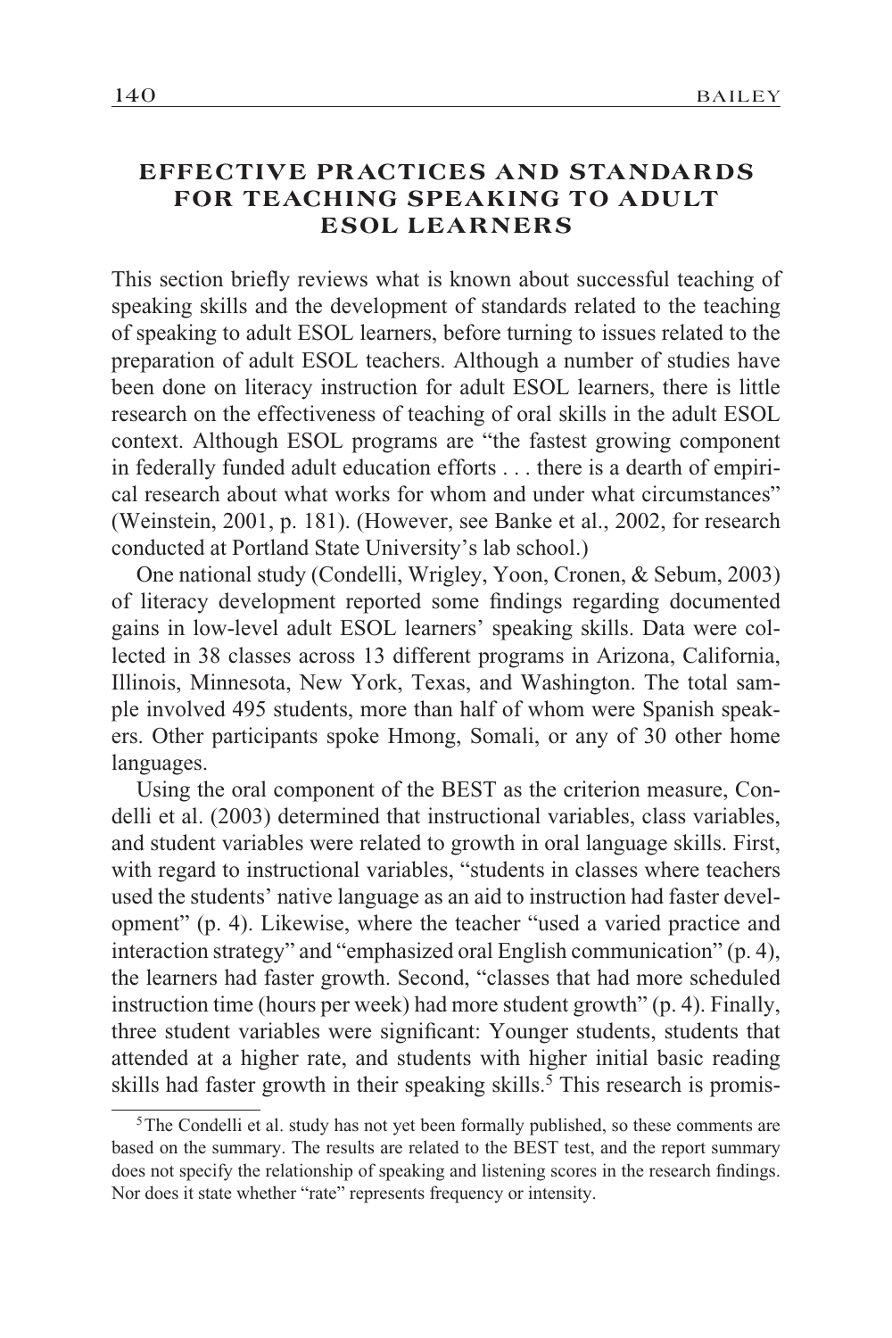## EFFECTIVE PRACTICES AND STANDARDS FOR TEACHING SPEAKING TO ADULT ESOL LEARNERS

This section briefly reviews what is known about successful teaching of speaking skills and the development of standards related to the teaching of speaking to adult ESOL learners, before turning to issues related to the preparation of adult ESOL teachers. Although a number of studies have been done on literacy instruction for adult ESOL learners, there is little research on the effectiveness of teaching of oral skills in the adult ESOL context. Although ESOL programs are "the fastest growing component in federally funded adult education efforts . . . there is a dearth of empirical research about what works for whom and under what circumstances" (Weinstein, 2001, p. 181). (However, see Banke et al., 2002, for research conducted at Portland State University's lab school.)

One national study (Condelli, Wrigley, Yoon, Cronen, & Sebum, 2003) of literacy development reported some findings regarding documented gains in low-level adult ESOL learners' speaking skills. Data were collected in 38 classes across 13 different programs in Arizona, California, Illinois, Minnesota, New York, Texas, and Washington. The total sample involved 495 students, more than half of whom were Spanish speakers. Other participants spoke Hmong, Somali, or any of 30 other home languages.

Using the oral component of the BEST as the criterion measure, Condelli et al. (2003) determined that instructional variables, class variables, and student variables were related to growth in oral language skills. First, with regard to instructional variables, "students in classes where teachers used the students' native language as an aid to instruction had faster development" (p. 4). Likewise, where the teacher "used a varied practice and interaction strategy" and "emphasized oral English communication" (p. 4), the learners had faster growth. Second, "classes that had more scheduled instruction time (hours per week) had more student growth" (p. 4). Finally, three student variables were significant: Younger students, students that attended at a higher rate, and students with higher initial basic reading skills had faster growth in their speaking skills.[5] This research is promis-

[5] The Condelli et al. study has not yet been formally published, so these comments are based on the summary. The results are related to the BEST test, and the report summary does not specify the relationship of speaking and listening scores in the research findings. Nor does it state whether "rate" represents frequency or intensity.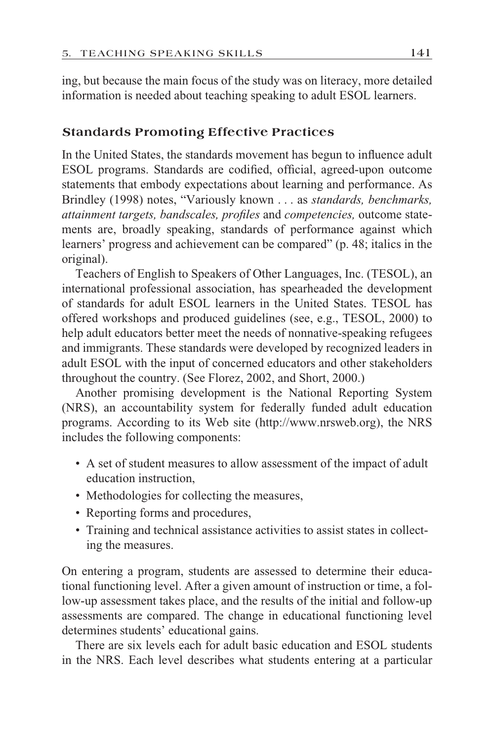ing, but because the main focus of the study was on literacy, more detailed information is needed about teaching speaking to adult ESOL learners.

### Standards Promoting Effective Practices

In the United States, the standards movement has begun to influence adult ESOL programs. Standards are codified, official, agreed-upon outcome statements that embody expectations about learning and performance. As Brindley (1998) notes, "Variously known . . . as *standards, benchmarks, attainment targets, bandscales, profiles* and *competencies,* outcome statements are, broadly speaking, standards of performance against which learners' progress and achievement can be compared" (p. 48; italics in the original).

Teachers of English to Speakers of Other Languages, Inc. (TESOL), an international professional association, has spearheaded the development of standards for adult ESOL learners in the United States. TESOL has offered workshops and produced guidelines (see, e.g., TESOL, 2000) to help adult educators better meet the needs of nonnative-speaking refugees and immigrants. These standards were developed by recognized leaders in adult ESOL with the input of concerned educators and other stakeholders throughout the country. (See Florez, 2002, and Short, 2000.)

Another promising development is the National Reporting System (NRS), an accountability system for federally funded adult education programs. According to its Web site (http://www.nrsweb.org), the NRS includes the following components:

- A set of student measures to allow assessment of the impact of adult education instruction,
- Methodologies for collecting the measures,
- Reporting forms and procedures,
- Training and technical assistance activities to assist states in collecting the measures.

On entering a program, students are assessed to determine their educational functioning level. After a given amount of instruction or time, a follow-up assessment takes place, and the results of the initial and follow-up assessments are compared. The change in educational functioning level determines students' educational gains.

There are six levels each for adult basic education and ESOL students in the NRS. Each level describes what students entering at a particular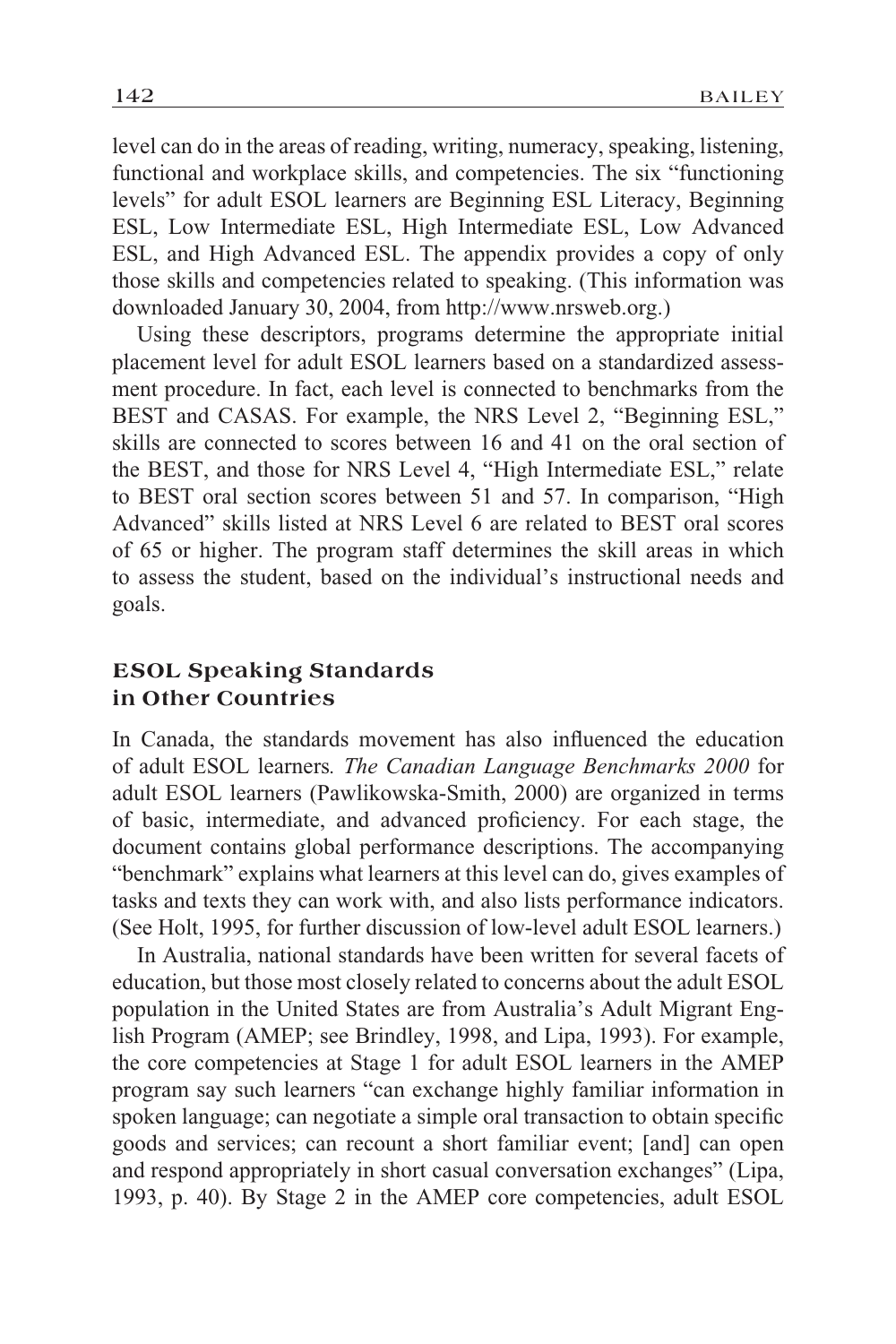level can do in the areas of reading, writing, numeracy, speaking, listening, functional and workplace skills, and competencies. The six "functioning levels" for adult ESOL learners are Beginning ESL Literacy, Beginning ESL, Low Intermediate ESL, High Intermediate ESL, Low Advanced ESL, and High Advanced ESL. The appendix provides a copy of only those skills and competencies related to speaking. (This information was downloaded January 30, 2004, from http://www.nrsweb.org.)

Using these descriptors, programs determine the appropriate initial placement level for adult ESOL learners based on a standardized assessment procedure. In fact, each level is connected to benchmarks from the BEST and CASAS. For example, the NRS Level 2, "Beginning ESL," skills are connected to scores between 16 and 41 on the oral section of the BEST, and those for NRS Level 4, "High Intermediate ESL," relate to BEST oral section scores between 51 and 57. In comparison, "High Advanced" skills listed at NRS Level 6 are related to BEST oral scores of 65 or higher. The program staff determines the skill areas in which to assess the student, based on the individual's instructional needs and goals.

## ESOL Speaking Standards in Other Countries

In Canada, the standards movement has also influenced the education of adult ESOL learners. *The Canadian Language Benchmarks 2000* for adult ESOL learners (Pawlikowska-Smith, 2000) are organized in terms of basic, intermediate, and advanced proficiency. For each stage, the document contains global performance descriptions. The accompanying "benchmark" explains what learners at this level can do, gives examples of tasks and texts they can work with, and also lists performance indicators. (See Holt, 1995, for further discussion of low-level adult ESOL learners.)

In Australia, national standards have been written for several facets of education, but those most closely related to concerns about the adult ESOL population in the United States are from Australia's Adult Migrant English Program (AMEP; see Brindley, 1998, and Lipa, 1993). For example, the core competencies at Stage 1 for adult ESOL learners in the AMEP program say such learners "can exchange highly familiar information in spoken language; can negotiate a simple oral transaction to obtain specific goods and services; can recount a short familiar event; [and] can open and respond appropriately in short casual conversation exchanges" (Lipa, 1993, p. 40). By Stage 2 in the AMEP core competencies, adult ESOL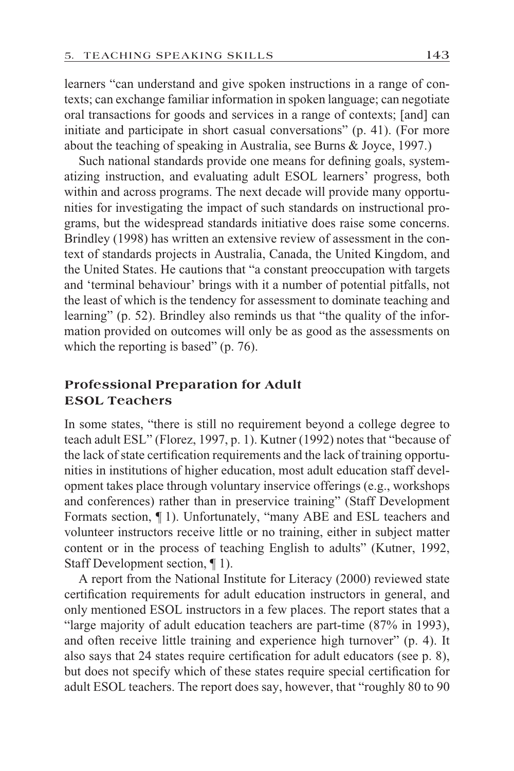learners "can understand and give spoken instructions in a range of contexts; can exchange familiar information in spoken language; can negotiate oral transactions for goods and services in a range of contexts; [and] can initiate and participate in short casual conversations" (p. 41). (For more about the teaching of speaking in Australia, see Burns & Joyce, 1997.)

Such national standards provide one means for defining goals, systematizing instruction, and evaluating adult ESOL learners' progress, both within and across programs. The next decade will provide many opportunities for investigating the impact of such standards on instructional programs, but the widespread standards initiative does raise some concerns. Brindley (1998) has written an extensive review of assessment in the context of standards projects in Australia, Canada, the United Kingdom, and the United States. He cautions that "a constant preoccupation with targets and 'terminal behaviour' brings with it a number of potential pitfalls, not the least of which is the tendency for assessment to dominate teaching and learning" (p. 52). Brindley also reminds us that "the quality of the information provided on outcomes will only be as good as the assessments on which the reporting is based" (p. 76).

## Professional Preparation for Adult ESOL Teachers

In some states, "there is still no requirement beyond a college degree to teach adult ESL" (Florez, 1997, p. 1). Kutner (1992) notes that "because of the lack of state certification requirements and the lack of training opportunities in institutions of higher education, most adult education staff development takes place through voluntary inservice offerings (e.g., workshops and conferences) rather than in preservice training" (Staff Development Formats section, ¶ 1). Unfortunately, "many ABE and ESL teachers and volunteer instructors receive little or no training, either in subject matter content or in the process of teaching English to adults" (Kutner, 1992, Staff Development section, ¶ 1).

A report from the National Institute for Literacy (2000) reviewed state certification requirements for adult education instructors in general, and only mentioned ESOL instructors in a few places. The report states that a "large majority of adult education teachers are part-time (87% in 1993), and often receive little training and experience high turnover" (p. 4). It also says that 24 states require certification for adult educators (see p. 8), but does not specify which of these states require special certification for adult ESOL teachers. The report does say, however, that "roughly 80 to 90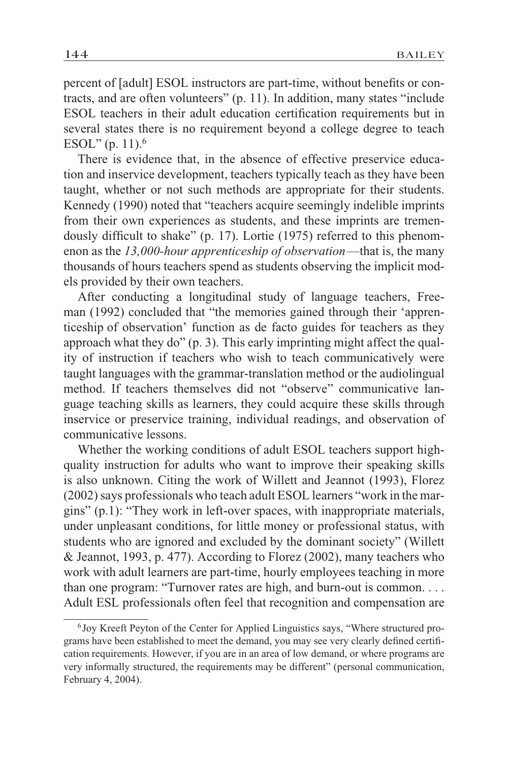percent of [adult] ESOL instructors are part-time, without benefits or contracts, and are often volunteers" (p. 11). In addition, many states "include ESOL teachers in their adult education certification requirements but in several states there is no requirement beyond a college degree to teach ESOL" (p. 11).[6]

There is evidence that, in the absence of effective preservice education and inservice development, teachers typically teach as they have been taught, whether or not such methods are appropriate for their students. Kennedy (1990) noted that "teachers acquire seemingly indelible imprints from their own experiences as students, and these imprints are tremendously difficult to shake" (p. 17). Lortie (1975) referred to this phenomenon as the *13,000-hour apprenticeship of observation*—that is, the many thousands of hours teachers spend as students observing the implicit models provided by their own teachers.

After conducting a longitudinal study of language teachers, Freeman (1992) concluded that "the memories gained through their 'apprenticeship of observation' function as de facto guides for teachers as they approach what they do" (p. 3). This early imprinting might affect the quality of instruction if teachers who wish to teach communicatively were taught languages with the grammar-translation method or the audiolingual method. If teachers themselves did not "observe" communicative language teaching skills as learners, they could acquire these skills through inservice or preservice training, individual readings, and observation of communicative lessons.

Whether the working conditions of adult ESOL teachers support high-quality instruction for adults who want to improve their speaking skills is also unknown. Citing the work of Willett and Jeannot (1993), Florez (2002) says professionals who teach adult ESOL learners "work in the margins" (p.1): "They work in left-over spaces, with inappropriate materials, under unpleasant conditions, for little money or professional status, with students who are ignored and excluded by the dominant society" (Willett & Jeannot, 1993, p. 477). According to Florez (2002), many teachers who work with adult learners are part-time, hourly employees teaching in more than one program: "Turnover rates are high, and burn-out is common. . . . Adult ESL professionals often feel that recognition and compensation are

---

[6] Joy Kreeft Peyton of the Center for Applied Linguistics says, "Where structured programs have been established to meet the demand, you may see very clearly defined certification requirements. However, if you are in an area of low demand, or where programs are very informally structured, the requirements may be different" (personal communication, February 4, 2004).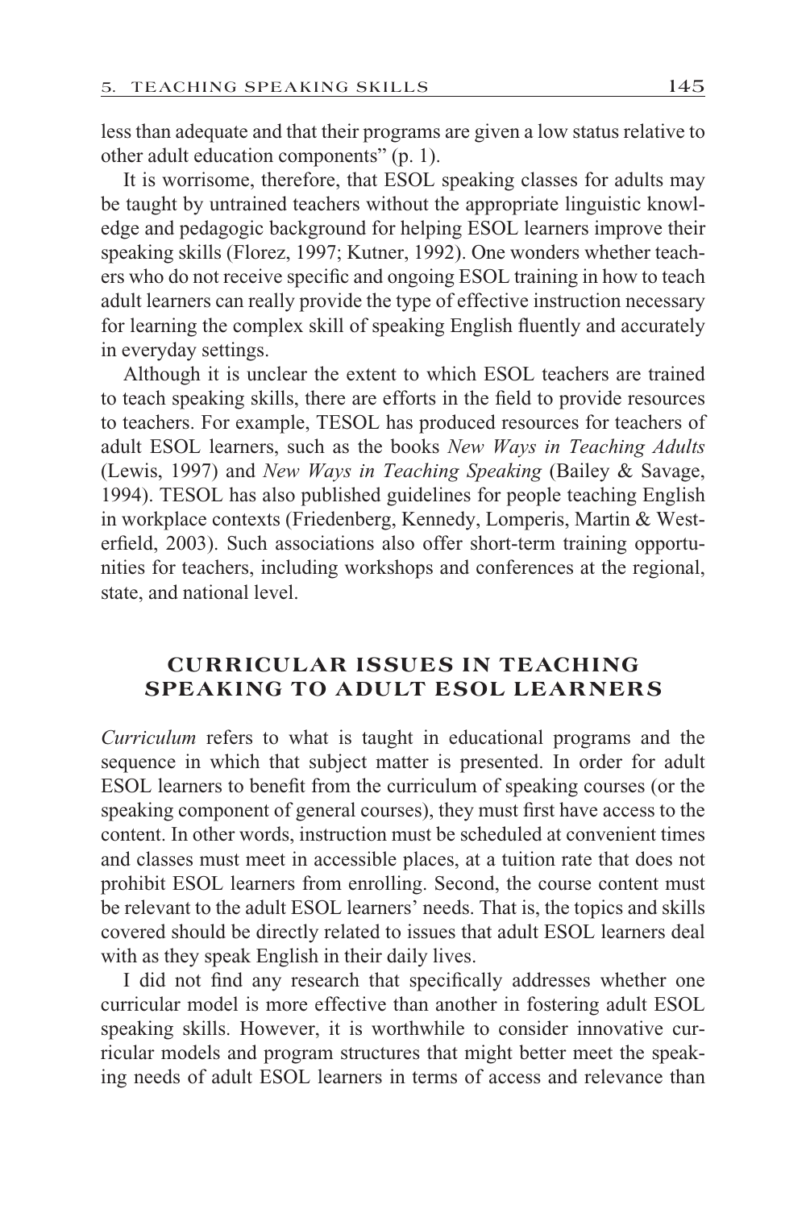less than adequate and that their programs are given a low status relative to other adult education components" (p. 1).

It is worrisome, therefore, that ESOL speaking classes for adults may be taught by untrained teachers without the appropriate linguistic knowledge and pedagogic background for helping ESOL learners improve their speaking skills (Florez, 1997; Kutner, 1992). One wonders whether teachers who do not receive specific and ongoing ESOL training in how to teach adult learners can really provide the type of effective instruction necessary for learning the complex skill of speaking English fluently and accurately in everyday settings.

Although it is unclear the extent to which ESOL teachers are trained to teach speaking skills, there are efforts in the field to provide resources to teachers. For example, TESOL has produced resources for teachers of adult ESOL learners, such as the books *New Ways in Teaching Adults* (Lewis, 1997) and *New Ways in Teaching Speaking* (Bailey & Savage, 1994). TESOL has also published guidelines for people teaching English in workplace contexts (Friedenberg, Kennedy, Lomperis, Martin & Westerfield, 2003). Such associations also offer short-term training opportunities for teachers, including workshops and conferences at the regional, state, and national level.

## CURRICULAR ISSUES IN TEACHING SPEAKING TO ADULT ESOL LEARNERS

*Curriculum* refers to what is taught in educational programs and the sequence in which that subject matter is presented. In order for adult ESOL learners to benefit from the curriculum of speaking courses (or the speaking component of general courses), they must first have access to the content. In other words, instruction must be scheduled at convenient times and classes must meet in accessible places, at a tuition rate that does not prohibit ESOL learners from enrolling. Second, the course content must be relevant to the adult ESOL learners' needs. That is, the topics and skills covered should be directly related to issues that adult ESOL learners deal with as they speak English in their daily lives.

I did not find any research that specifically addresses whether one curricular model is more effective than another in fostering adult ESOL speaking skills. However, it is worthwhile to consider innovative curricular models and program structures that might better meet the speaking needs of adult ESOL learners in terms of access and relevance than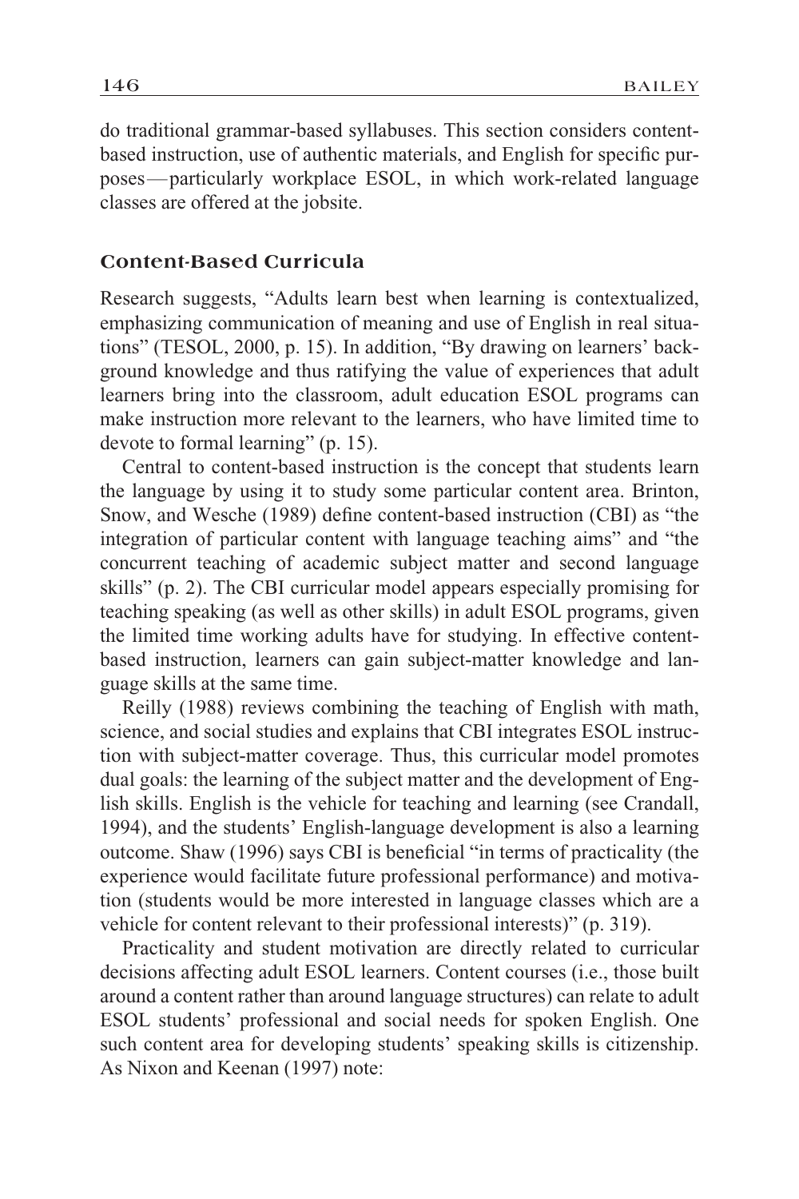do traditional grammar-based syllabuses. This section considers content-based instruction, use of authentic materials, and English for specific purposes—particularly workplace ESOL, in which work-related language classes are offered at the jobsite.

### Content-Based Curricula

Research suggests, "Adults learn best when learning is contextualized, emphasizing communication of meaning and use of English in real situations" (TESOL, 2000, p. 15). In addition, "By drawing on learners' background knowledge and thus ratifying the value of experiences that adult learners bring into the classroom, adult education ESOL programs can make instruction more relevant to the learners, who have limited time to devote to formal learning" (p. 15).

Central to content-based instruction is the concept that students learn the language by using it to study some particular content area. Brinton, Snow, and Wesche (1989) define content-based instruction (CBI) as "the integration of particular content with language teaching aims" and "the concurrent teaching of academic subject matter and second language skills" (p. 2). The CBI curricular model appears especially promising for teaching speaking (as well as other skills) in adult ESOL programs, given the limited time working adults have for studying. In effective content-based instruction, learners can gain subject-matter knowledge and language skills at the same time.

Reilly (1988) reviews combining the teaching of English with math, science, and social studies and explains that CBI integrates ESOL instruction with subject-matter coverage. Thus, this curricular model promotes dual goals: the learning of the subject matter and the development of English skills. English is the vehicle for teaching and learning (see Crandall, 1994), and the students' English-language development is also a learning outcome. Shaw (1996) says CBI is beneficial "in terms of practicality (the experience would facilitate future professional performance) and motivation (students would be more interested in language classes which are a vehicle for content relevant to their professional interests)" (p. 319).

Practicality and student motivation are directly related to curricular decisions affecting adult ESOL learners. Content courses (i.e., those built around a content rather than around language structures) can relate to adult ESOL students' professional and social needs for spoken English. One such content area for developing students' speaking skills is citizenship. As Nixon and Keenan (1997) note: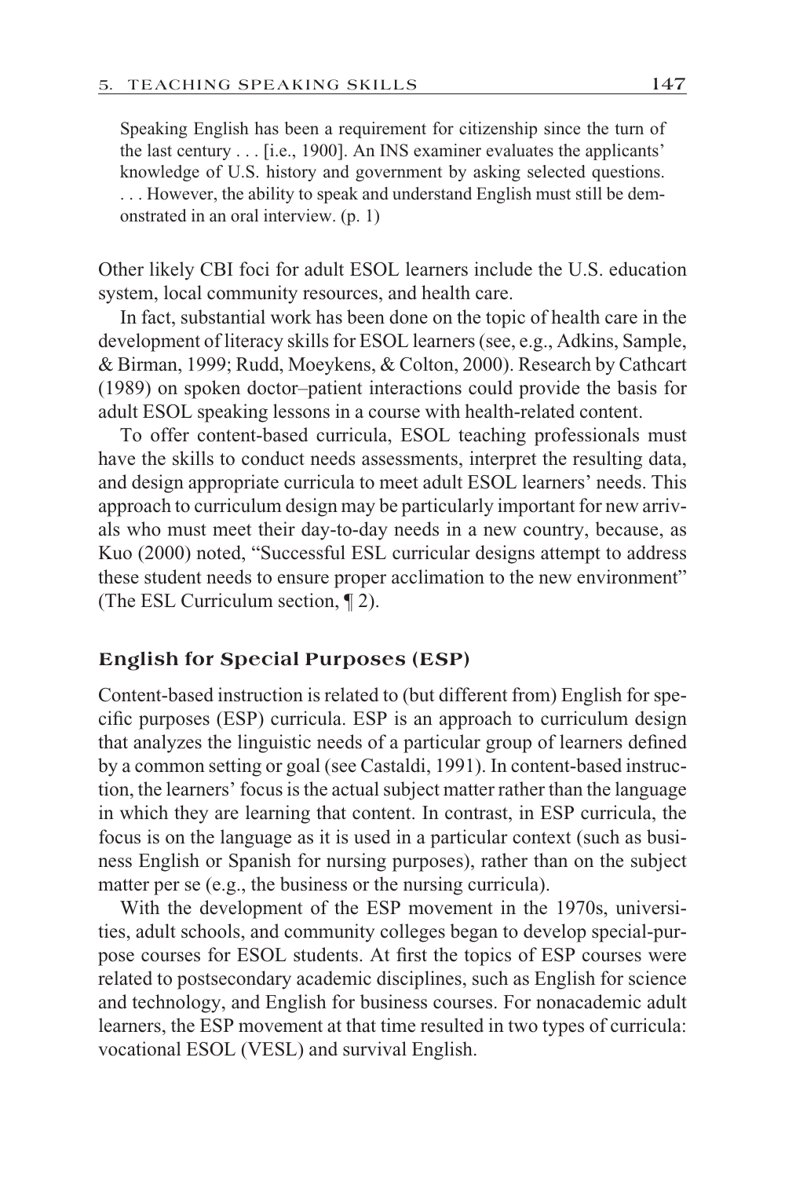> Speaking English has been a requirement for citizenship since the turn of the last century . . . [i.e., 1900]. An INS examiner evaluates the applicants' knowledge of U.S. history and government by asking selected questions. . . . However, the ability to speak and understand English must still be demonstrated in an oral interview. (p. 1)

Other likely CBI foci for adult ESOL learners include the U.S. education system, local community resources, and health care.

In fact, substantial work has been done on the topic of health care in the development of literacy skills for ESOL learners (see, e.g., Adkins, Sample, & Birman, 1999; Rudd, Moeykens, & Colton, 2000). Research by Cathcart (1989) on spoken doctor–patient interactions could provide the basis for adult ESOL speaking lessons in a course with health-related content.

To offer content-based curricula, ESOL teaching professionals must have the skills to conduct needs assessments, interpret the resulting data, and design appropriate curricula to meet adult ESOL learners' needs. This approach to curriculum design may be particularly important for new arrivals who must meet their day-to-day needs in a new country, because, as Kuo (2000) noted, "Successful ESL curricular designs attempt to address these student needs to ensure proper acclimation to the new environment" (The ESL Curriculum section, ¶ 2).

### English for Special Purposes (ESP)

Content-based instruction is related to (but different from) English for specific purposes (ESP) curricula. ESP is an approach to curriculum design that analyzes the linguistic needs of a particular group of learners defined by a common setting or goal (see Castaldi, 1991). In content-based instruction, the learners' focus is the actual subject matter rather than the language in which they are learning that content. In contrast, in ESP curricula, the focus is on the language as it is used in a particular context (such as business English or Spanish for nursing purposes), rather than on the subject matter per se (e.g., the business or the nursing curricula).

With the development of the ESP movement in the 1970s, universities, adult schools, and community colleges began to develop special-purpose courses for ESOL students. At first the topics of ESP courses were related to postsecondary academic disciplines, such as English for science and technology, and English for business courses. For nonacademic adult learners, the ESP movement at that time resulted in two types of curricula: vocational ESOL (VESL) and survival English.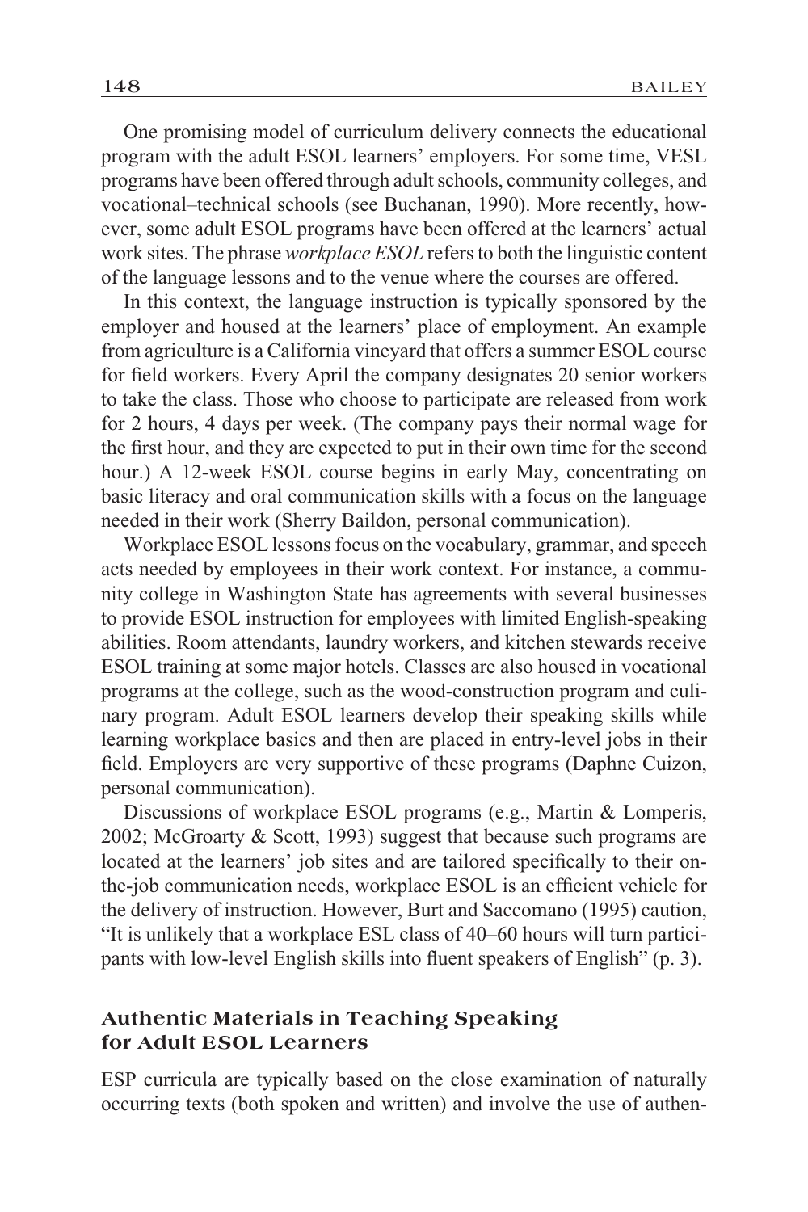One promising model of curriculum delivery connects the educational program with the adult ESOL learners' employers. For some time, VESL programs have been offered through adult schools, community colleges, and vocational–technical schools (see Buchanan, 1990). More recently, however, some adult ESOL programs have been offered at the learners' actual work sites. The phrase *workplace ESOL* refers to both the linguistic content of the language lessons and to the venue where the courses are offered.

In this context, the language instruction is typically sponsored by the employer and housed at the learners' place of employment. An example from agriculture is a California vineyard that offers a summer ESOL course for field workers. Every April the company designates 20 senior workers to take the class. Those who choose to participate are released from work for 2 hours, 4 days per week. (The company pays their normal wage for the first hour, and they are expected to put in their own time for the second hour.) A 12-week ESOL course begins in early May, concentrating on basic literacy and oral communication skills with a focus on the language needed in their work (Sherry Baildon, personal communication).

Workplace ESOL lessons focus on the vocabulary, grammar, and speech acts needed by employees in their work context. For instance, a community college in Washington State has agreements with several businesses to provide ESOL instruction for employees with limited English-speaking abilities. Room attendants, laundry workers, and kitchen stewards receive ESOL training at some major hotels. Classes are also housed in vocational programs at the college, such as the wood-construction program and culinary program. Adult ESOL learners develop their speaking skills while learning workplace basics and then are placed in entry-level jobs in their field. Employers are very supportive of these programs (Daphne Cuizon, personal communication).

Discussions of workplace ESOL programs (e.g., Martin & Lomperis, 2002; McGroarty & Scott, 1993) suggest that because such programs are located at the learners' job sites and are tailored specifically to their on-the-job communication needs, workplace ESOL is an efficient vehicle for the delivery of instruction. However, Burt and Saccomano (1995) caution, "It is unlikely that a workplace ESL class of 40–60 hours will turn participants with low-level English skills into fluent speakers of English" (p. 3).

## Authentic Materials in Teaching Speaking for Adult ESOL Learners

ESP curricula are typically based on the close examination of naturally occurring texts (both spoken and written) and involve the use of authen-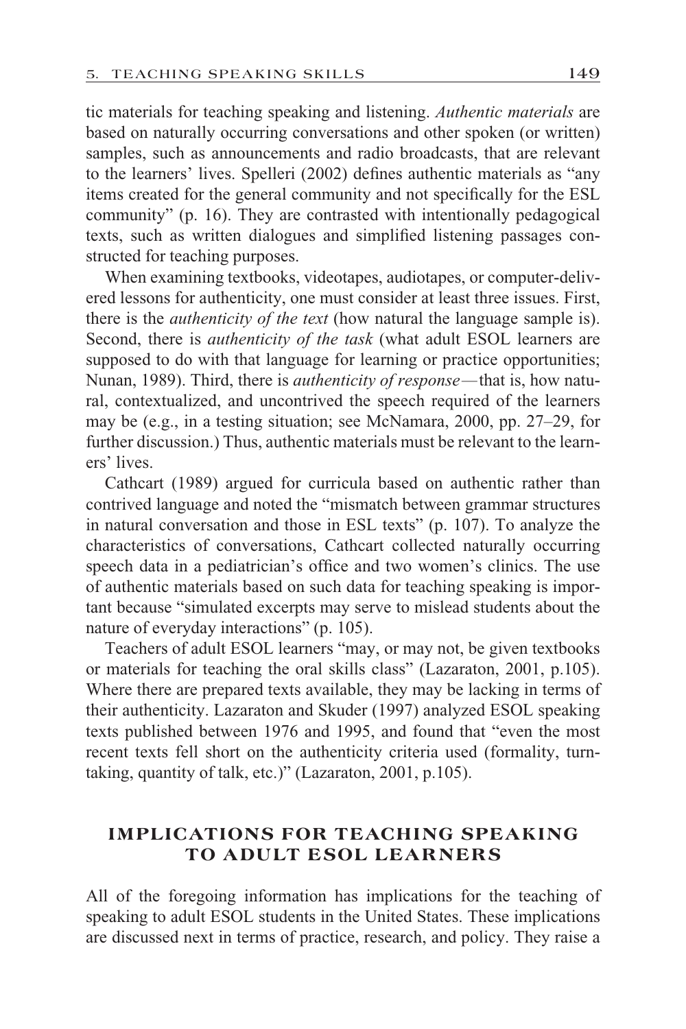tic materials for teaching speaking and listening. *Authentic materials* are based on naturally occurring conversations and other spoken (or written) samples, such as announcements and radio broadcasts, that are relevant to the learners' lives. Spelleri (2002) defines authentic materials as "any items created for the general community and not specifically for the ESL community" (p. 16). They are contrasted with intentionally pedagogical texts, such as written dialogues and simplified listening passages constructed for teaching purposes.

When examining textbooks, videotapes, audiotapes, or computer-delivered lessons for authenticity, one must consider at least three issues. First, there is the *authenticity of the text* (how natural the language sample is). Second, there is *authenticity of the task* (what adult ESOL learners are supposed to do with that language for learning or practice opportunities; Nunan, 1989). Third, there is *authenticity of response*—that is, how natural, contextualized, and uncontrived the speech required of the learners may be (e.g., in a testing situation; see McNamara, 2000, pp. 27–29, for further discussion.) Thus, authentic materials must be relevant to the learners' lives.

Cathcart (1989) argued for curricula based on authentic rather than contrived language and noted the "mismatch between grammar structures in natural conversation and those in ESL texts" (p. 107). To analyze the characteristics of conversations, Cathcart collected naturally occurring speech data in a pediatrician's office and two women's clinics. The use of authentic materials based on such data for teaching speaking is important because "simulated excerpts may serve to mislead students about the nature of everyday interactions" (p. 105).

Teachers of adult ESOL learners "may, or may not, be given textbooks or materials for teaching the oral skills class" (Lazaraton, 2001, p.105). Where there are prepared texts available, they may be lacking in terms of their authenticity. Lazaraton and Skuder (1997) analyzed ESOL speaking texts published between 1976 and 1995, and found that "even the most recent texts fell short on the authenticity criteria used (formality, turn-taking, quantity of talk, etc.)" (Lazaraton, 2001, p.105).

## IMPLICATIONS FOR TEACHING SPEAKING TO ADULT ESOL LEARNERS

All of the foregoing information has implications for the teaching of speaking to adult ESOL students in the United States. These implications are discussed next in terms of practice, research, and policy. They raise a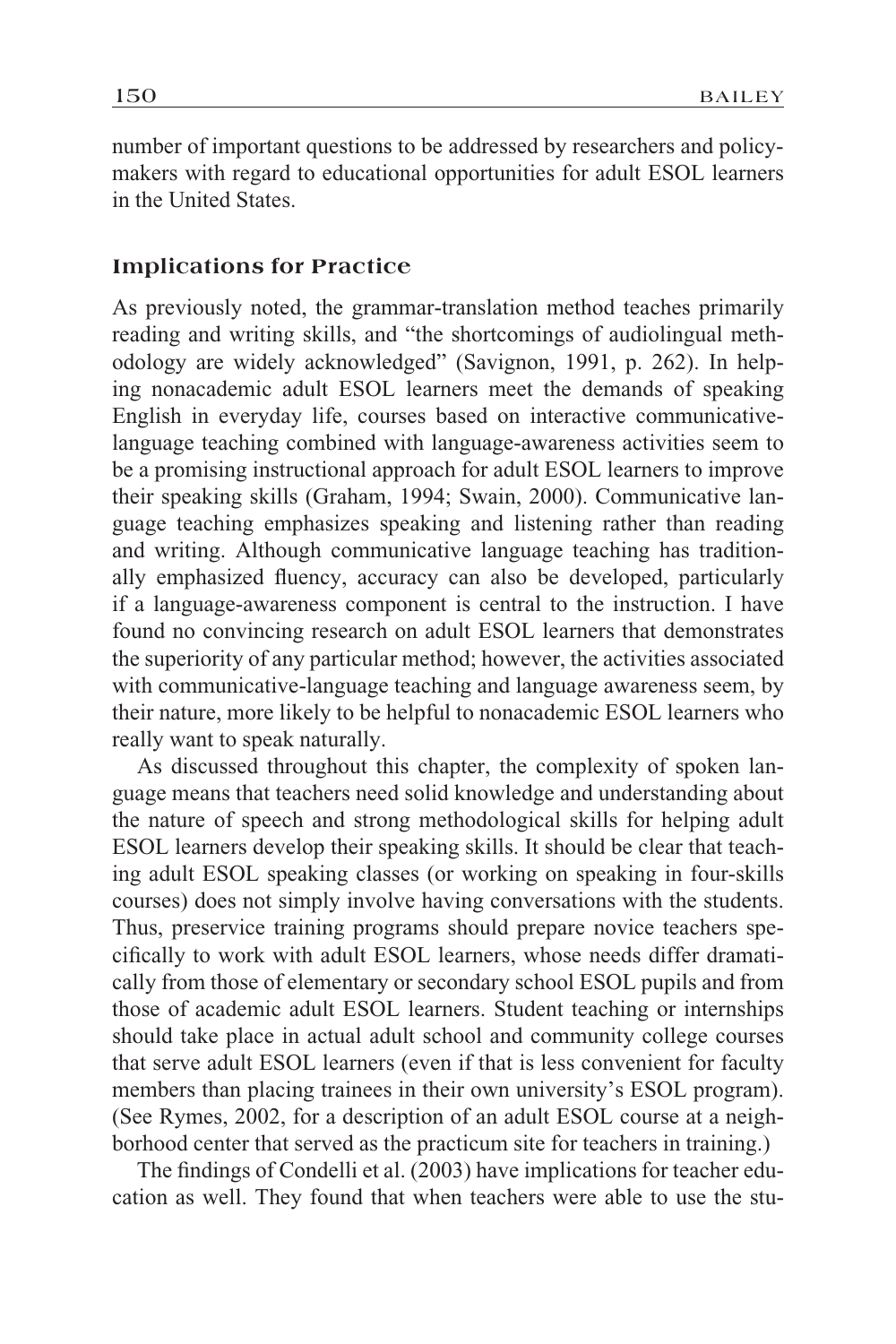number of important questions to be addressed by researchers and policymakers with regard to educational opportunities for adult ESOL learners in the United States.

## Implications for Practice

As previously noted, the grammar-translation method teaches primarily reading and writing skills, and "the shortcomings of audiolingual methodology are widely acknowledged" (Savignon, 1991, p. 262). In helping nonacademic adult ESOL learners meet the demands of speaking English in everyday life, courses based on interactive communicative-language teaching combined with language-awareness activities seem to be a promising instructional approach for adult ESOL learners to improve their speaking skills (Graham, 1994; Swain, 2000). Communicative language teaching emphasizes speaking and listening rather than reading and writing. Although communicative language teaching has traditionally emphasized fluency, accuracy can also be developed, particularly if a language-awareness component is central to the instruction. I have found no convincing research on adult ESOL learners that demonstrates the superiority of any particular method; however, the activities associated with communicative-language teaching and language awareness seem, by their nature, more likely to be helpful to nonacademic ESOL learners who really want to speak naturally.

As discussed throughout this chapter, the complexity of spoken language means that teachers need solid knowledge and understanding about the nature of speech and strong methodological skills for helping adult ESOL learners develop their speaking skills. It should be clear that teaching adult ESOL speaking classes (or working on speaking in four-skills courses) does not simply involve having conversations with the students. Thus, preservice training programs should prepare novice teachers specifically to work with adult ESOL learners, whose needs differ dramatically from those of elementary or secondary school ESOL pupils and from those of academic adult ESOL learners. Student teaching or internships should take place in actual adult school and community college courses that serve adult ESOL learners (even if that is less convenient for faculty members than placing trainees in their own university's ESOL program). (See Rymes, 2002, for a description of an adult ESOL course at a neighborhood center that served as the practicum site for teachers in training.)

The findings of Condelli et al. (2003) have implications for teacher education as well. They found that when teachers were able to use the stu-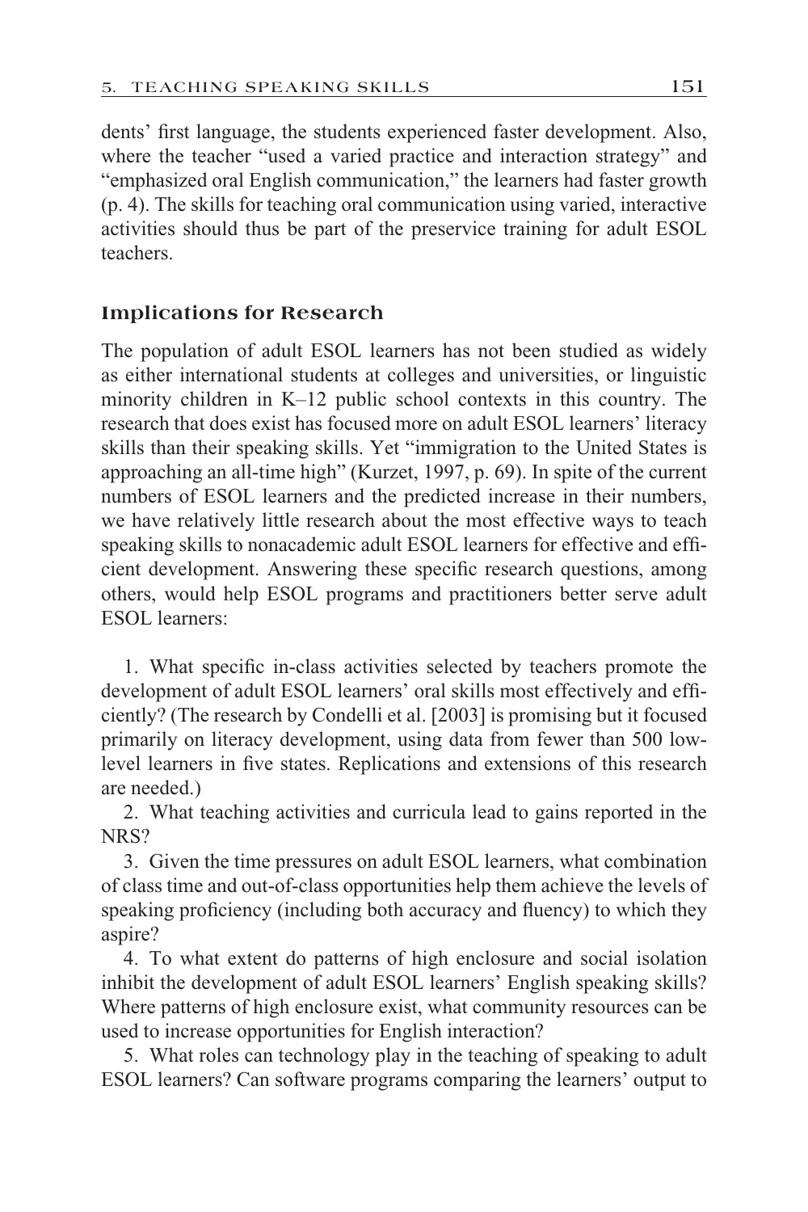dents' first language, the students experienced faster development. Also, where the teacher "used a varied practice and interaction strategy" and "emphasized oral English communication," the learners had faster growth (p. 4). The skills for teaching oral communication using varied, interactive activities should thus be part of the preservice training for adult ESOL teachers.

### Implications for Research

The population of adult ESOL learners has not been studied as widely as either international students at colleges and universities, or linguistic minority children in K–12 public school contexts in this country. The research that does exist has focused more on adult ESOL learners' literacy skills than their speaking skills. Yet "immigration to the United States is approaching an all-time high" (Kurzet, 1997, p. 69). In spite of the current numbers of ESOL learners and the predicted increase in their numbers, we have relatively little research about the most effective ways to teach speaking skills to nonacademic adult ESOL learners for effective and efficient development. Answering these specific research questions, among others, would help ESOL programs and practitioners better serve adult ESOL learners:

1. What specific in-class activities selected by teachers promote the development of adult ESOL learners' oral skills most effectively and efficiently? (The research by Condelli et al. [2003] is promising but it focused primarily on literacy development, using data from fewer than 500 low-level learners in five states. Replications and extensions of this research are needed.)
2. What teaching activities and curricula lead to gains reported in the NRS?
3. Given the time pressures on adult ESOL learners, what combination of class time and out-of-class opportunities help them achieve the levels of speaking proficiency (including both accuracy and fluency) to which they aspire?
4. To what extent do patterns of high enclosure and social isolation inhibit the development of adult ESOL learners' English speaking skills? Where patterns of high enclosure exist, what community resources can be used to increase opportunities for English interaction?
5. What roles can technology play in the teaching of speaking to adult ESOL learners? Can software programs comparing the learners' output to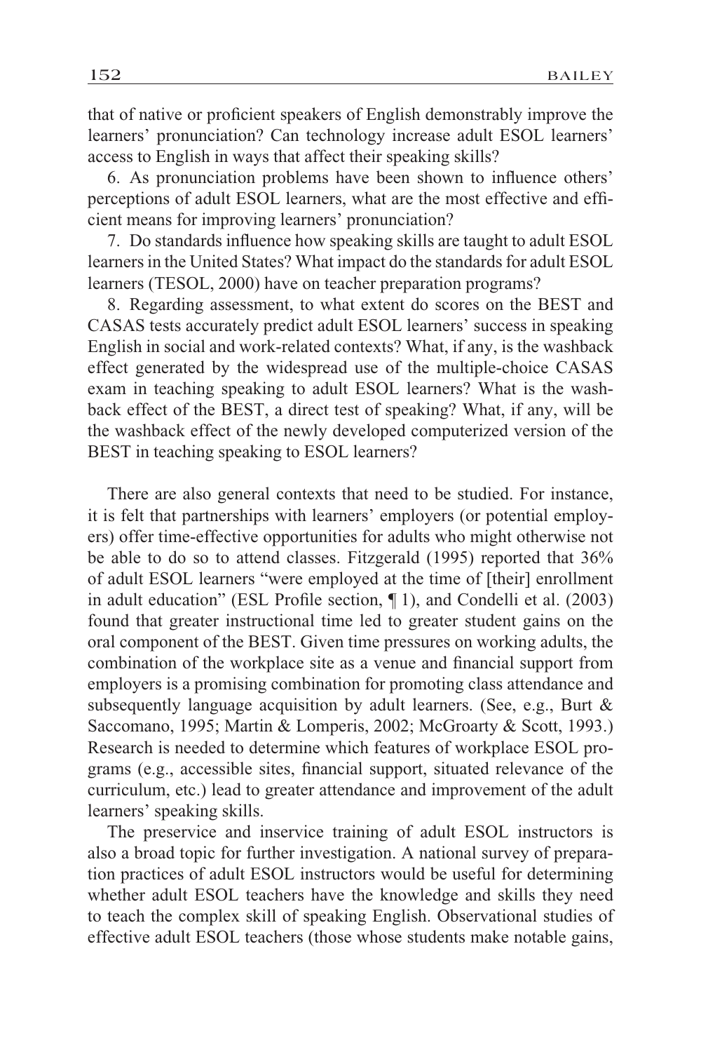that of native or proficient speakers of English demonstrably improve the learners' pronunciation? Can technology increase adult ESOL learners' access to English in ways that affect their speaking skills?

6. As pronunciation problems have been shown to influence others' perceptions of adult ESOL learners, what are the most effective and efficient means for improving learners' pronunciation?

7. Do standards influence how speaking skills are taught to adult ESOL learners in the United States? What impact do the standards for adult ESOL learners (TESOL, 2000) have on teacher preparation programs?

8. Regarding assessment, to what extent do scores on the BEST and CASAS tests accurately predict adult ESOL learners' success in speaking English in social and work-related contexts? What, if any, is the washback effect generated by the widespread use of the multiple-choice CASAS exam in teaching speaking to adult ESOL learners? What is the washback effect of the BEST, a direct test of speaking? What, if any, will be the washback effect of the newly developed computerized version of the BEST in teaching speaking to ESOL learners?

There are also general contexts that need to be studied. For instance, it is felt that partnerships with learners' employers (or potential employers) offer time-effective opportunities for adults who might otherwise not be able to do so to attend classes. Fitzgerald (1995) reported that 36% of adult ESOL learners "were employed at the time of [their] enrollment in adult education" (ESL Profile section, ¶ 1), and Condelli et al. (2003) found that greater instructional time led to greater student gains on the oral component of the BEST. Given time pressures on working adults, the combination of the workplace site as a venue and financial support from employers is a promising combination for promoting class attendance and subsequently language acquisition by adult learners. (See, e.g., Burt & Saccomano, 1995; Martin & Lomperis, 2002; McGroarty & Scott, 1993.) Research is needed to determine which features of workplace ESOL programs (e.g., accessible sites, financial support, situated relevance of the curriculum, etc.) lead to greater attendance and improvement of the adult learners' speaking skills.

The preservice and inservice training of adult ESOL instructors is also a broad topic for further investigation. A national survey of preparation practices of adult ESOL instructors would be useful for determining whether adult ESOL teachers have the knowledge and skills they need to teach the complex skill of speaking English. Observational studies of effective adult ESOL teachers (those whose students make notable gains,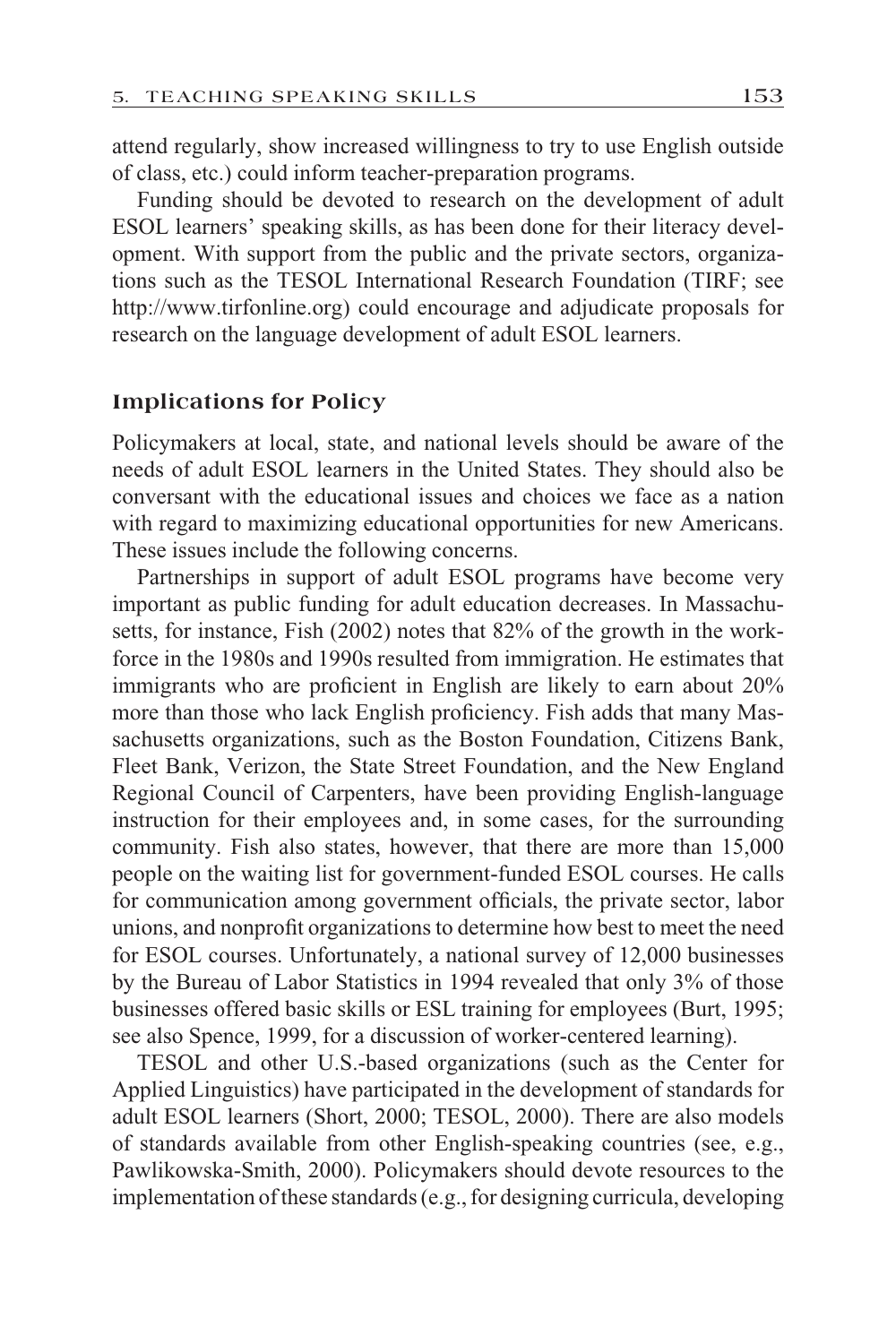attend regularly, show increased willingness to try to use English outside of class, etc.) could inform teacher-preparation programs.

Funding should be devoted to research on the development of adult ESOL learners' speaking skills, as has been done for their literacy development. With support from the public and the private sectors, organizations such as the TESOL International Research Foundation (TIRF; see http://www.tirfonline.org) could encourage and adjudicate proposals for research on the language development of adult ESOL learners.

## Implications for Policy

Policymakers at local, state, and national levels should be aware of the needs of adult ESOL learners in the United States. They should also be conversant with the educational issues and choices we face as a nation with regard to maximizing educational opportunities for new Americans. These issues include the following concerns.

Partnerships in support of adult ESOL programs have become very important as public funding for adult education decreases. In Massachusetts, for instance, Fish (2002) notes that 82% of the growth in the workforce in the 1980s and 1990s resulted from immigration. He estimates that immigrants who are proficient in English are likely to earn about 20% more than those who lack English proficiency. Fish adds that many Massachusetts organizations, such as the Boston Foundation, Citizens Bank, Fleet Bank, Verizon, the State Street Foundation, and the New England Regional Council of Carpenters, have been providing English-language instruction for their employees and, in some cases, for the surrounding community. Fish also states, however, that there are more than 15,000 people on the waiting list for government-funded ESOL courses. He calls for communication among government officials, the private sector, labor unions, and nonprofit organizations to determine how best to meet the need for ESOL courses. Unfortunately, a national survey of 12,000 businesses by the Bureau of Labor Statistics in 1994 revealed that only 3% of those businesses offered basic skills or ESL training for employees (Burt, 1995; see also Spence, 1999, for a discussion of worker-centered learning).

TESOL and other U.S.-based organizations (such as the Center for Applied Linguistics) have participated in the development of standards for adult ESOL learners (Short, 2000; TESOL, 2000). There are also models of standards available from other English-speaking countries (see, e.g., Pawlikowska-Smith, 2000). Policymakers should devote resources to the implementation of these standards (e.g., for designing curricula, developing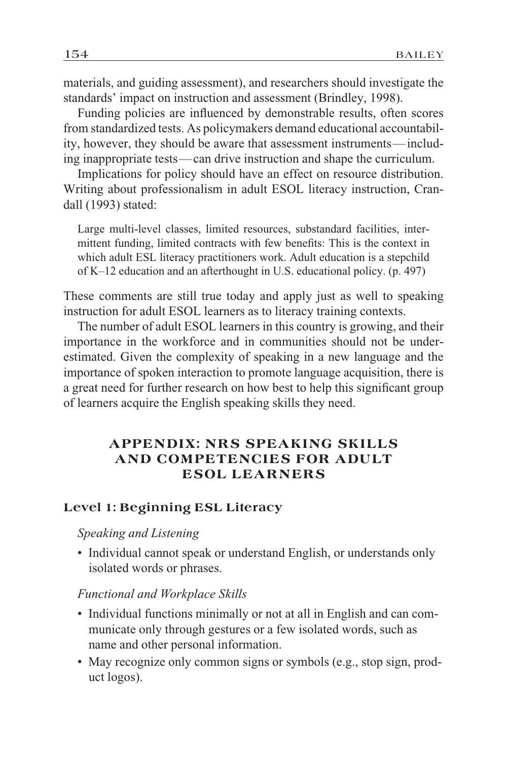materials, and guiding assessment), and researchers should investigate the standards' impact on instruction and assessment (Brindley, 1998).

Funding policies are influenced by demonstrable results, often scores from standardized tests. As policymakers demand educational accountability, however, they should be aware that assessment instruments—including inappropriate tests—can drive instruction and shape the curriculum.

Implications for policy should have an effect on resource distribution. Writing about professionalism in adult ESOL literacy instruction, Crandall (1993) stated:

> Large multi-level classes, limited resources, substandard facilities, intermittent funding, limited contracts with few benefits: This is the context in which adult ESL literacy practitioners work. Adult education is a stepchild of K–12 education and an afterthought in U.S. educational policy. (p. 497)

These comments are still true today and apply just as well to speaking instruction for adult ESOL learners as to literacy training contexts.

The number of adult ESOL learners in this country is growing, and their importance in the workforce and in communities should not be underestimated. Given the complexity of speaking in a new language and the importance of spoken interaction to promote language acquisition, there is a great need for further research on how best to help this significant group of learners acquire the English speaking skills they need.

## APPENDIX: NRS SPEAKING SKILLS AND COMPETENCIES FOR ADULT ESOL LEARNERS

### Level 1: Beginning ESL Literacy

*Speaking and Listening*

- Individual cannot speak or understand English, or understands only isolated words or phrases.

*Functional and Workplace Skills*

- Individual functions minimally or not at all in English and can communicate only through gestures or a few isolated words, such as name and other personal information.
- May recognize only common signs or symbols (e.g., stop sign, product logos).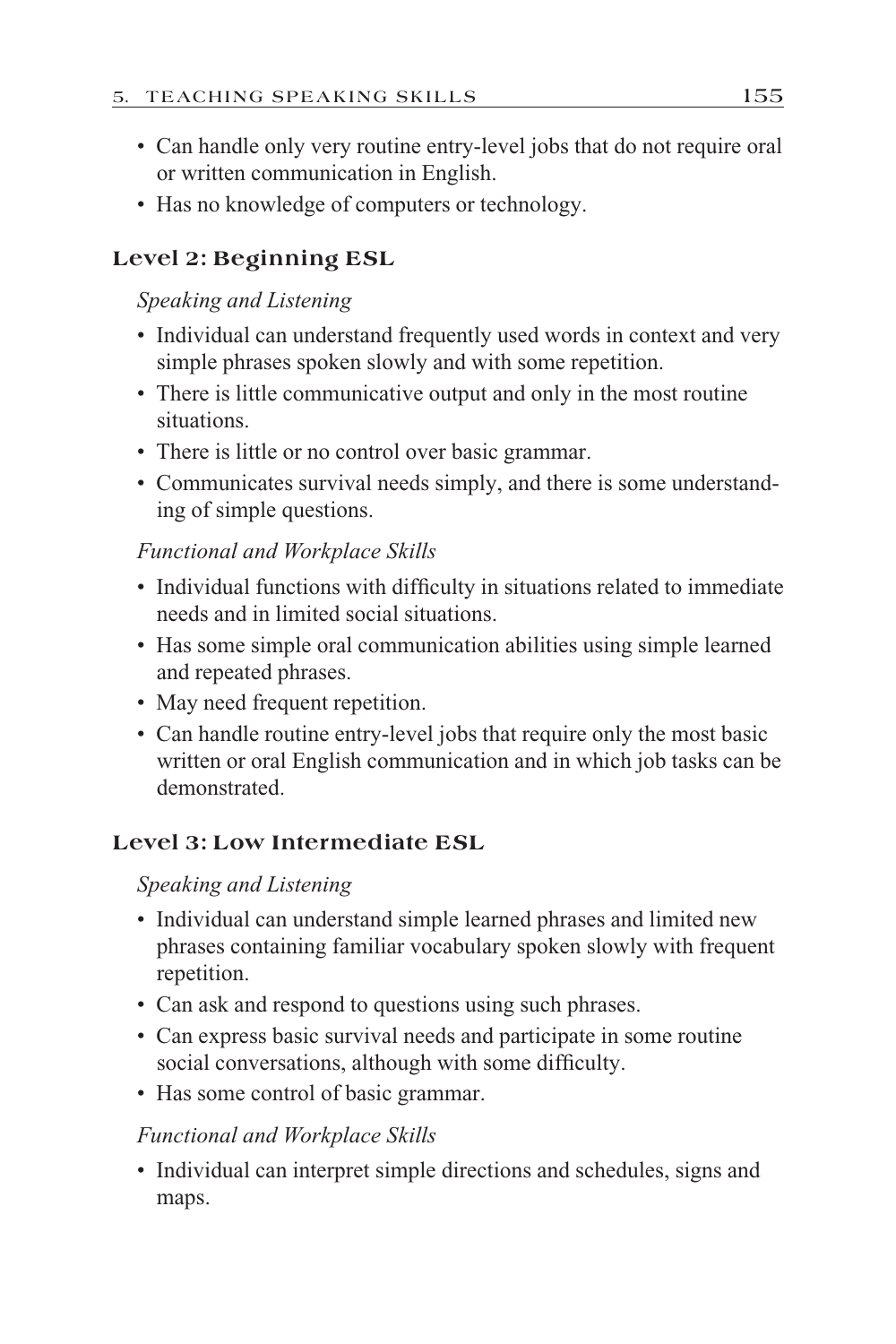- Can handle only very routine entry-level jobs that do not require oral or written communication in English.
- Has no knowledge of computers or technology.

### Level 2: Beginning ESL

*Speaking and Listening*

- Individual can understand frequently used words in context and very simple phrases spoken slowly and with some repetition.
- There is little communicative output and only in the most routine situations.
- There is little or no control over basic grammar.
- Communicates survival needs simply, and there is some understanding of simple questions.

*Functional and Workplace Skills*

- Individual functions with difficulty in situations related to immediate needs and in limited social situations.
- Has some simple oral communication abilities using simple learned and repeated phrases.
- May need frequent repetition.
- Can handle routine entry-level jobs that require only the most basic written or oral English communication and in which job tasks can be demonstrated.

### Level 3: Low Intermediate ESL

*Speaking and Listening*

- Individual can understand simple learned phrases and limited new phrases containing familiar vocabulary spoken slowly with frequent repetition.
- Can ask and respond to questions using such phrases.
- Can express basic survival needs and participate in some routine social conversations, although with some difficulty.
- Has some control of basic grammar.

*Functional and Workplace Skills*

- Individual can interpret simple directions and schedules, signs and maps.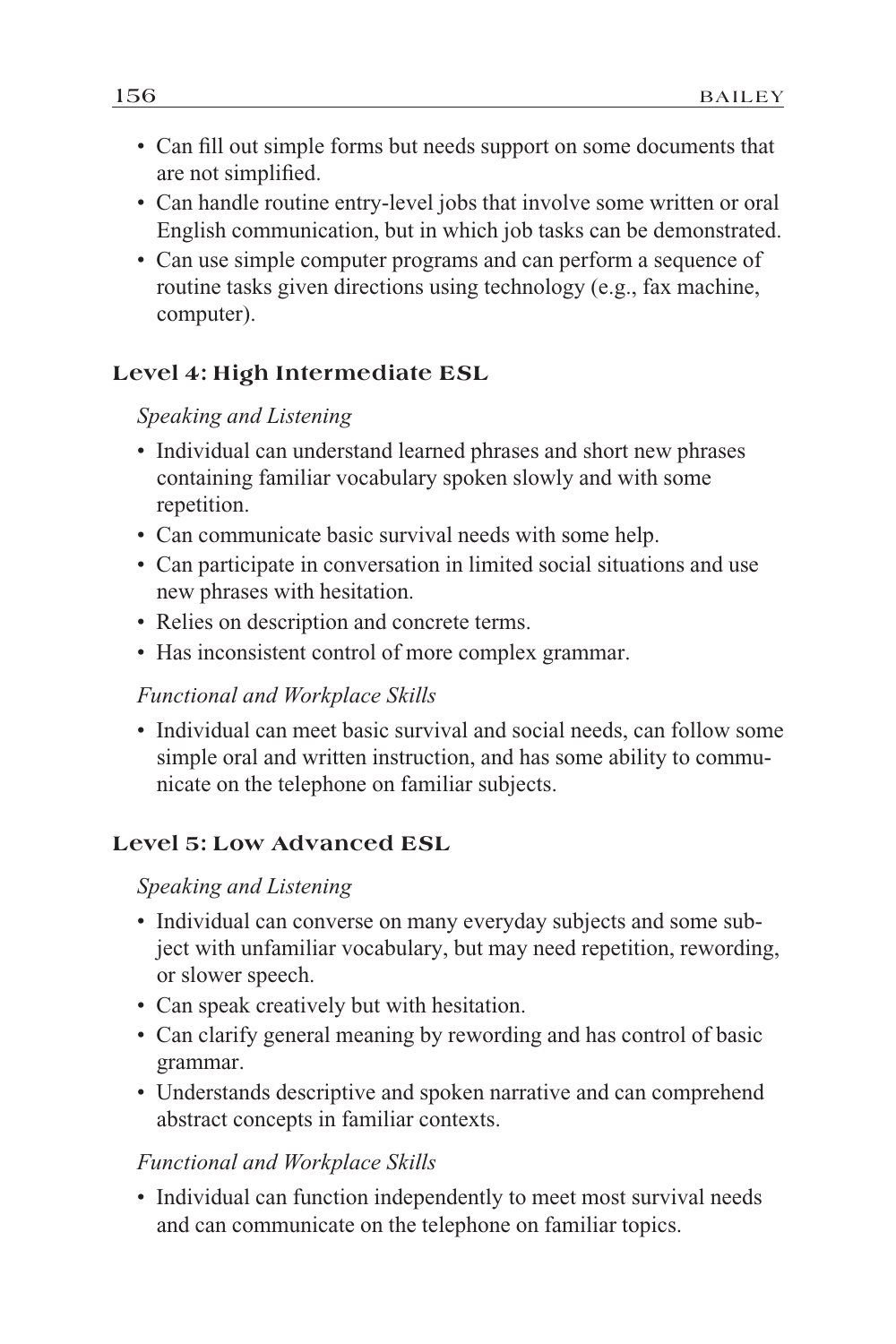- Can fill out simple forms but needs support on some documents that are not simplified.
- Can handle routine entry-level jobs that involve some written or oral English communication, but in which job tasks can be demonstrated.
- Can use simple computer programs and can perform a sequence of routine tasks given directions using technology (e.g., fax machine, computer).

### Level 4: High Intermediate ESL

*Speaking and Listening*

- Individual can understand learned phrases and short new phrases containing familiar vocabulary spoken slowly and with some repetition.
- Can communicate basic survival needs with some help.
- Can participate in conversation in limited social situations and use new phrases with hesitation.
- Relies on description and concrete terms.
- Has inconsistent control of more complex grammar.

*Functional and Workplace Skills*

- Individual can meet basic survival and social needs, can follow some simple oral and written instruction, and has some ability to communicate on the telephone on familiar subjects.

### Level 5: Low Advanced ESL

*Speaking and Listening*

- Individual can converse on many everyday subjects and some subject with unfamiliar vocabulary, but may need repetition, rewording, or slower speech.
- Can speak creatively but with hesitation.
- Can clarify general meaning by rewording and has control of basic grammar.
- Understands descriptive and spoken narrative and can comprehend abstract concepts in familiar contexts.

*Functional and Workplace Skills*

- Individual can function independently to meet most survival needs and can communicate on the telephone on familiar topics.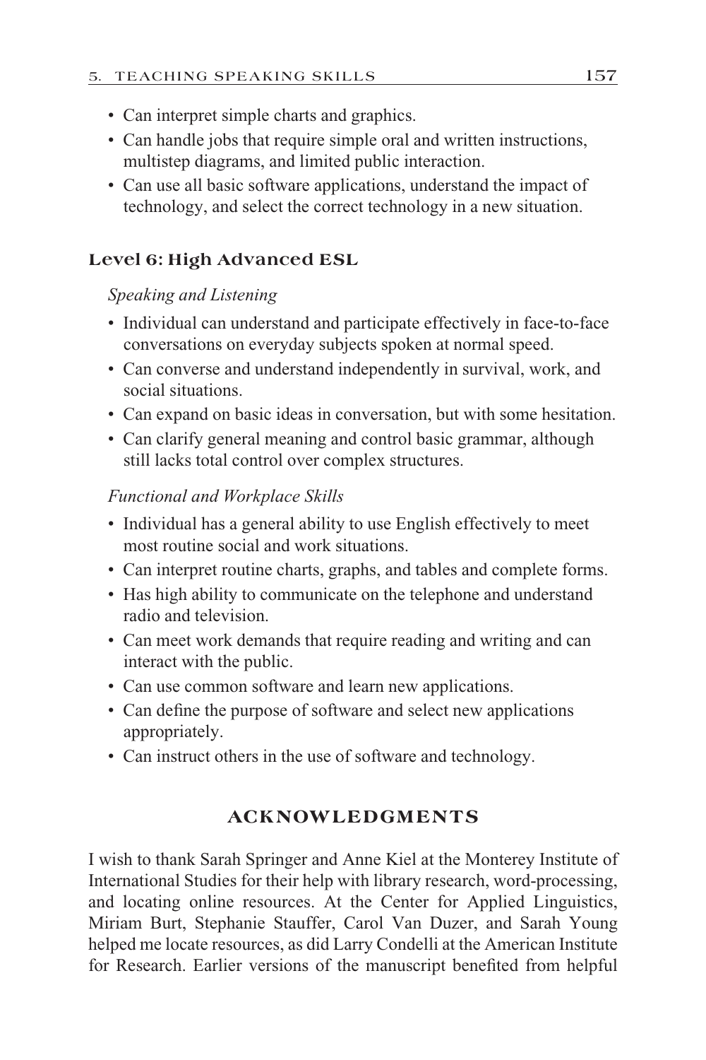- Can interpret simple charts and graphics.
- Can handle jobs that require simple oral and written instructions, multistep diagrams, and limited public interaction.
- Can use all basic software applications, understand the impact of technology, and select the correct technology in a new situation.

### Level 6: High Advanced ESL

*Speaking and Listening*

- Individual can understand and participate effectively in face-to-face conversations on everyday subjects spoken at normal speed.
- Can converse and understand independently in survival, work, and social situations.
- Can expand on basic ideas in conversation, but with some hesitation.
- Can clarify general meaning and control basic grammar, although still lacks total control over complex structures.

*Functional and Workplace Skills*

- Individual has a general ability to use English effectively to meet most routine social and work situations.
- Can interpret routine charts, graphs, and tables and complete forms.
- Has high ability to communicate on the telephone and understand radio and television.
- Can meet work demands that require reading and writing and can interact with the public.
- Can use common software and learn new applications.
- Can define the purpose of software and select new applications appropriately.
- Can instruct others in the use of software and technology.

## ACKNOWLEDGMENTS

I wish to thank Sarah Springer and Anne Kiel at the Monterey Institute of International Studies for their help with library research, word-processing, and locating online resources. At the Center for Applied Linguistics, Miriam Burt, Stephanie Stauffer, Carol Van Duzer, and Sarah Young helped me locate resources, as did Larry Condelli at the American Institute for Research. Earlier versions of the manuscript benefited from helpful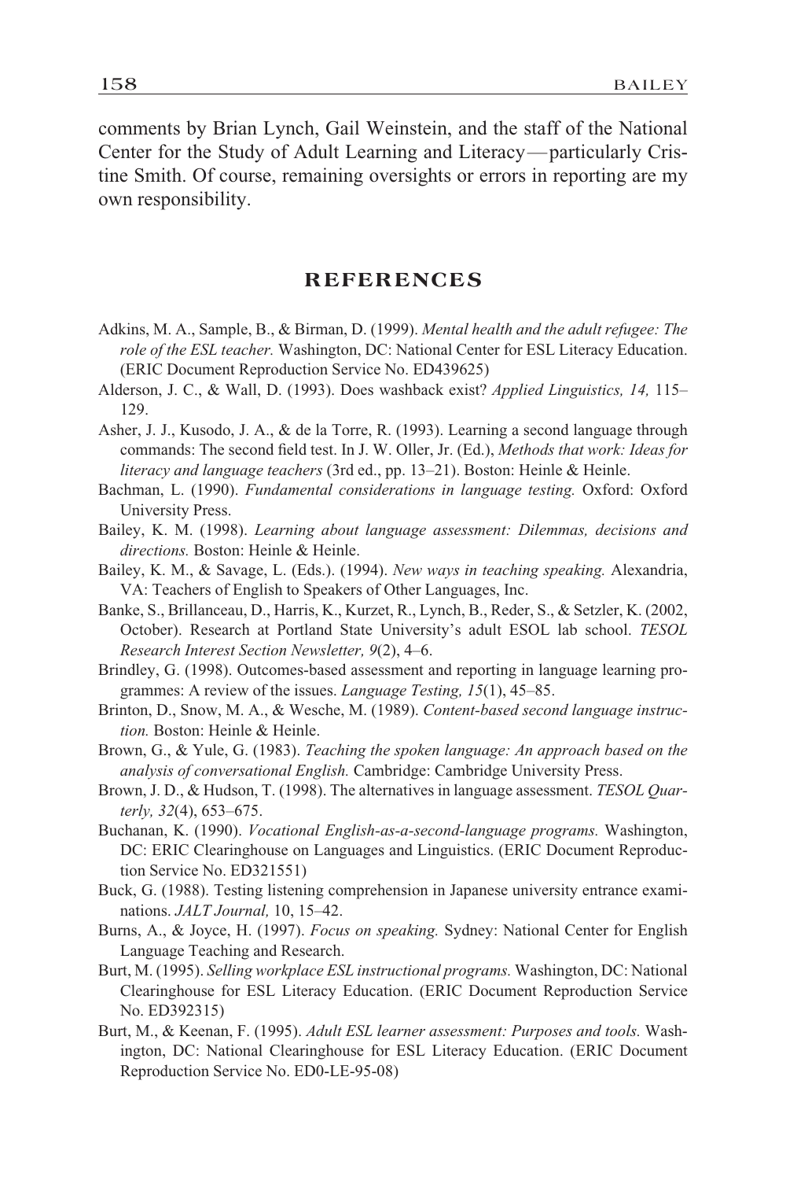comments by Brian Lynch, Gail Weinstein, and the staff of the National Center for the Study of Adult Learning and Literacy—particularly Cristine Smith. Of course, remaining oversights or errors in reporting are my own responsibility.

## REFERENCES

Adkins, M. A., Sample, B., & Birman, D. (1999). *Mental health and the adult refugee: The role of the ESL teacher.* Washington, DC: National Center for ESL Literacy Education. (ERIC Document Reproduction Service No. ED439625)

Alderson, J. C., & Wall, D. (1993). Does washback exist? *Applied Linguistics, 14,* 115–129.

Asher, J. J., Kusodo, J. A., & de la Torre, R. (1993). Learning a second language through commands: The second field test. In J. W. Oller, Jr. (Ed.), *Methods that work: Ideas for literacy and language teachers* (3rd ed., pp. 13–21). Boston: Heinle & Heinle.

Bachman, L. (1990). *Fundamental considerations in language testing.* Oxford: Oxford University Press.

Bailey, K. M. (1998). *Learning about language assessment: Dilemmas, decisions and directions.* Boston: Heinle & Heinle.

Bailey, K. M., & Savage, L. (Eds.). (1994). *New ways in teaching speaking.* Alexandria, VA: Teachers of English to Speakers of Other Languages, Inc.

Banke, S., Brillanceau, D., Harris, K., Kurzet, R., Lynch, B., Reder, S., & Setzler, K. (2002, October). Research at Portland State University's adult ESOL lab school. *TESOL Research Interest Section Newsletter, 9*(2), 4–6.

Brindley, G. (1998). Outcomes-based assessment and reporting in language learning programmes: A review of the issues. *Language Testing, 15*(1), 45–85.

Brinton, D., Snow, M. A., & Wesche, M. (1989). *Content-based second language instruction.* Boston: Heinle & Heinle.

Brown, G., & Yule, G. (1983). *Teaching the spoken language: An approach based on the analysis of conversational English.* Cambridge: Cambridge University Press.

Brown, J. D., & Hudson, T. (1998). The alternatives in language assessment. *TESOL Quarterly, 32*(4), 653–675.

Buchanan, K. (1990). *Vocational English-as-a-second-language programs.* Washington, DC: ERIC Clearinghouse on Languages and Linguistics. (ERIC Document Reproduction Service No. ED321551)

Buck, G. (1988). Testing listening comprehension in Japanese university entrance examinations. *JALT Journal,* 10, 15–42.

Burns, A., & Joyce, H. (1997). *Focus on speaking.* Sydney: National Center for English Language Teaching and Research.

Burt, M. (1995). *Selling workplace ESL instructional programs.* Washington, DC: National Clearinghouse for ESL Literacy Education. (ERIC Document Reproduction Service No. ED392315)

Burt, M., & Keenan, F. (1995). *Adult ESL learner assessment: Purposes and tools.* Washington, DC: National Clearinghouse for ESL Literacy Education. (ERIC Document Reproduction Service No. ED0-LE-95-08)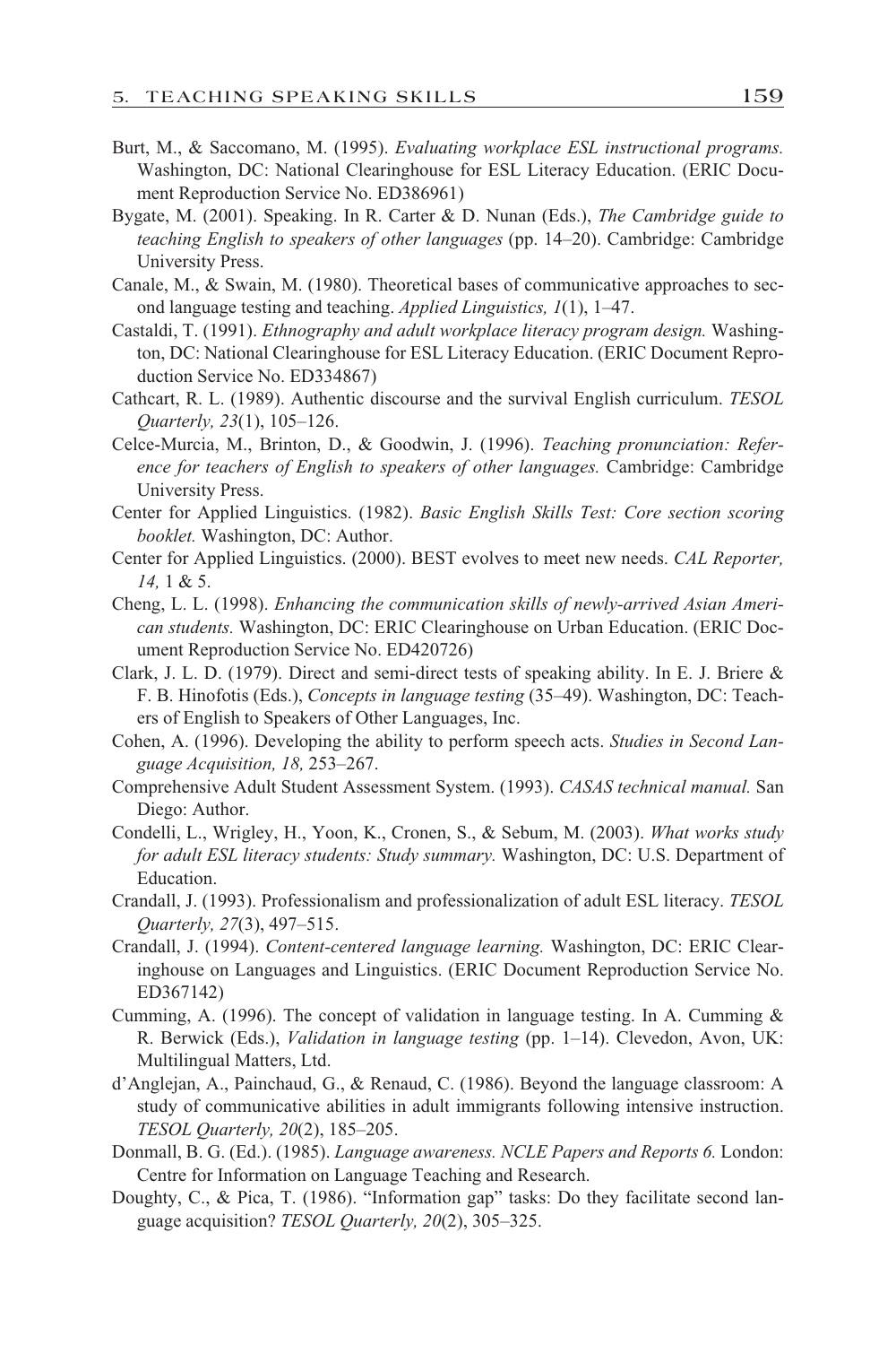Burt, M., & Saccomano, M. (1995). *Evaluating workplace ESL instructional programs.* Washington, DC: National Clearinghouse for ESL Literacy Education. (ERIC Document Reproduction Service No. ED386961)

Bygate, M. (2001). Speaking. In R. Carter & D. Nunan (Eds.), *The Cambridge guide to teaching English to speakers of other languages* (pp. 14–20). Cambridge: Cambridge University Press.

Canale, M., & Swain, M. (1980). Theoretical bases of communicative approaches to second language testing and teaching. *Applied Linguistics, 1*(1), 1–47.

Castaldi, T. (1991). *Ethnography and adult workplace literacy program design.* Washington, DC: National Clearinghouse for ESL Literacy Education. (ERIC Document Reproduction Service No. ED334867)

Cathcart, R. L. (1989). Authentic discourse and the survival English curriculum. *TESOL Quarterly, 23*(1), 105–126.

Celce-Murcia, M., Brinton, D., & Goodwin, J. (1996). *Teaching pronunciation: Reference for teachers of English to speakers of other languages.* Cambridge: Cambridge University Press.

Center for Applied Linguistics. (1982). *Basic English Skills Test: Core section scoring booklet.* Washington, DC: Author.

Center for Applied Linguistics. (2000). BEST evolves to meet new needs. *CAL Reporter, 14,* 1 & 5.

Cheng, L. L. (1998). *Enhancing the communication skills of newly-arrived Asian American students.* Washington, DC: ERIC Clearinghouse on Urban Education. (ERIC Document Reproduction Service No. ED420726)

Clark, J. L. D. (1979). Direct and semi-direct tests of speaking ability. In E. J. Briere & F. B. Hinofotis (Eds.), *Concepts in language testing* (35–49). Washington, DC: Teachers of English to Speakers of Other Languages, Inc.

Cohen, A. (1996). Developing the ability to perform speech acts. *Studies in Second Language Acquisition, 18,* 253–267.

Comprehensive Adult Student Assessment System. (1993). *CASAS technical manual.* San Diego: Author.

Condelli, L., Wrigley, H., Yoon, K., Cronen, S., & Sebum, M. (2003). *What works study for adult ESL literacy students: Study summary.* Washington, DC: U.S. Department of Education.

Crandall, J. (1993). Professionalism and professionalization of adult ESL literacy. *TESOL Quarterly, 27*(3), 497–515.

Crandall, J. (1994). *Content-centered language learning.* Washington, DC: ERIC Clearinghouse on Languages and Linguistics. (ERIC Document Reproduction Service No. ED367142)

Cumming, A. (1996). The concept of validation in language testing. In A. Cumming & R. Berwick (Eds.), *Validation in language testing* (pp. 1–14). Clevedon, Avon, UK: Multilingual Matters, Ltd.

d'Anglejan, A., Painchaud, G., & Renaud, C. (1986). Beyond the language classroom: A study of communicative abilities in adult immigrants following intensive instruction. *TESOL Quarterly, 20*(2), 185–205.

Donmall, B. G. (Ed.). (1985). *Language awareness. NCLE Papers and Reports 6.* London: Centre for Information on Language Teaching and Research.

Doughty, C., & Pica, T. (1986). "Information gap" tasks: Do they facilitate second language acquisition? *TESOL Quarterly, 20*(2), 305–325.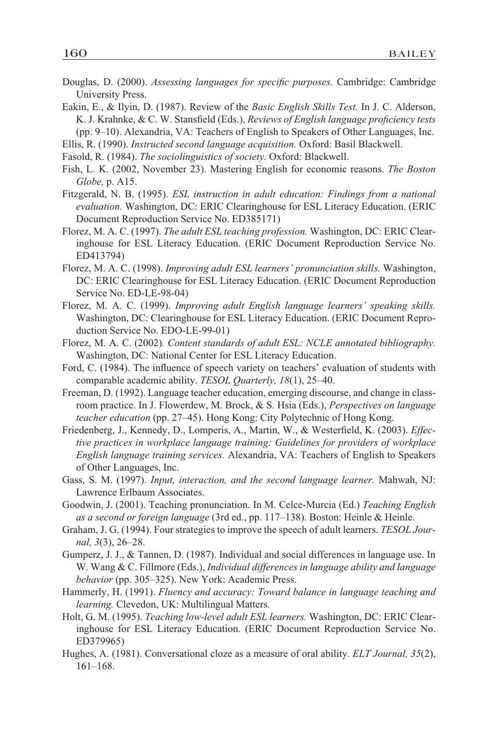Douglas, D. (2000). *Assessing languages for specific purposes.* Cambridge: Cambridge University Press.

Eakin, E., & Ilyin, D. (1987). Review of the *Basic English Skills Test.* In J. C. Alderson, K. J. Krahnke, & C. W. Stansfield (Eds.), *Reviews of English language proficiency tests* (pp. 9–10). Alexandria, VA: Teachers of English to Speakers of Other Languages, Inc.

Ellis, R. (1990). *Instructed second language acquisition.* Oxford: Basil Blackwell.

Fasold, R. (1984). *The sociolinguistics of society.* Oxford: Blackwell.

Fish, L. K. (2002, November 23). Mastering English for economic reasons. *The Boston Globe,* p. A15.

Fitzgerald, N. B. (1995). *ESL instruction in adult education: Findings from a national evaluation.* Washington, DC: ERIC Clearinghouse for ESL Literacy Education. (ERIC Document Reproduction Service No. ED385171)

Florez, M. A. C. (1997). *The adult ESL teaching profession.* Washington, DC: ERIC Clearinghouse for ESL Literacy Education. (ERIC Document Reproduction Service No. ED413794)

Florez, M. A. C. (1998). *Improving adult ESL learners' pronunciation skills.* Washington, DC: ERIC Clearinghouse for ESL Literacy Education. (ERIC Document Reproduction Service No. ED-LE-98-04)

Florez, M. A. C. (1999). *Improving adult English language learners' speaking skills.* Washington, DC: Clearinghouse for ESL Literacy Education. (ERIC Document Reproduction Service No. EDO-LE-99-01)

Florez, M. A. C. (2002)*. Content standards of adult ESL: NCLE annotated bibliography.* Washington, DC: National Center for ESL Literacy Education.

Ford, C. (1984). The influence of speech variety on teachers' evaluation of students with comparable academic ability. *TESOL Quarterly, 18*(1), 25–40.

Freeman, D. (1992). Language teacher education, emerging discourse, and change in classroom practice. In J. Flowerdew, M. Brock, & S. Hsia (Eds.), *Perspectives on language teacher education* (pp. 27–45). Hong Kong: City Polytechnic of Hong Kong.

Friedenberg, J., Kennedy, D., Lomperis, A., Martin, W., & Westerfield, K. (2003). *Effective practices in workplace language training: Guidelines for providers of workplace English language training services.* Alexandria, VA: Teachers of English to Speakers of Other Languages, Inc.

Gass, S. M. (1997). *Input, interaction, and the second language learner.* Mahwah, NJ: Lawrence Erlbaum Associates.

Goodwin, J. (2001). Teaching pronunciation. In M. Celce-Murcia (Ed.) *Teaching English as a second or foreign language* (3rd ed., pp. 117–138). Boston: Heinle & Heinle.

Graham, J. G. (1994). Four strategies to improve the speech of adult learners. *TESOL Journal, 3*(3), 26–28.

Gumperz, J. J., & Tannen, D. (1987). Individual and social differences in language use. In W. Wang & C. Fillmore (Eds.), *Individual differences in language ability and language behavior* (pp. 305–325). New York: Academic Press.

Hammerly, H. (1991). *Fluency and accuracy: Toward balance in language teaching and learning.* Clevedon, UK: Multilingual Matters.

Holt, G. M. (1995). *Teaching low-level adult ESL learners.* Washington, DC: ERIC Clearinghouse for ESL Literacy Education. (ERIC Document Reproduction Service No. ED379965)

Hughes, A. (1981). Conversational cloze as a measure of oral ability. *ELT Journal, 35*(2), 161–168.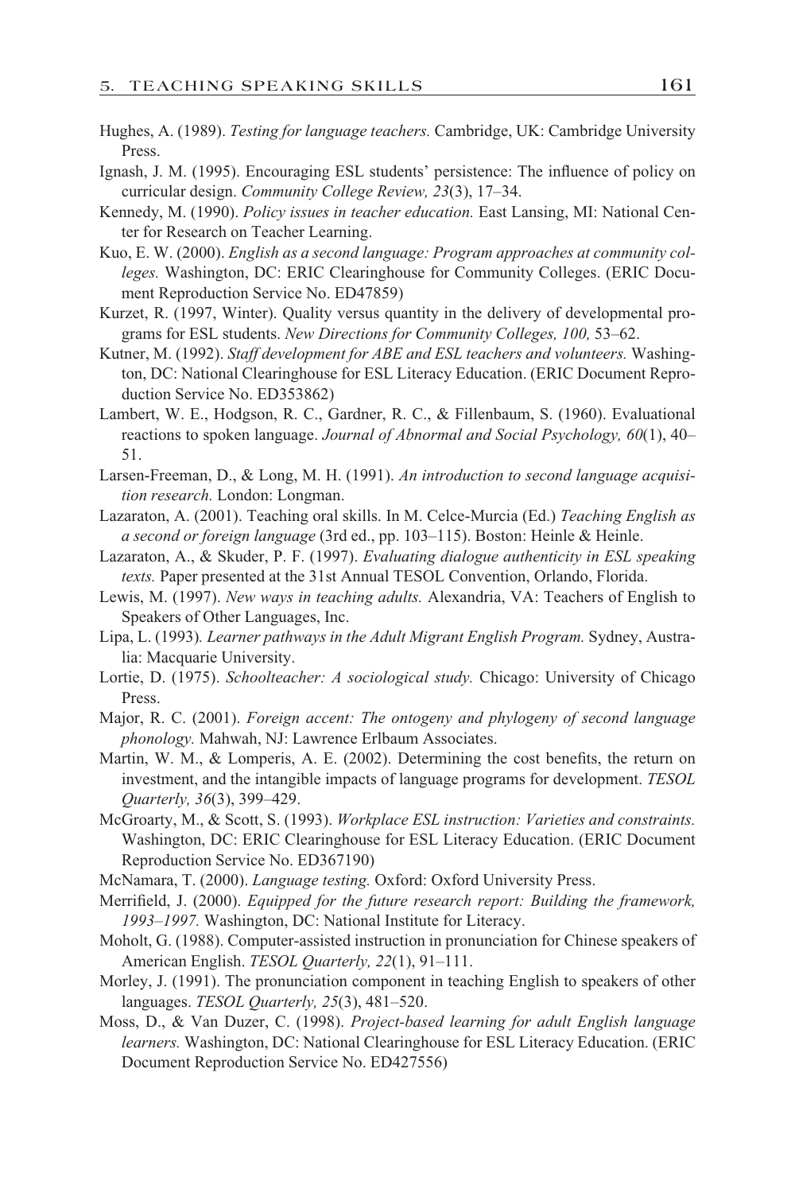Hughes, A. (1989). *Testing for language teachers.* Cambridge, UK: Cambridge University Press.

Ignash, J. M. (1995). Encouraging ESL students' persistence: The influence of policy on curricular design. *Community College Review, 23*(3), 17–34.

Kennedy, M. (1990). *Policy issues in teacher education.* East Lansing, MI: National Center for Research on Teacher Learning.

Kuo, E. W. (2000). *English as a second language: Program approaches at community colleges.* Washington, DC: ERIC Clearinghouse for Community Colleges. (ERIC Document Reproduction Service No. ED47859)

Kurzet, R. (1997, Winter). Quality versus quantity in the delivery of developmental programs for ESL students. *New Directions for Community Colleges, 100,* 53–62.

Kutner, M. (1992). *Staff development for ABE and ESL teachers and volunteers.* Washington, DC: National Clearinghouse for ESL Literacy Education. (ERIC Document Reproduction Service No. ED353862)

Lambert, W. E., Hodgson, R. C., Gardner, R. C., & Fillenbaum, S. (1960). Evaluational reactions to spoken language. *Journal of Abnormal and Social Psychology, 60*(1), 40–51.

Larsen-Freeman, D., & Long, M. H. (1991). *An introduction to second language acquisition research.* London: Longman.

Lazaraton, A. (2001). Teaching oral skills. In M. Celce-Murcia (Ed.) *Teaching English as a second or foreign language* (3rd ed., pp. 103–115). Boston: Heinle & Heinle.

Lazaraton, A., & Skuder, P. F. (1997). *Evaluating dialogue authenticity in ESL speaking texts.* Paper presented at the 31st Annual TESOL Convention, Orlando, Florida.

Lewis, M. (1997). *New ways in teaching adults.* Alexandria, VA: Teachers of English to Speakers of Other Languages, Inc.

Lipa, L. (1993). *Learner pathways in the Adult Migrant English Program.* Sydney, Australia: Macquarie University.

Lortie, D. (1975). *Schoolteacher: A sociological study.* Chicago: University of Chicago Press.

Major, R. C. (2001). *Foreign accent: The ontogeny and phylogeny of second language phonology.* Mahwah, NJ: Lawrence Erlbaum Associates.

Martin, W. M., & Lomperis, A. E. (2002). Determining the cost benefits, the return on investment, and the intangible impacts of language programs for development. *TESOL Quarterly, 36*(3), 399–429.

McGroarty, M., & Scott, S. (1993). *Workplace ESL instruction: Varieties and constraints.* Washington, DC: ERIC Clearinghouse for ESL Literacy Education. (ERIC Document Reproduction Service No. ED367190)

McNamara, T. (2000). *Language testing.* Oxford: Oxford University Press.

Merrifield, J. (2000). *Equipped for the future research report: Building the framework, 1993–1997.* Washington, DC: National Institute for Literacy.

Moholt, G. (1988). Computer-assisted instruction in pronunciation for Chinese speakers of American English. *TESOL Quarterly, 22*(1), 91–111.

Morley, J. (1991). The pronunciation component in teaching English to speakers of other languages. *TESOL Quarterly, 25*(3), 481–520.

Moss, D., & Van Duzer, C. (1998). *Project-based learning for adult English language learners.* Washington, DC: National Clearinghouse for ESL Literacy Education. (ERIC Document Reproduction Service No. ED427556)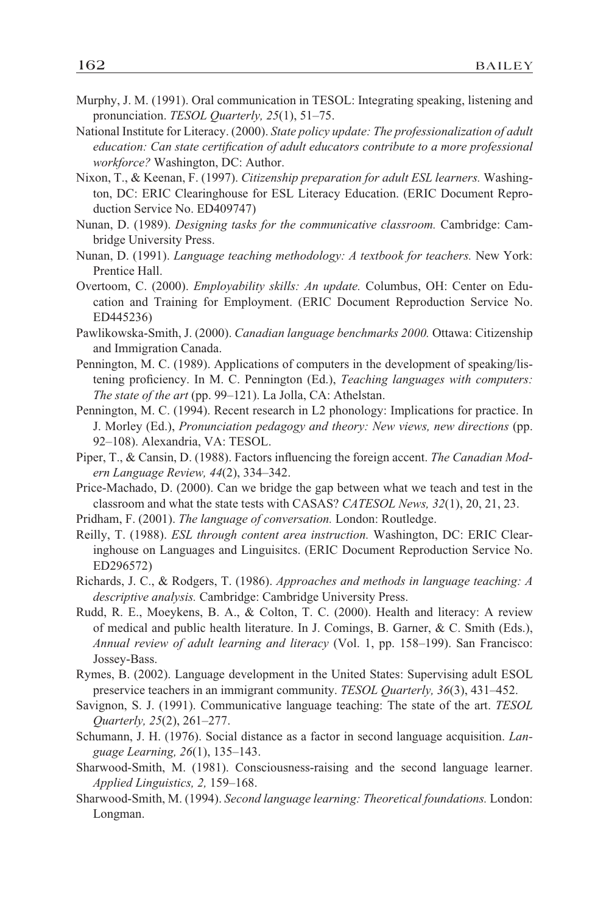Murphy, J. M. (1991). Oral communication in TESOL: Integrating speaking, listening and pronunciation. *TESOL Quarterly, 25*(1), 51–75.

National Institute for Literacy. (2000). *State policy update: The professionalization of adult education: Can state certification of adult educators contribute to a more professional workforce?* Washington, DC: Author.

Nixon, T., & Keenan, F. (1997). *Citizenship preparation for adult ESL learners.* Washington, DC: ERIC Clearinghouse for ESL Literacy Education. (ERIC Document Reproduction Service No. ED409747)

Nunan, D. (1989). *Designing tasks for the communicative classroom.* Cambridge: Cambridge University Press.

Nunan, D. (1991). *Language teaching methodology: A textbook for teachers.* New York: Prentice Hall.

Overtoom, C. (2000). *Employability skills: An update.* Columbus, OH: Center on Education and Training for Employment. (ERIC Document Reproduction Service No. ED445236)

Pawlikowska-Smith, J. (2000). *Canadian language benchmarks 2000.* Ottawa: Citizenship and Immigration Canada.

Pennington, M. C. (1989). Applications of computers in the development of speaking/listening proficiency. In M. C. Pennington (Ed.), *Teaching languages with computers: The state of the art* (pp. 99–121). La Jolla, CA: Athelstan.

Pennington, M. C. (1994). Recent research in L2 phonology: Implications for practice. In J. Morley (Ed.), *Pronunciation pedagogy and theory: New views, new directions* (pp. 92–108). Alexandria, VA: TESOL.

Piper, T., & Cansin, D. (1988). Factors influencing the foreign accent. *The Canadian Modern Language Review, 44*(2), 334–342.

Price-Machado, D. (2000). Can we bridge the gap between what we teach and test in the classroom and what the state tests with CASAS? *CATESOL News, 32*(1), 20, 21, 23.

Pridham, F. (2001). *The language of conversation.* London: Routledge.

Reilly, T. (1988). *ESL through content area instruction.* Washington, DC: ERIC Clearinghouse on Languages and Linguisitcs. (ERIC Document Reproduction Service No. ED296572)

Richards, J. C., & Rodgers, T. (1986). *Approaches and methods in language teaching: A descriptive analysis.* Cambridge: Cambridge University Press.

Rudd, R. E., Moeykens, B. A., & Colton, T. C. (2000). Health and literacy: A review of medical and public health literature. In J. Comings, B. Garner, & C. Smith (Eds.), *Annual review of adult learning and literacy* (Vol. 1, pp. 158–199). San Francisco: Jossey-Bass.

Rymes, B. (2002). Language development in the United States: Supervising adult ESOL preservice teachers in an immigrant community. *TESOL Quarterly, 36*(3), 431–452.

Savignon, S. J. (1991). Communicative language teaching: The state of the art. *TESOL Quarterly, 25*(2), 261–277.

Schumann, J. H. (1976). Social distance as a factor in second language acquisition. *Language Learning, 26*(1), 135–143.

Sharwood-Smith, M. (1981). Consciousness-raising and the second language learner. *Applied Linguistics, 2,* 159–168.

Sharwood-Smith, M. (1994). *Second language learning: Theoretical foundations.* London: Longman.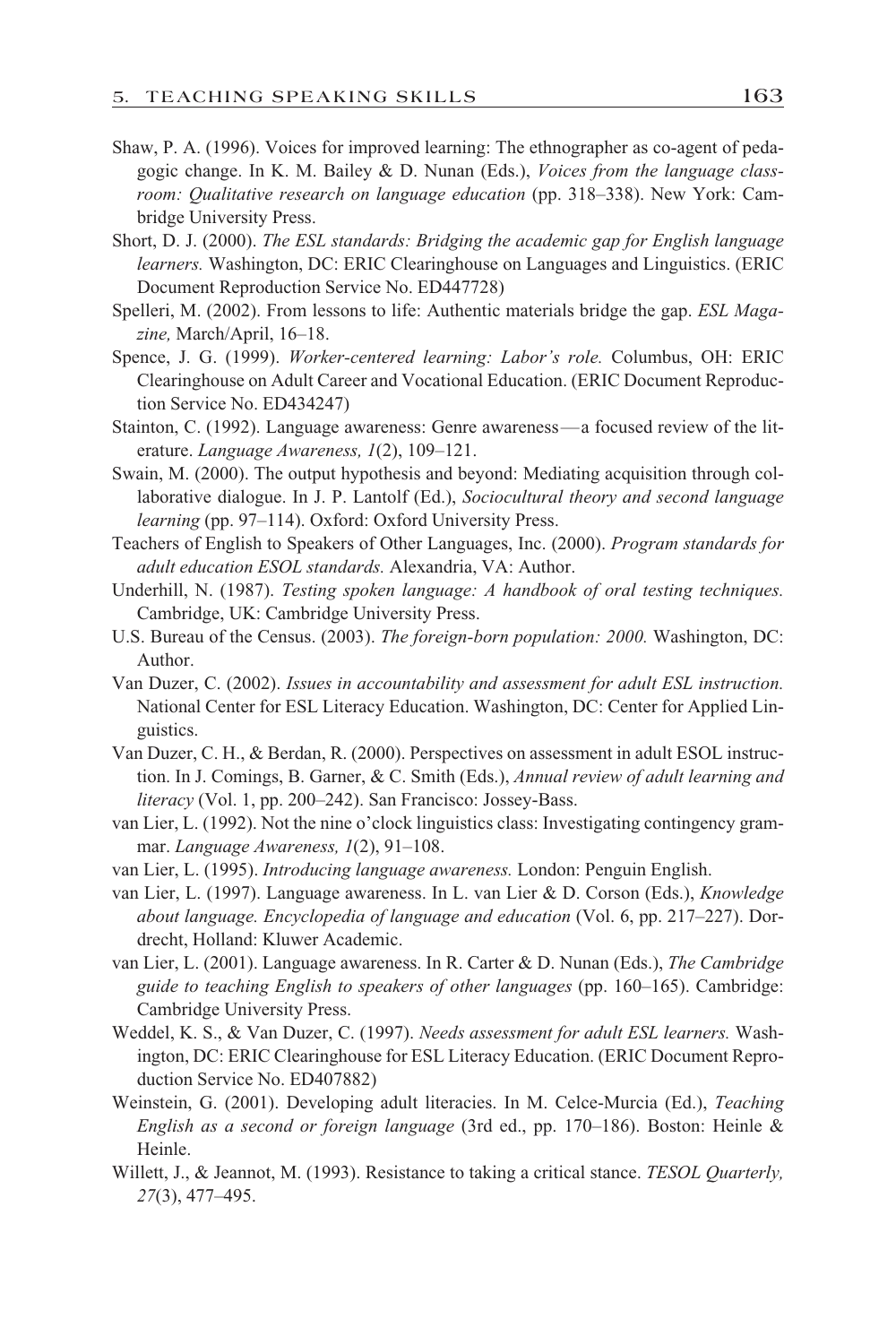Shaw, P. A. (1996). Voices for improved learning: The ethnographer as co-agent of pedagogic change. In K. M. Bailey & D. Nunan (Eds.), *Voices from the language classroom: Qualitative research on language education* (pp. 318–338). New York: Cambridge University Press.

Short, D. J. (2000). *The ESL standards: Bridging the academic gap for English language learners.* Washington, DC: ERIC Clearinghouse on Languages and Linguistics. (ERIC Document Reproduction Service No. ED447728)

Spelleri, M. (2002). From lessons to life: Authentic materials bridge the gap. *ESL Magazine,* March/April, 16–18.

Spence, J. G. (1999). *Worker-centered learning: Labor's role.* Columbus, OH: ERIC Clearinghouse on Adult Career and Vocational Education. (ERIC Document Reproduction Service No. ED434247)

Stainton, C. (1992). Language awareness: Genre awareness—a focused review of the literature. *Language Awareness, 1*(2), 109–121.

Swain, M. (2000). The output hypothesis and beyond: Mediating acquisition through collaborative dialogue. In J. P. Lantolf (Ed.), *Sociocultural theory and second language learning* (pp. 97–114). Oxford: Oxford University Press.

Teachers of English to Speakers of Other Languages, Inc. (2000). *Program standards for adult education ESOL standards.* Alexandria, VA: Author.

Underhill, N. (1987). *Testing spoken language: A handbook of oral testing techniques.* Cambridge, UK: Cambridge University Press.

U.S. Bureau of the Census. (2003). *The foreign-born population: 2000.* Washington, DC: Author.

Van Duzer, C. (2002). *Issues in accountability and assessment for adult ESL instruction.* National Center for ESL Literacy Education. Washington, DC: Center for Applied Linguistics.

Van Duzer, C. H., & Berdan, R. (2000). Perspectives on assessment in adult ESOL instruction. In J. Comings, B. Garner, & C. Smith (Eds.), *Annual review of adult learning and literacy* (Vol. 1, pp. 200–242). San Francisco: Jossey-Bass.

van Lier, L. (1992). Not the nine o'clock linguistics class: Investigating contingency grammar. *Language Awareness, 1*(2), 91–108.

van Lier, L. (1995). *Introducing language awareness.* London: Penguin English.

van Lier, L. (1997). Language awareness. In L. van Lier & D. Corson (Eds.), *Knowledge about language. Encyclopedia of language and education* (Vol. 6, pp. 217–227). Dordrecht, Holland: Kluwer Academic.

van Lier, L. (2001). Language awareness. In R. Carter & D. Nunan (Eds.), *The Cambridge guide to teaching English to speakers of other languages* (pp. 160–165). Cambridge: Cambridge University Press.

Weddel, K. S., & Van Duzer, C. (1997). *Needs assessment for adult ESL learners.* Washington, DC: ERIC Clearinghouse for ESL Literacy Education. (ERIC Document Reproduction Service No. ED407882)

Weinstein, G. (2001). Developing adult literacies. In M. Celce-Murcia (Ed.), *Teaching English as a second or foreign language* (3rd ed., pp. 170–186). Boston: Heinle & Heinle.

Willett, J., & Jeannot, M. (1993). Resistance to taking a critical stance. *TESOL Quarterly, 27*(3), 477–495.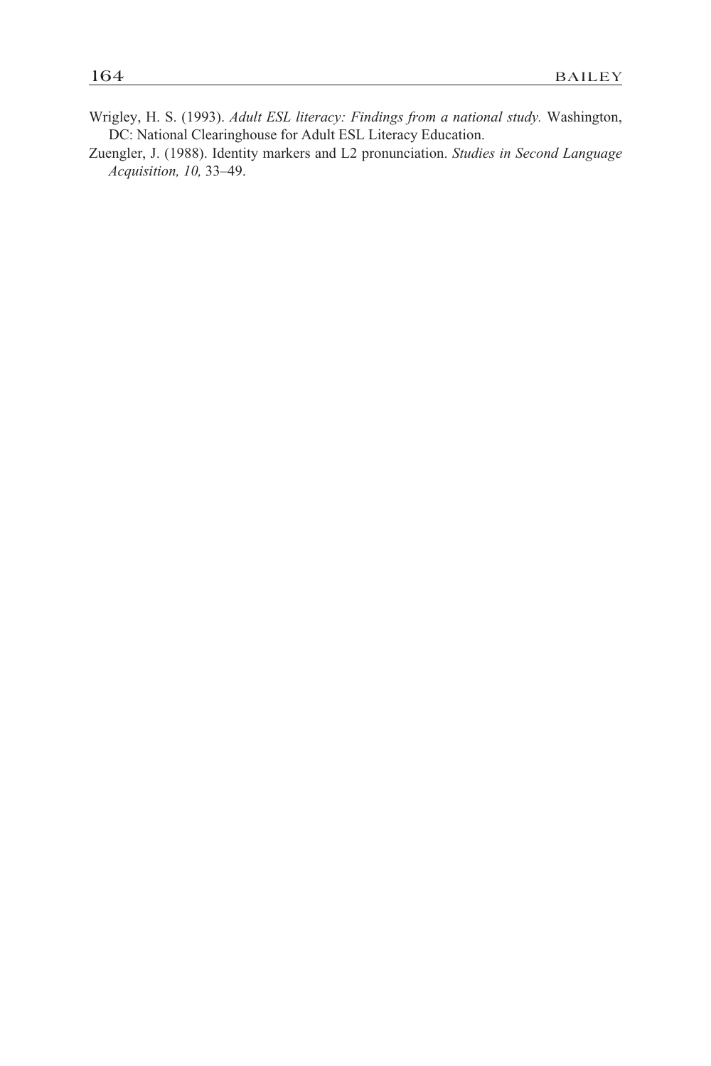Wrigley, H. S. (1993). *Adult ESL literacy: Findings from a national study.* Washington, DC: National Clearinghouse for Adult ESL Literacy Education.

Zuengler, J. (1988). Identity markers and L2 pronunciation. *Studies in Second Language Acquisition, 10,* 33–49.